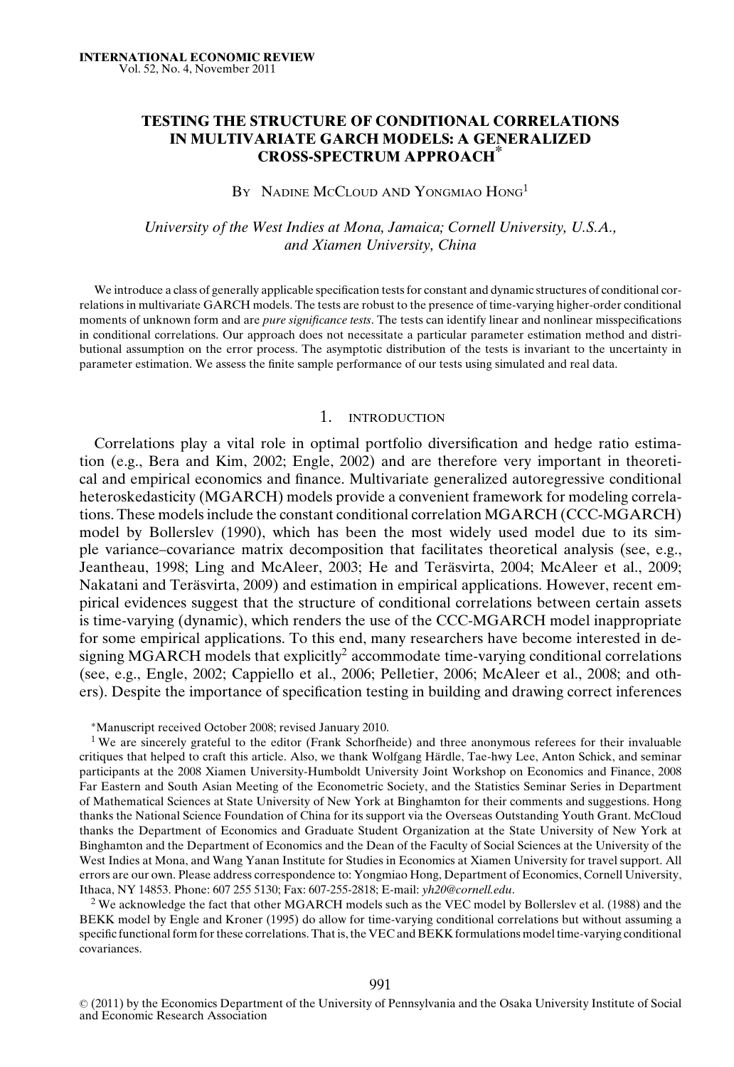# TESTING THE STRUCTURE OF CONDITIONAL CORRELATIONS IN MULTIVARIATE GARCH MODELS: A GENERALIZED CROSS-SPECTRUM APPROACH*

BY NADINE MCCLOUD AND YONGMIAO HONG[1]

*University of the West Indies at Mona, Jamaica; Cornell University, U.S.A., and Xiamen University, China*

We introduce a class of generally applicable specification tests for constant and dynamic structures of conditional correlations in multivariate GARCH models. The tests are robust to the presence of time-varying higher-order conditional moments of unknown form and are *pure significance tests*. The tests can identify linear and nonlinear misspecifications in conditional correlations. Our approach does not necessitate a particular parameter estimation method and distributional assumption on the error process. The asymptotic distribution of the tests is invariant to the uncertainty in parameter estimation. We assess the finite sample performance of our tests using simulated and real data.

## 1. INTRODUCTION

Correlations play a vital role in optimal portfolio diversification and hedge ratio estimation (e.g., Bera and Kim, 2002; Engle, 2002) and are therefore very important in theoretical and empirical economics and finance. Multivariate generalized autoregressive conditional heteroskedasticity (MGARCH) models provide a convenient framework for modeling correlations. These models include the constant conditional correlation MGARCH (CCC-MGARCH) model by Bollerslev (1990), which has been the most widely used model due to its simple variance–covariance matrix decomposition that facilitates theoretical analysis (see, e.g., Jeantheau, 1998; Ling and McAleer, 2003; He and Teräsvirta, 2004; McAleer et al., 2009; Nakatani and Teräsvirta, 2009) and estimation in empirical applications. However, recent empirical evidences suggest that the structure of conditional correlations between certain assets is time-varying (dynamic), which renders the use of the CCC-MGARCH model inappropriate for some empirical applications. To this end, many researchers have become interested in designing MGARCH models that explicitly[2] accommodate time-varying conditional correlations (see, e.g., Engle, 2002; Cappiello et al., 2006; Pelletier, 2006; McAleer et al., 2008; and others). Despite the importance of specification testing in building and drawing correct inferences

*Manuscript received October 2008; revised January 2010.

[1] We are sincerely grateful to the editor (Frank Schorfheide) and three anonymous referees for their invaluable critiques that helped to craft this article. Also, we thank Wolfgang Härdle, Tae-hwy Lee, Anton Schick, and seminar participants at the 2008 Xiamen University-Humboldt University Joint Workshop on Economics and Finance, 2008 Far Eastern and South Asian Meeting of the Econometric Society, and the Statistics Seminar Series in Department of Mathematical Sciences at State University of New York at Binghamton for their comments and suggestions. Hong thanks the National Science Foundation of China for its support via the Overseas Outstanding Youth Grant. McCloud thanks the Department of Economics and Graduate Student Organization at the State University of New York at Binghamton and the Department of Economics and the Dean of the Faculty of Social Sciences at the University of the West Indies at Mona, and Wang Yanan Institute for Studies in Economics at Xiamen University for travel support. All errors are our own. Please address correspondence to: Yongmiao Hong, Department of Economics, Cornell University, Ithaca, NY 14853. Phone: 607 255 5130; Fax: 607-255-2818; E-mail: *yh20@cornell.edu*.

[2] We acknowledge the fact that other MGARCH models such as the VEC model by Bollerslev et al. (1988) and the BEKK model by Engle and Kroner (1995) do allow for time-varying conditional correlations but without assuming a specific functional form for these correlations. That is, the VEC and BEKK formulations model time-varying conditional covariances.

© (2011) by the Economics Department of the University of Pennsylvania and the Osaka University Institute of Social and Economic Research Association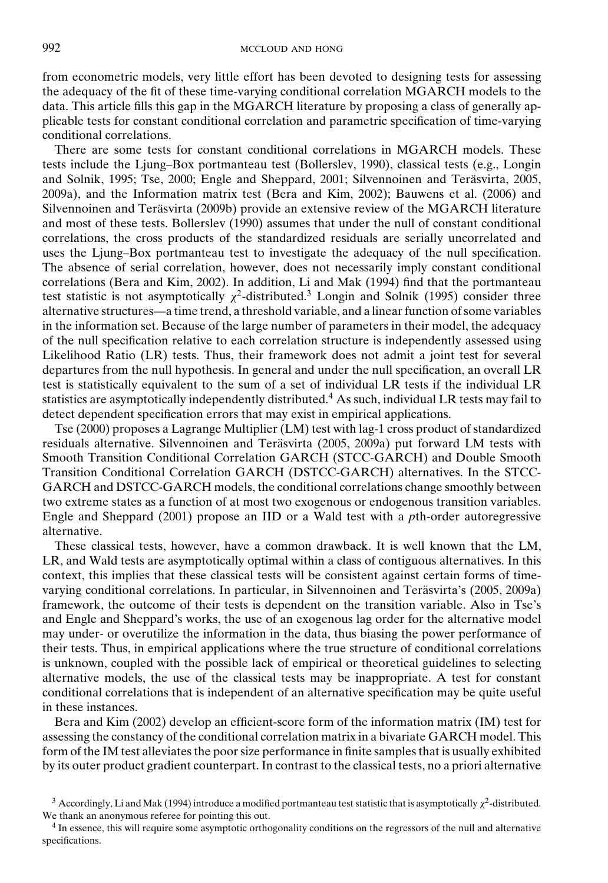from econometric models, very little effort has been devoted to designing tests for assessing the adequacy of the fit of these time-varying conditional correlation MGARCH models to the data. This article fills this gap in the MGARCH literature by proposing a class of generally applicable tests for constant conditional correlation and parametric specification of time-varying conditional correlations.

There are some tests for constant conditional correlations in MGARCH models. These tests include the Ljung–Box portmanteau test (Bollerslev, 1990), classical tests (e.g., Longin and Solnik, 1995; Tse, 2000; Engle and Sheppard, 2001; Silvennoinen and Teräsvirta, 2005, 2009a), and the Information matrix test (Bera and Kim, 2002); Bauwens et al. (2006) and Silvennoinen and Teräsvirta (2009b) provide an extensive review of the MGARCH literature and most of these tests. Bollerslev (1990) assumes that under the null of constant conditional correlations, the cross products of the standardized residuals are serially uncorrelated and uses the Ljung–Box portmanteau test to investigate the adequacy of the null specification. The absence of serial correlation, however, does not necessarily imply constant conditional correlations (Bera and Kim, 2002). In addition, Li and Mak (1994) find that the portmanteau test statistic is not asymptotically $\chi^2$-distributed.[3] Longin and Solnik (1995) consider three alternative structures—a time trend, a threshold variable, and a linear function of some variables in the information set. Because of the large number of parameters in their model, the adequacy of the null specification relative to each correlation structure is independently assessed using Likelihood Ratio (LR) tests. Thus, their framework does not admit a joint test for several departures from the null hypothesis. In general and under the null specification, an overall LR test is statistically equivalent to the sum of a set of individual LR tests if the individual LR statistics are asymptotically independently distributed.[4] As such, individual LR tests may fail to detect dependent specification errors that may exist in empirical applications.

Tse (2000) proposes a Lagrange Multiplier (LM) test with lag-1 cross product of standardized residuals alternative. Silvennoinen and Teräsvirta (2005, 2009a) put forward LM tests with Smooth Transition Conditional Correlation GARCH (STCC-GARCH) and Double Smooth Transition Conditional Correlation GARCH (DSTCC-GARCH) alternatives. In the STCC-GARCH and DSTCC-GARCH models, the conditional correlations change smoothly between two extreme states as a function of at most two exogenous or endogenous transition variables. Engle and Sheppard (2001) propose an IID or a Wald test with a $p$th-order autoregressive alternative.

These classical tests, however, have a common drawback. It is well known that the LM, LR, and Wald tests are asymptotically optimal within a class of contiguous alternatives. In this context, this implies that these classical tests will be consistent against certain forms of time-varying conditional correlations. In particular, in Silvennoinen and Teräsvirta's (2005, 2009a) framework, the outcome of their tests is dependent on the transition variable. Also in Tse's and Engle and Sheppard's works, the use of an exogenous lag order for the alternative model may under- or overutilize the information in the data, thus biasing the power performance of their tests. Thus, in empirical applications where the true structure of conditional correlations is unknown, coupled with the possible lack of empirical or theoretical guidelines to selecting alternative models, the use of the classical tests may be inappropriate. A test for constant conditional correlations that is independent of an alternative specification may be quite useful in these instances.

Bera and Kim (2002) develop an efficient-score form of the information matrix (IM) test for assessing the constancy of the conditional correlation matrix in a bivariate GARCH model. This form of the IM test alleviates the poor size performance in finite samples that is usually exhibited by its outer product gradient counterpart. In contrast to the classical tests, no a priori alternative

[3] Accordingly, Li and Mak (1994) introduce a modified portmanteau test statistic that is asymptotically $\chi^2$-distributed. We thank an anonymous referee for pointing this out.

[4] In essence, this will require some asymptotic orthogonality conditions on the regressors of the null and alternative specifications.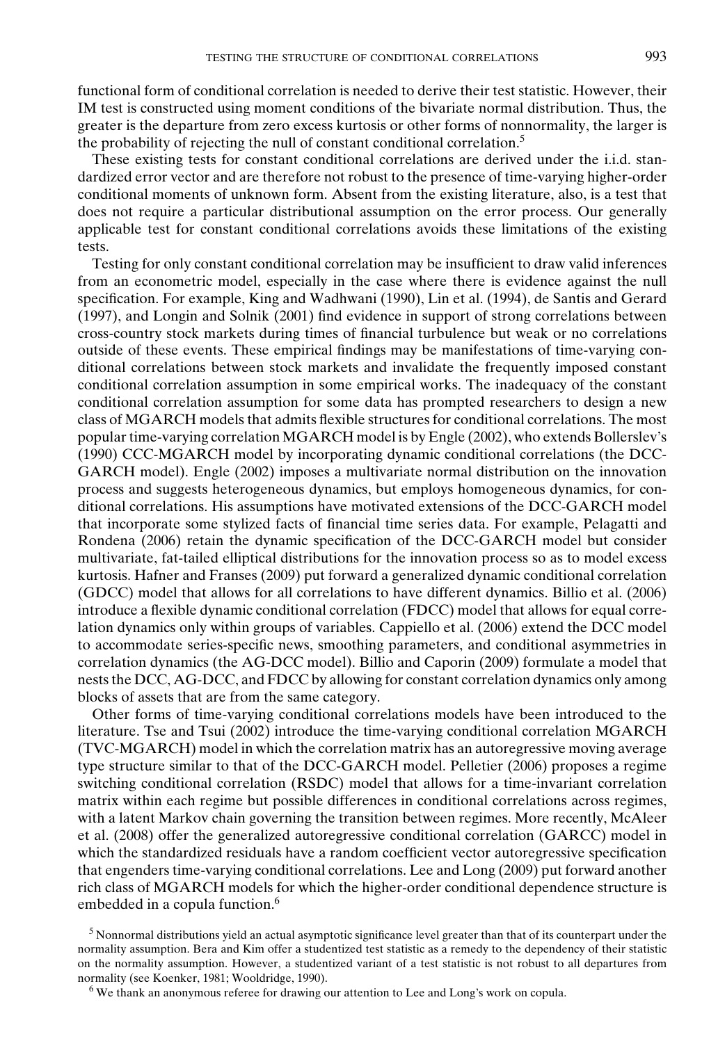functional form of conditional correlation is needed to derive their test statistic. However, their IM test is constructed using moment conditions of the bivariate normal distribution. Thus, the greater is the departure from zero excess kurtosis or other forms of nonnormality, the larger is the probability of rejecting the null of constant conditional correlation.[5]

These existing tests for constant conditional correlations are derived under the i.i.d. standardized error vector and are therefore not robust to the presence of time-varying higher-order conditional moments of unknown form. Absent from the existing literature, also, is a test that does not require a particular distributional assumption on the error process. Our generally applicable test for constant conditional correlations avoids these limitations of the existing tests.

Testing for only constant conditional correlation may be insufficient to draw valid inferences from an econometric model, especially in the case where there is evidence against the null specification. For example, King and Wadhwani (1990), Lin et al. (1994), de Santis and Gerard (1997), and Longin and Solnik (2001) find evidence in support of strong correlations between cross-country stock markets during times of financial turbulence but weak or no correlations outside of these events. These empirical findings may be manifestations of time-varying conditional correlations between stock markets and invalidate the frequently imposed constant conditional correlation assumption in some empirical works. The inadequacy of the constant conditional correlation assumption for some data has prompted researchers to design a new class of MGARCH models that admits flexible structures for conditional correlations. The most popular time-varying correlation MGARCH model is by Engle (2002), who extends Bollerslev's (1990) CCC-MGARCH model by incorporating dynamic conditional correlations (the DCC-GARCH model). Engle (2002) imposes a multivariate normal distribution on the innovation process and suggests heterogeneous dynamics, but employs homogeneous dynamics, for conditional correlations. His assumptions have motivated extensions of the DCC-GARCH model that incorporate some stylized facts of financial time series data. For example, Pelagatti and Rondena (2006) retain the dynamic specification of the DCC-GARCH model but consider multivariate, fat-tailed elliptical distributions for the innovation process so as to model excess kurtosis. Hafner and Franses (2009) put forward a generalized dynamic conditional correlation (GDCC) model that allows for all correlations to have different dynamics. Billio et al. (2006) introduce a flexible dynamic conditional correlation (FDCC) model that allows for equal correlation dynamics only within groups of variables. Cappiello et al. (2006) extend the DCC model to accommodate series-specific news, smoothing parameters, and conditional asymmetries in correlation dynamics (the AG-DCC model). Billio and Caporin (2009) formulate a model that nests the DCC, AG-DCC, and FDCC by allowing for constant correlation dynamics only among blocks of assets that are from the same category.

Other forms of time-varying conditional correlations models have been introduced to the literature. Tse and Tsui (2002) introduce the time-varying conditional correlation MGARCH (TVC-MGARCH) model in which the correlation matrix has an autoregressive moving average type structure similar to that of the DCC-GARCH model. Pelletier (2006) proposes a regime switching conditional correlation (RSDC) model that allows for a time-invariant correlation matrix within each regime but possible differences in conditional correlations across regimes, with a latent Markov chain governing the transition between regimes. More recently, McAleer et al. (2008) offer the generalized autoregressive conditional correlation (GARCC) model in which the standardized residuals have a random coefficient vector autoregressive specification that engenders time-varying conditional correlations. Lee and Long (2009) put forward another rich class of MGARCH models for which the higher-order conditional dependence structure is embedded in a copula function.[6]

[5] Nonnormal distributions yield an actual asymptotic significance level greater than that of its counterpart under the normality assumption. Bera and Kim offer a studentized test statistic as a remedy to the dependency of their statistic on the normality assumption. However, a studentized variant of a test statistic is not robust to all departures from normality (see Koenker, 1981; Wooldridge, 1990).

[6] We thank an anonymous referee for drawing our attention to Lee and Long's work on copula.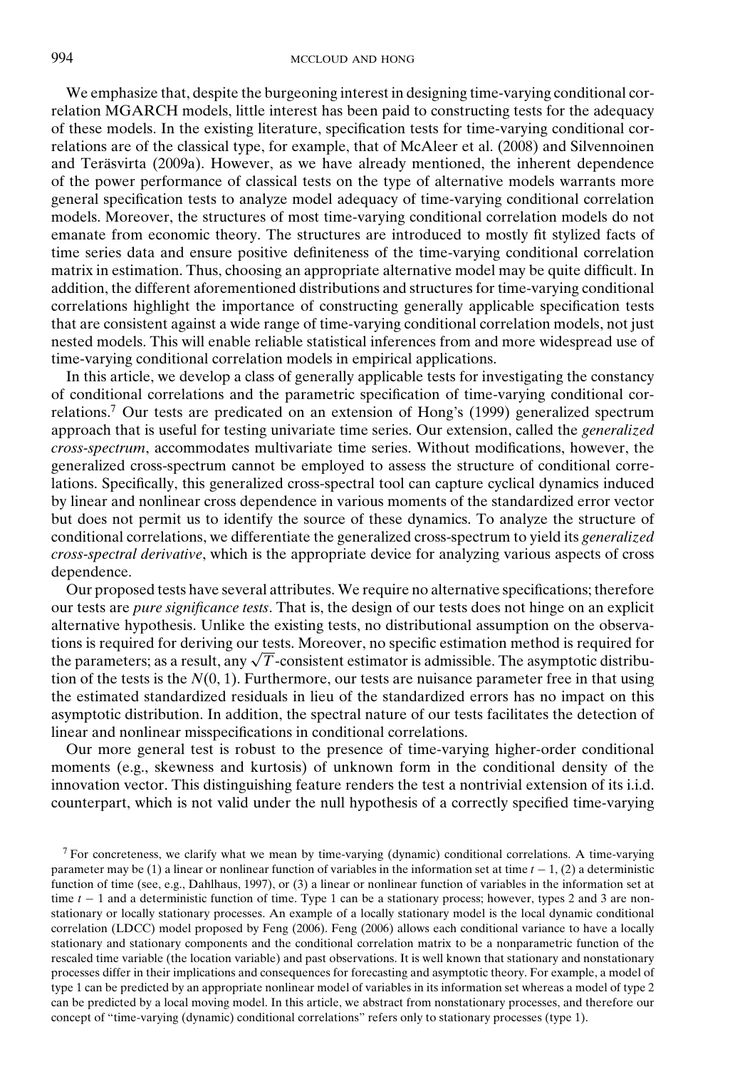We emphasize that, despite the burgeoning interest in designing time-varying conditional correlation MGARCH models, little interest has been paid to constructing tests for the adequacy of these models. In the existing literature, specification tests for time-varying conditional correlations are of the classical type, for example, that of McAleer et al. (2008) and Silvennoinen and Teräsvirta (2009a). However, as we have already mentioned, the inherent dependence of the power performance of classical tests on the type of alternative models warrants more general specification tests to analyze model adequacy of time-varying conditional correlation models. Moreover, the structures of most time-varying conditional correlation models do not emanate from economic theory. The structures are introduced to mostly fit stylized facts of time series data and ensure positive definiteness of the time-varying conditional correlation matrix in estimation. Thus, choosing an appropriate alternative model may be quite difficult. In addition, the different aforementioned distributions and structures for time-varying conditional correlations highlight the importance of constructing generally applicable specification tests that are consistent against a wide range of time-varying conditional correlation models, not just nested models. This will enable reliable statistical inferences from and more widespread use of time-varying conditional correlation models in empirical applications.

In this article, we develop a class of generally applicable tests for investigating the constancy of conditional correlations and the parametric specification of time-varying conditional correlations.[7] Our tests are predicated on an extension of Hong's (1999) generalized spectrum approach that is useful for testing univariate time series. Our extension, called the *generalized cross-spectrum*, accommodates multivariate time series. Without modifications, however, the generalized cross-spectrum cannot be employed to assess the structure of conditional correlations. Specifically, this generalized cross-spectral tool can capture cyclical dynamics induced by linear and nonlinear cross dependence in various moments of the standardized error vector but does not permit us to identify the source of these dynamics. To analyze the structure of conditional correlations, we differentiate the generalized cross-spectrum to yield its *generalized cross-spectral derivative*, which is the appropriate device for analyzing various aspects of cross dependence.

Our proposed tests have several attributes. We require no alternative specifications; therefore our tests are *pure significance tests*. That is, the design of our tests does not hinge on an explicit alternative hypothesis. Unlike the existing tests, no distributional assumption on the observations is required for deriving our tests. Moreover, no specific estimation method is required for the parameters; as a result, any $\sqrt{T}$-consistent estimator is admissible. The asymptotic distribution of the tests is the $N(0, 1)$. Furthermore, our tests are nuisance parameter free in that using the estimated standardized residuals in lieu of the standardized errors has no impact on this asymptotic distribution. In addition, the spectral nature of our tests facilitates the detection of linear and nonlinear misspecifications in conditional correlations.

Our more general test is robust to the presence of time-varying higher-order conditional moments (e.g., skewness and kurtosis) of unknown form in the conditional density of the innovation vector. This distinguishing feature renders the test a nontrivial extension of its i.i.d. counterpart, which is not valid under the null hypothesis of a correctly specified time-varying

[7] For concreteness, we clarify what we mean by time-varying (dynamic) conditional correlations. A time-varying parameter may be (1) a linear or nonlinear function of variables in the information set at time $t-1$, (2) a deterministic function of time (see, e.g., Dahlhaus, 1997), or (3) a linear or nonlinear function of variables in the information set at time $t-1$ and a deterministic function of time. Type 1 can be a stationary process; however, types 2 and 3 are nonstationary or locally stationary processes. An example of a locally stationary model is the local dynamic conditional correlation (LDCC) model proposed by Feng (2006). Feng (2006) allows each conditional variance to have a locally stationary and stationary components and the conditional correlation matrix to be a nonparametric function of the rescaled time variable (the location variable) and past observations. It is well known that stationary and nonstationary processes differ in their implications and consequences for forecasting and asymptotic theory. For example, a model of type 1 can be predicted by an appropriate nonlinear model of variables in its information set whereas a model of type 2 can be predicted by a local moving model. In this article, we abstract from nonstationary processes, and therefore our concept of "time-varying (dynamic) conditional correlations" refers only to stationary processes (type 1).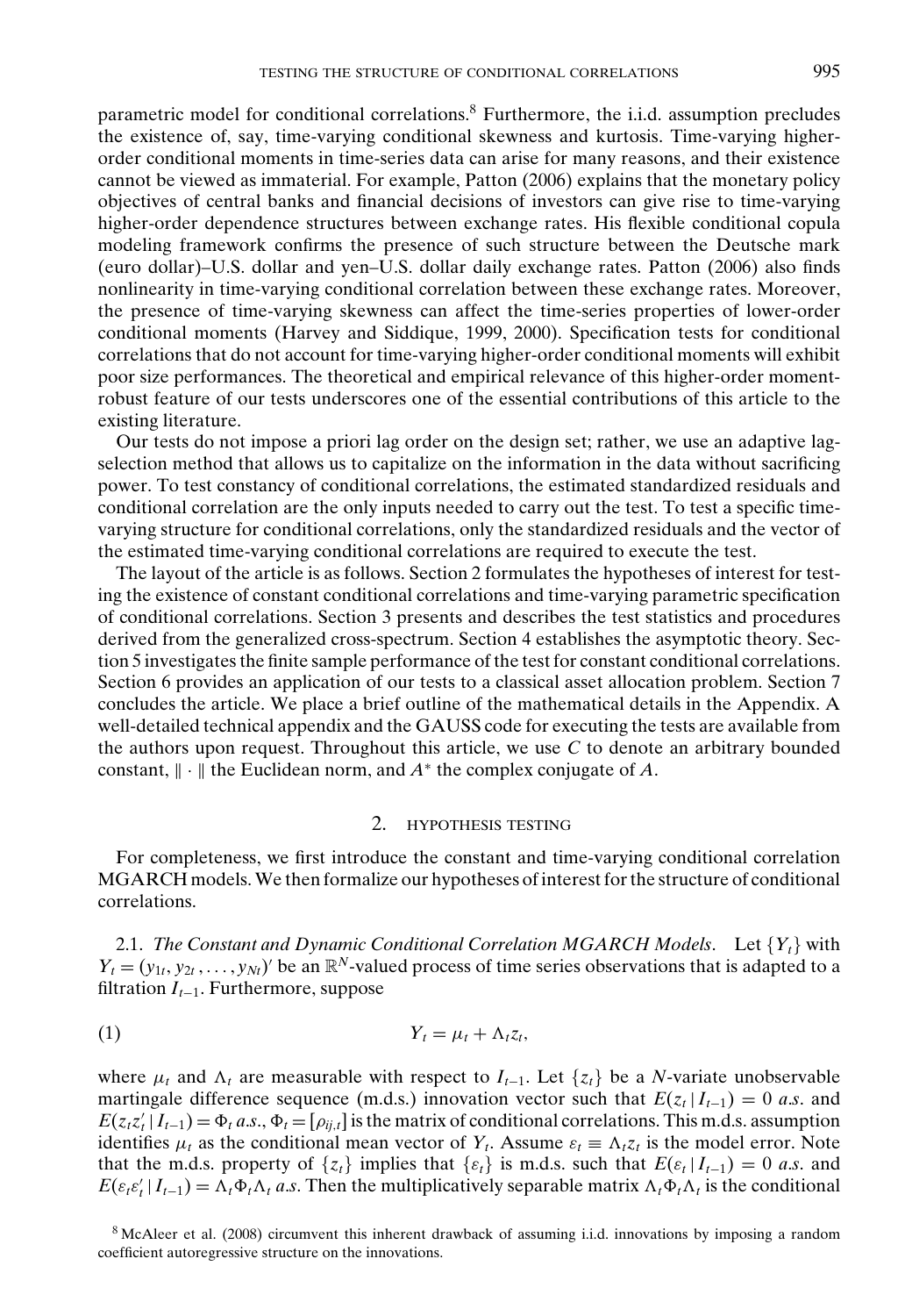parametric model for conditional correlations.[8] Furthermore, the i.i.d. assumption precludes the existence of, say, time-varying conditional skewness and kurtosis. Time-varying higher-order conditional moments in time-series data can arise for many reasons, and their existence cannot be viewed as immaterial. For example, Patton (2006) explains that the monetary policy objectives of central banks and financial decisions of investors can give rise to time-varying higher-order dependence structures between exchange rates. His flexible conditional copula modeling framework confirms the presence of such structure between the Deutsche mark (euro dollar)–U.S. dollar and yen–U.S. dollar daily exchange rates. Patton (2006) also finds nonlinearity in time-varying conditional correlation between these exchange rates. Moreover, the presence of time-varying skewness can affect the time-series properties of lower-order conditional moments (Harvey and Siddique, 1999, 2000). Specification tests for conditional correlations that do not account for time-varying higher-order conditional moments will exhibit poor size performances. The theoretical and empirical relevance of this higher-order moment-robust feature of our tests underscores one of the essential contributions of this article to the existing literature.

Our tests do not impose a priori lag order on the design set; rather, we use an adaptive lag-selection method that allows us to capitalize on the information in the data without sacrificing power. To test constancy of conditional correlations, the estimated standardized residuals and conditional correlation are the only inputs needed to carry out the test. To test a specific time-varying structure for conditional correlations, only the standardized residuals and the vector of the estimated time-varying conditional correlations are required to execute the test.

The layout of the article is as follows. Section 2 formulates the hypotheses of interest for testing the existence of constant conditional correlations and time-varying parametric specification of conditional correlations. Section 3 presents and describes the test statistics and procedures derived from the generalized cross-spectrum. Section 4 establishes the asymptotic theory. Section 5 investigates the finite sample performance of the test for constant conditional correlations. Section 6 provides an application of our tests to a classical asset allocation problem. Section 7 concludes the article. We place a brief outline of the mathematical details in the Appendix. A well-detailed technical appendix and the GAUSS code for executing the tests are available from the authors upon request. Throughout this article, we use $C$ to denote an arbitrary bounded constant, $\|\cdot\|$ the Euclidean norm, and $A^*$ the complex conjugate of $A$.

## 2. HYPOTHESIS TESTING

For completeness, we first introduce the constant and time-varying conditional correlation MGARCH models. We then formalize our hypotheses of interest for the structure of conditional correlations.

2.1. *The Constant and Dynamic Conditional Correlation MGARCH Models*. Let $\{Y_t\}$ with $Y_t = (y_{1t}, y_{2t}, \ldots, y_{Nt})'$ be an $\mathbb{R}^N$-valued process of time series observations that is adapted to a filtration $I_{t-1}$. Furthermore, suppose

$$Y_t = \mu_t + \Lambda_t z_t, \tag{1}$$

where $\mu_t$ and $\Lambda_t$ are measurable with respect to $I_{t-1}$. Let $\{z_t\}$ be a $N$-variate unobservable martingale difference sequence (m.d.s.) innovation vector such that $E(z_t \,|\, I_{t-1}) = 0$ *a.s.* and $E(z_t z_t' \,|\, I_{t-1}) = \Phi_t$ *a.s.*, $\Phi_t = [\rho_{ij,t}]$ is the matrix of conditional correlations. This m.d.s. assumption identifies $\mu_t$ as the conditional mean vector of $Y_t$. Assume $\varepsilon_t \equiv \Lambda_t z_t$ is the model error. Note that the m.d.s. property of $\{z_t\}$ implies that $\{\varepsilon_t\}$ is m.d.s. such that $E(\varepsilon_t \,|\, I_{t-1}) = 0$ *a.s.* and $E(\varepsilon_t \varepsilon_t' \,|\, I_{t-1}) = \Lambda_t \Phi_t \Lambda_t$ *a.s.* Then the multiplicatively separable matrix $\Lambda_t \Phi_t \Lambda_t$ is the conditional

[8] McAleer et al. (2008) circumvent this inherent drawback of assuming i.i.d. innovations by imposing a random coefficient autoregressive structure on the innovations.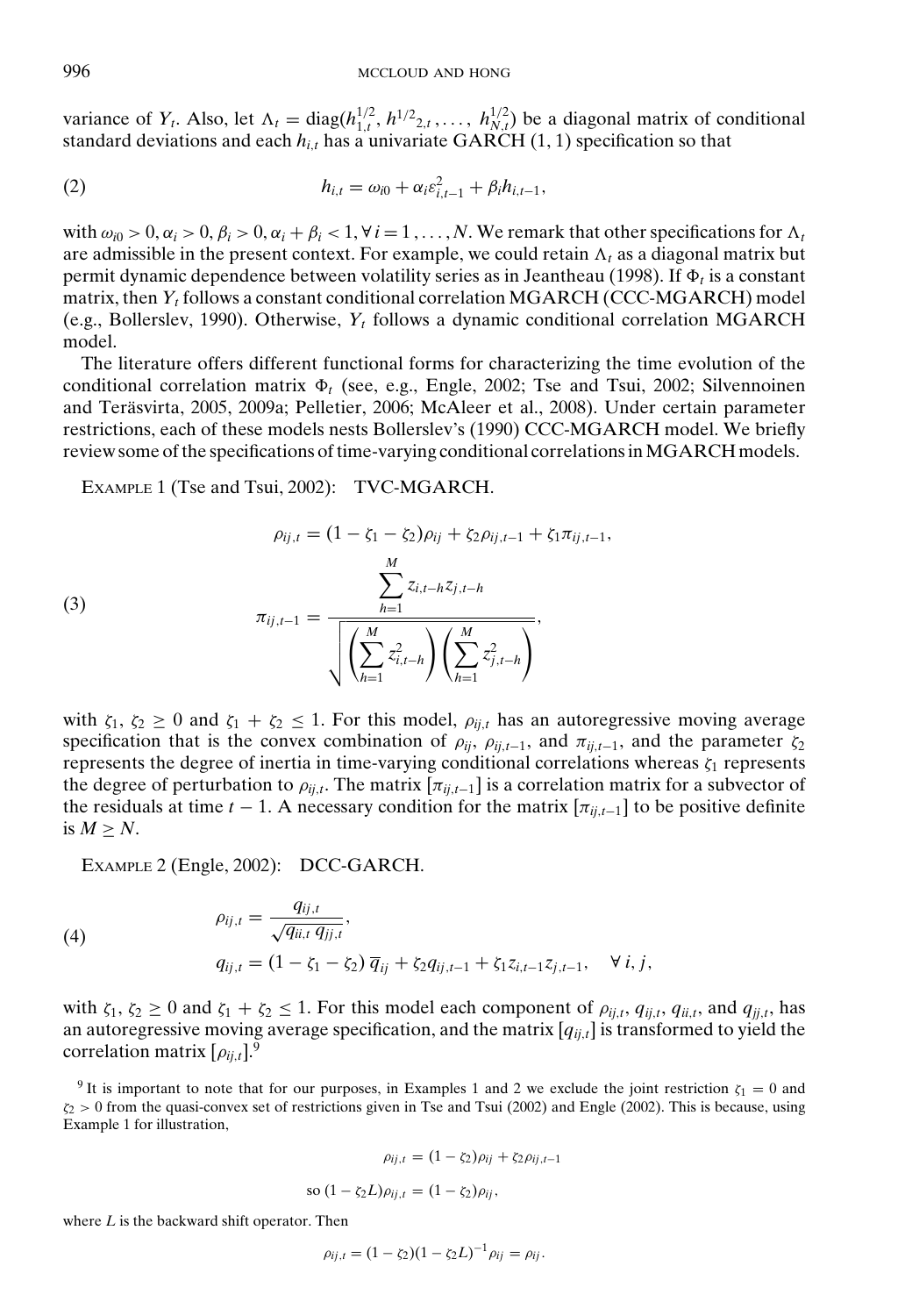variance of $Y_t$. Also, let $\Lambda_t = \text{diag}(h_{1,t}^{1/2}, h^{1/2}{}_{2,t}, \ldots, h_{N,t}^{1/2})$ be a diagonal matrix of conditional standard deviations and each $h_{i,t}$ has a univariate GARCH (1, 1) specification so that

$$h_{i,t} = \omega_{i0} + \alpha_i \varepsilon_{i,t-1}^2 + \beta_i h_{i,t-1}, \tag{2}$$

with $\omega_{i0} > 0, \alpha_i > 0, \beta_i > 0, \alpha_i + \beta_i < 1, \forall\, i = 1, \ldots, N$. We remark that other specifications for $\Lambda_t$ are admissible in the present context. For example, we could retain $\Lambda_t$ as a diagonal matrix but permit dynamic dependence between volatility series as in Jeantheau (1998). If $\Phi_t$ is a constant matrix, then $Y_t$ follows a constant conditional correlation MGARCH (CCC-MGARCH) model (e.g., Bollerslev, 1990). Otherwise, $Y_t$ follows a dynamic conditional correlation MGARCH model.

The literature offers different functional forms for characterizing the time evolution of the conditional correlation matrix $\Phi_t$ (see, e.g., Engle, 2002; Tse and Tsui, 2002; Silvennoinen and Teräsvirta, 2005, 2009a; Pelletier, 2006; McAleer et al., 2008). Under certain parameter restrictions, each of these models nests Bollerslev's (1990) CCC-MGARCH model. We briefly review some of the specifications of time-varying conditional correlations in MGARCH models.

EXAMPLE 1 (Tse and Tsui, 2002): TVC-MGARCH.

$$\begin{aligned}
\rho_{ij,t} &= (1 - \zeta_1 - \zeta_2)\rho_{ij} + \zeta_2 \rho_{ij,t-1} + \zeta_1 \pi_{ij,t-1}, \\
\pi_{ij,t-1} &= \frac{\sum_{h=1}^{M} z_{i,t-h} z_{j,t-h}}{\sqrt{\left(\sum_{h=1}^{M} z_{i,t-h}^2\right)\left(\sum_{h=1}^{M} z_{j,t-h}^2\right)}},
\end{aligned} \tag{3}$$

with $\zeta_1, \zeta_2 \geq 0$ and $\zeta_1 + \zeta_2 \leq 1$. For this model, $\rho_{ij,t}$ has an autoregressive moving average specification that is the convex combination of $\rho_{ij}$, $\rho_{ij,t-1}$, and $\pi_{ij,t-1}$, and the parameter $\zeta_2$ represents the degree of inertia in time-varying conditional correlations whereas $\zeta_1$ represents the degree of perturbation to $\rho_{ij,t}$. The matrix $[\pi_{ij,t-1}]$ is a correlation matrix for a subvector of the residuals at time $t - 1$. A necessary condition for the matrix $[\pi_{ij,t-1}]$ to be positive definite is $M \geq N$.

EXAMPLE 2 (Engle, 2002): DCC-GARCH.

$$\begin{aligned}
\rho_{ij,t} &= \frac{q_{ij,t}}{\sqrt{q_{ii,t}\, q_{jj,t}}}, \\
q_{ij,t} &= (1 - \zeta_1 - \zeta_2)\, \overline{q}_{ij} + \zeta_2 q_{ij,t-1} + \zeta_1 z_{i,t-1} z_{j,t-1}, \quad \forall\, i, j,
\end{aligned} \tag{4}$$

with $\zeta_1, \zeta_2 \geq 0$ and $\zeta_1 + \zeta_2 \leq 1$. For this model each component of $\rho_{ij,t}$, $q_{ij,t}$, $q_{ii,t}$, and $q_{jj,t}$, has an autoregressive moving average specification, and the matrix $[q_{ij,t}]$ is transformed to yield the correlation matrix $[\rho_{ij,t}]$.[9]

[9] It is important to note that for our purposes, in Examples 1 and 2 we exclude the joint restriction $\zeta_1 = 0$ and $\zeta_2 > 0$ from the quasi-convex set of restrictions given in Tse and Tsui (2002) and Engle (2002). This is because, using Example 1 for illustration,

$$\rho_{ij,t} = (1 - \zeta_2)\rho_{ij} + \zeta_2 \rho_{ij,t-1}$$

$$\text{so } (1 - \zeta_2 L)\rho_{ij,t} = (1 - \zeta_2)\rho_{ij},$$

where $L$ is the backward shift operator. Then

$$\rho_{ij,t} = (1 - \zeta_2)(1 - \zeta_2 L)^{-1} \rho_{ij} = \rho_{ij}.$$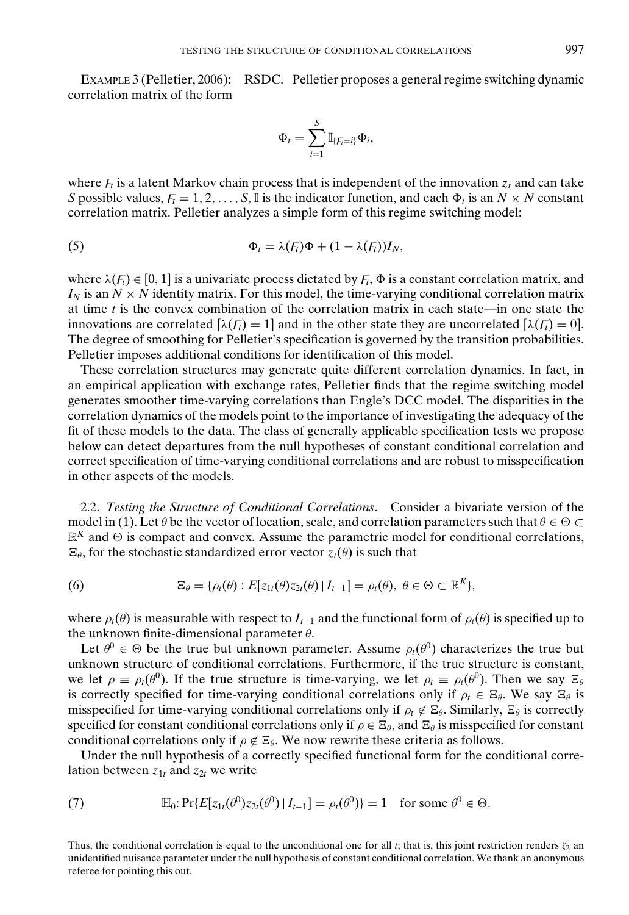EXAMPLE 3 (Pelletier, 2006): RSDC. Pelletier proposes a general regime switching dynamic correlation matrix of the form

$$\Phi_t = \sum_{i=1}^{S} \mathbb{I}_{\{F_t = i\}} \Phi_i,$$

where $F_t$ is a latent Markov chain process that is independent of the innovation $z_t$ and can take $S$ possible values, $F_t = 1, 2, \ldots, S$, $\mathbb{I}$ is the indicator function, and each $\Phi_i$ is an $N \times N$ constant correlation matrix. Pelletier analyzes a simple form of this regime switching model:

$$\Phi_t = \lambda(F_t)\Phi + (1 - \lambda(F_t))I_N, \tag{5}$$

where $\lambda(F_t) \in [0, 1]$ is a univariate process dictated by $F_t$, $\Phi$ is a constant correlation matrix, and $I_N$ is an $N \times N$ identity matrix. For this model, the time-varying conditional correlation matrix at time $t$ is the convex combination of the correlation matrix in each state—in one state the innovations are correlated [$\lambda(F_t) = 1$] and in the other state they are uncorrelated [$\lambda(F_t) = 0$]. The degree of smoothing for Pelletier's specification is governed by the transition probabilities. Pelletier imposes additional conditions for identification of this model.

These correlation structures may generate quite different correlation dynamics. In fact, in an empirical application with exchange rates, Pelletier finds that the regime switching model generates smoother time-varying correlations than Engle's DCC model. The disparities in the correlation dynamics of the models point to the importance of investigating the adequacy of the fit of these models to the data. The class of generally applicable specification tests we propose below can detect departures from the null hypotheses of constant conditional correlation and correct specification of time-varying conditional correlations and are robust to misspecification in other aspects of the models.

2.2. *Testing the Structure of Conditional Correlations*. Consider a bivariate version of the model in (1). Let $\theta$ be the vector of location, scale, and correlation parameters such that $\theta \in \Theta \subset \mathbb{R}^K$ and $\Theta$ is compact and convex. Assume the parametric model for conditional correlations, $\Xi_\theta$, for the stochastic standardized error vector $z_t(\theta)$ is such that

$$\Xi_\theta = \{\rho_t(\theta) : E[z_{1t}(\theta)z_{2t}(\theta) \mid I_{t-1}] = \rho_t(\theta),\ \theta \in \Theta \subset \mathbb{R}^K\}, \tag{6}$$

where $\rho_t(\theta)$ is measurable with respect to $I_{t-1}$ and the functional form of $\rho_t(\theta)$ is specified up to the unknown finite-dimensional parameter $\theta$.

Let $\theta^0 \in \Theta$ be the true but unknown parameter. Assume $\rho_t(\theta^0)$ characterizes the true but unknown structure of conditional correlations. Furthermore, if the true structure is constant, we let $\rho \equiv \rho_t(\theta^0)$. If the true structure is time-varying, we let $\rho_t \equiv \rho_t(\theta^0)$. Then we say $\Xi_\theta$ is correctly specified for time-varying conditional correlations only if $\rho_t \in \Xi_\theta$. We say $\Xi_\theta$ is misspecified for time-varying conditional correlations only if $\rho_t \notin \Xi_\theta$. Similarly, $\Xi_\theta$ is correctly specified for constant conditional correlations only if $\rho \in \Xi_\theta$, and $\Xi_\theta$ is misspecified for constant conditional correlations only if $\rho \notin \Xi_\theta$. We now rewrite these criteria as follows.

Under the null hypothesis of a correctly specified functional form for the conditional correlation between $z_{1t}$ and $z_{2t}$ we write

$$\mathbb{H}_0\colon \Pr\{E[z_{1t}(\theta^0)z_{2t}(\theta^0) \mid I_{t-1}] = \rho_t(\theta^0)\} = 1 \quad \text{for some } \theta^0 \in \Theta. \tag{7}$$

Thus, the conditional correlation is equal to the unconditional one for all $t$; that is, this joint restriction renders $\zeta_2$ an unidentified nuisance parameter under the null hypothesis of constant conditional correlation. We thank an anonymous referee for pointing this out.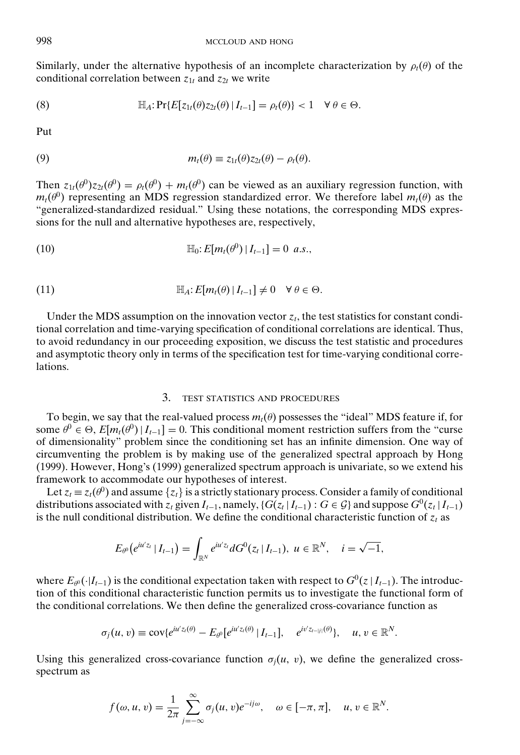Similarly, under the alternative hypothesis of an incomplete characterization by $\rho_t(\theta)$ of the conditional correlation between $z_{1t}$ and $z_{2t}$ we write

$$\text{(8)} \qquad \mathbb{H}_A\colon \Pr\{E[z_{1t}(\theta)z_{2t}(\theta) \mid I_{t-1}] = \rho_t(\theta)\} < 1 \quad \forall\, \theta \in \Theta.$$

Put

$$\text{(9)} \qquad m_t(\theta) \equiv z_{1t}(\theta)z_{2t}(\theta) - \rho_t(\theta).$$

Then $z_{1t}(\theta^0)z_{2t}(\theta^0) = \rho_t(\theta^0) + m_t(\theta^0)$ can be viewed as an auxiliary regression function, with $m_t(\theta^0)$ representing an MDS regression standardized error. We therefore label $m_t(\theta)$ as the "generalized-standardized residual." Using these notations, the corresponding MDS expressions for the null and alternative hypotheses are, respectively,

$$\text{(10)} \qquad \mathbb{H}_0\colon E[m_t(\theta^0) \mid I_{t-1}] = 0 \;\; a.s.,$$

$$\text{(11)} \qquad \mathbb{H}_A\colon E[m_t(\theta) \mid I_{t-1}] \neq 0 \quad \forall\, \theta \in \Theta.$$

Under the MDS assumption on the innovation vector $z_t$, the test statistics for constant conditional correlation and time-varying specification of conditional correlations are identical. Thus, to avoid redundancy in our proceeding exposition, we discuss the test statistic and procedures and asymptotic theory only in terms of the specification test for time-varying conditional correlations.

## 3. TEST STATISTICS AND PROCEDURES

To begin, we say that the real-valued process $m_t(\theta)$ possesses the "ideal" MDS feature if, for some $\theta^0 \in \Theta$, $E[m_t(\theta^0) \mid I_{t-1}] = 0$. This conditional moment restriction suffers from the "curse of dimensionality" problem since the conditioning set has an infinite dimension. One way of circumventing the problem is by making use of the generalized spectral approach by Hong (1999). However, Hong's (1999) generalized spectrum approach is univariate, so we extend his framework to accommodate our hypotheses of interest.

Let $z_t \equiv z_t(\theta^0)$ and assume $\{z_t\}$ is a strictly stationary process. Consider a family of conditional distributions associated with $z_t$ given $I_{t-1}$, namely, $\{G(z_t \mid I_{t-1}) : G \in \mathcal{G}\}$ and suppose $G^0(z_t \mid I_{t-1})$ is the null conditional distribution. We define the conditional characteristic function of $z_t$ as

$$E_{\theta^0}\big(e^{iu'z_t} \mid I_{t-1}\big) = \int_{\mathbb{R}^N} e^{iu'z_t} dG^0(z_t \mid I_{t-1}),\; u \in \mathbb{R}^N, \quad i = \sqrt{-1},$$

where $E_{\theta^0}(\cdot|I_{t-1})$ is the conditional expectation taken with respect to $G^0(z \mid I_{t-1})$. The introduction of this conditional characteristic function permits us to investigate the functional form of the conditional correlations. We then define the generalized cross-covariance function as

$$\sigma_j(u, v) \equiv \operatorname{cov}\{e^{iu'z_t(\theta)} - E_{\theta^0}[e^{iu'z_t(\theta)} \mid I_{t-1}], \quad e^{iv'z_{t-|j|}(\theta)}\}, \quad u, v \in \mathbb{R}^N.$$

Using this generalized cross-covariance function $\sigma_j(u, v)$, we define the generalized cross-spectrum as

$$f(\omega, u, v) = \frac{1}{2\pi} \sum_{j=-\infty}^{\infty} \sigma_j(u, v)e^{-ij\omega}, \quad \omega \in [-\pi, \pi], \quad u, v \in \mathbb{R}^N.$$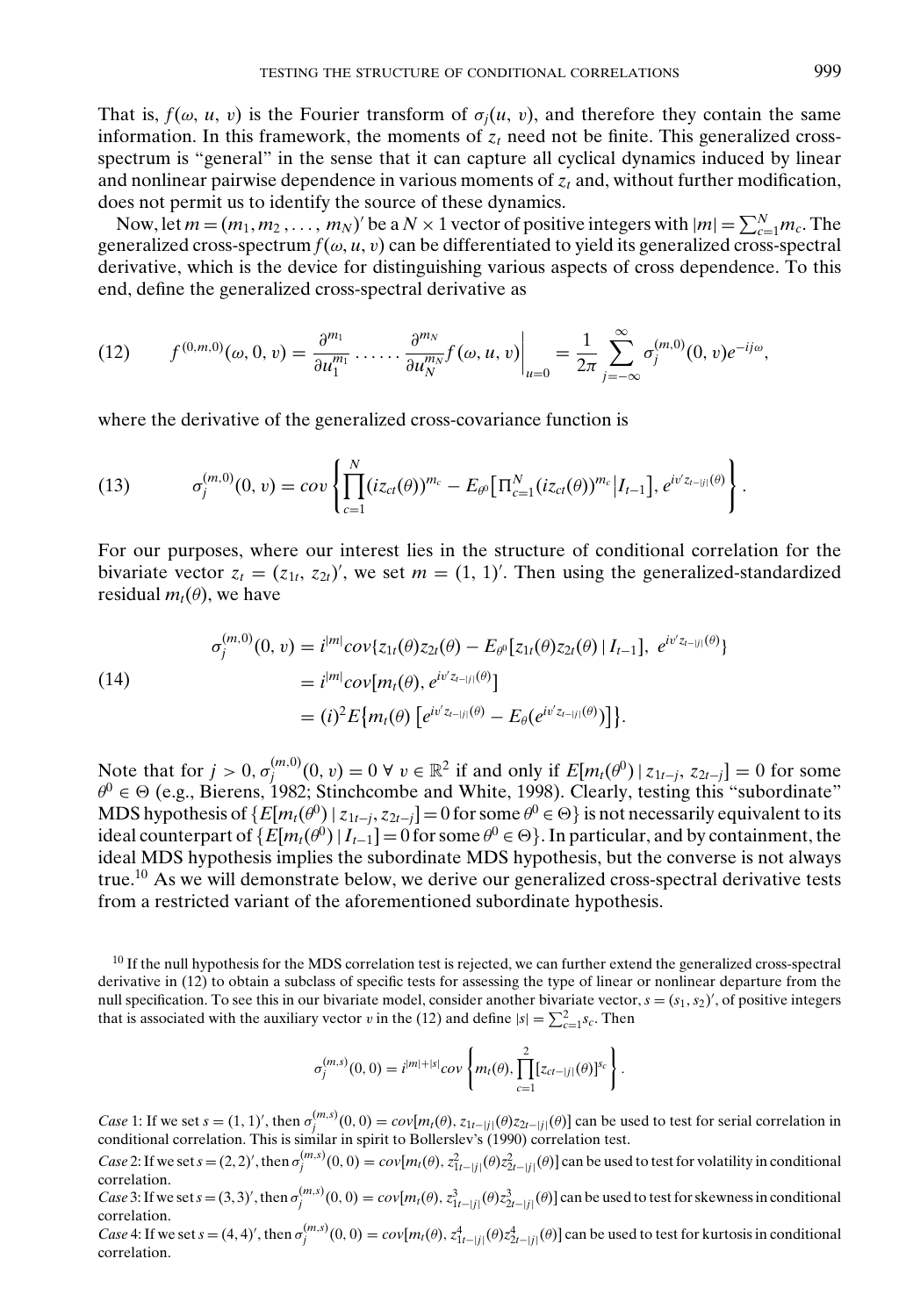That is, $f(\omega, u, v)$ is the Fourier transform of $\sigma_j(u, v)$, and therefore they contain the same information. In this framework, the moments of $z_t$ need not be finite. This generalized cross-spectrum is "general" in the sense that it can capture all cyclical dynamics induced by linear and nonlinear pairwise dependence in various moments of $z_t$ and, without further modification, does not permit us to identify the source of these dynamics.

Now, let $m = (m_1, m_2, \ldots, m_N)'$ be a $N \times 1$ vector of positive integers with $|m| = \sum_{c=1}^{N} m_c$. The generalized cross-spectrum $f(\omega, u, v)$ can be differentiated to yield its generalized cross-spectral derivative, which is the device for distinguishing various aspects of cross dependence. To this end, define the generalized cross-spectral derivative as

$$
(12) \qquad f^{(0,m,0)}(\omega, 0, v) = \frac{\partial^{m_1}}{\partial u_1^{m_1}} \cdots\cdots \frac{\partial^{m_N}}{\partial u_N^{m_N}} f(\omega, u, v)\bigg|_{u=0} = \frac{1}{2\pi} \sum_{j=-\infty}^{\infty} \sigma_j^{(m,0)}(0, v) e^{-ij\omega},
$$

where the derivative of the generalized cross-covariance function is

$$
(13) \qquad \sigma_j^{(m,0)}(0, v) = cov\left\{ \prod_{c=1}^{N} (iz_{ct}(\theta))^{m_c} - E_{\theta^0}\left[\Pi_{c=1}^{N} (iz_{ct}(\theta))^{m_c} \middle| I_{t-1}\right], e^{iv' z_{t-|j|}(\theta)} \right\}.
$$

For our purposes, where our interest lies in the structure of conditional correlation for the bivariate vector $z_t = (z_{1t}, z_{2t})'$, we set $m = (1, 1)'$. Then using the generalized-standardized residual $m_t(\theta)$, we have

$$
(14) \qquad
\begin{aligned}
\sigma_j^{(m,0)}(0, v) &= i^{|m|} cov\{z_{1t}(\theta) z_{2t}(\theta) - E_{\theta^0}[z_{1t}(\theta) z_{2t}(\theta) \mid I_{t-1}],\ e^{iv' z_{t-|j|}(\theta)}\} \\
&= i^{|m|} cov[m_t(\theta), e^{iv' z_{t-|j|}(\theta)}] \\
&= (i)^2 E\big\{m_t(\theta)\left[e^{iv' z_{t-|j|}(\theta)} - E_\theta(e^{iv' z_{t-|j|}(\theta)})\right]\big\}.
\end{aligned}
$$

Note that for $j > 0$, $\sigma_j^{(m,0)}(0, v) = 0\ \forall\ v \in \mathbb{R}^2$ if and only if $E[m_t(\theta^0) \mid z_{1t-j}, z_{2t-j}] = 0$ for some $\theta^0 \in \Theta$ (e.g., Bierens, 1982; Stinchcombe and White, 1998). Clearly, testing this "subordinate" MDS hypothesis of $\{E[m_t(\theta^0) \mid z_{1t-j}, z_{2t-j}] = 0$ for some $\theta^0 \in \Theta\}$ is not necessarily equivalent to its ideal counterpart of $\{E[m_t(\theta^0) \mid I_{t-1}] = 0$ for some $\theta^0 \in \Theta\}$. In particular, and by containment, the ideal MDS hypothesis implies the subordinate MDS hypothesis, but the converse is not always true.[10] As we will demonstrate below, we derive our generalized cross-spectral derivative tests from a restricted variant of the aforementioned subordinate hypothesis.

[10] If the null hypothesis for the MDS correlation test is rejected, we can further extend the generalized cross-spectral derivative in (12) to obtain a subclass of specific tests for assessing the type of linear or nonlinear departure from the null specification. To see this in our bivariate model, consider another bivariate vector, $s = (s_1, s_2)'$, of positive integers that is associated with the auxiliary vector $v$ in the (12) and define $|s| = \sum_{c=1}^{2} s_c$. Then

$$
\sigma_j^{(m,s)}(0, 0) = i^{|m|+|s|} cov\left\{ m_t(\theta), \prod_{c=1}^{2} [z_{ct-|j|}(\theta)]^{s_c} \right\}.
$$

*Case* 1: If we set $s = (1, 1)'$, then $\sigma_j^{(m,s)}(0, 0) = cov[m_t(\theta), z_{1t-|j|}(\theta) z_{2t-|j|}(\theta)]$ can be used to test for serial correlation in conditional correlation. This is similar in spirit to Bollerslev's (1990) correlation test.

*Case* 2: If we set $s = (2, 2)'$, then $\sigma_j^{(m,s)}(0, 0) = cov[m_t(\theta), z_{1t-|j|}^2(\theta) z_{2t-|j|}^2(\theta)]$ can be used to test for volatility in conditional correlation.

*Case* 3: If we set $s = (3, 3)'$, then $\sigma_j^{(m,s)}(0, 0) = cov[m_t(\theta), z_{1t-|j|}^3(\theta) z_{2t-|j|}^3(\theta)]$ can be used to test for skewness in conditional correlation.

*Case* 4: If we set $s = (4, 4)'$, then $\sigma_j^{(m,s)}(0, 0) = cov[m_t(\theta), z_{1t-|j|}^4(\theta) z_{2t-|j|}^4(\theta)]$ can be used to test for kurtosis in conditional correlation.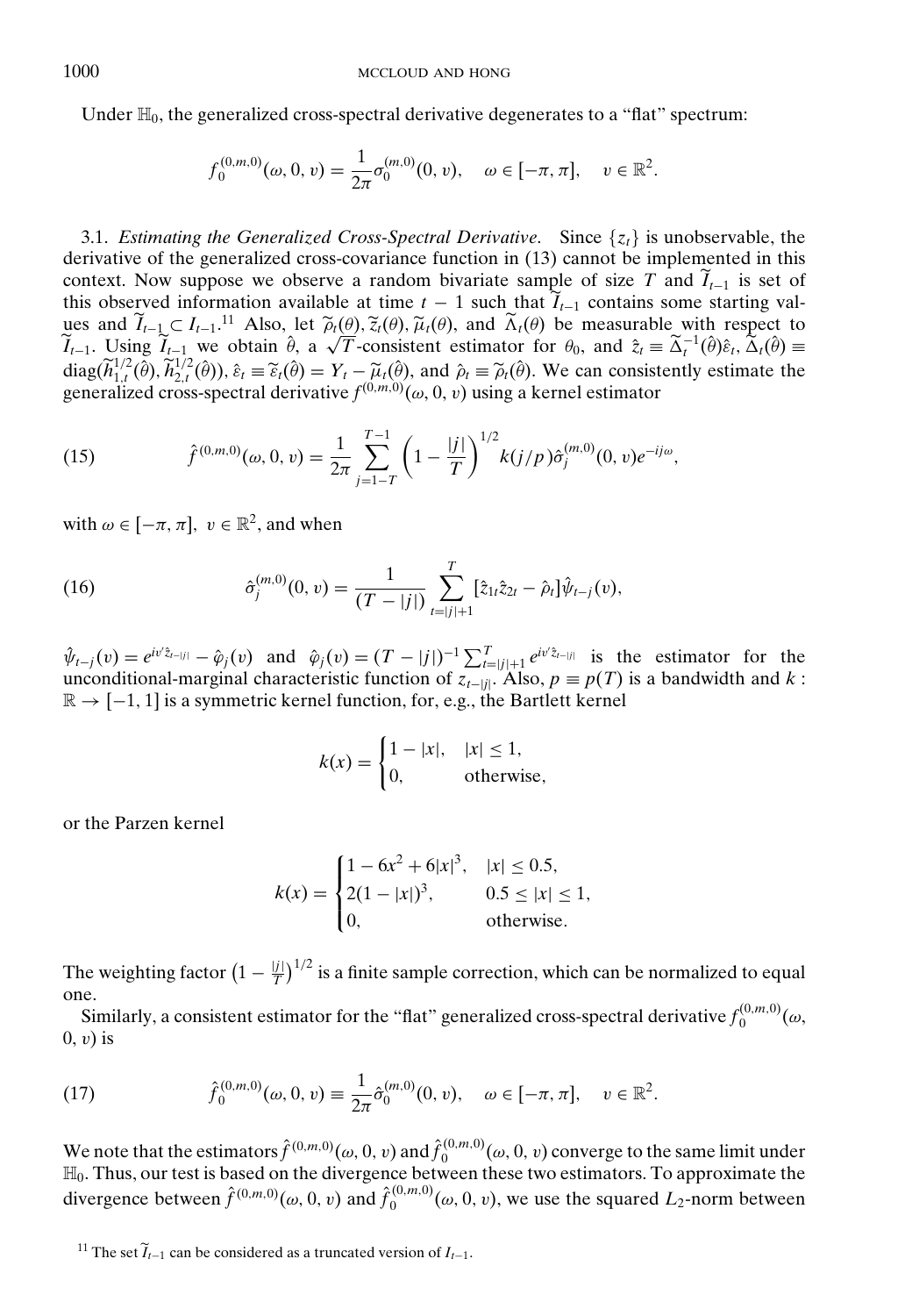Under $\mathbb{H}_0$, the generalized cross-spectral derivative degenerates to a "flat" spectrum:

$$f_0^{(0,m,0)}(\omega, 0, v) = \frac{1}{2\pi}\sigma_0^{(m,0)}(0, v), \quad \omega \in [-\pi, \pi], \quad v \in \mathbb{R}^2.$$

### 3.1. *Estimating the Generalized Cross-Spectral Derivative.*

Since $\{z_t\}$ is unobservable, the derivative of the generalized cross-covariance function in (13) cannot be implemented in this context. Now suppose we observe a random bivariate sample of size $T$ and $\widetilde{I}_{t-1}$ is set of this observed information available at time $t-1$ such that $\widetilde{I}_{t-1}$ contains some starting values and $\widetilde{I}_{t-1} \subset I_{t-1}$.[11] Also, let $\widetilde{\rho}_t(\theta), \widetilde{z}_t(\theta), \widetilde{\mu}_t(\theta)$, and $\widetilde{\Lambda}_t(\theta)$ be measurable with respect to $\widetilde{I}_{t-1}$. Using $\widetilde{I}_{t-1}$ we obtain $\hat{\theta}$, a $\sqrt{T}$-consistent estimator for $\theta_0$, and $\hat{z}_t \equiv \widetilde{\Delta}_t^{-1}(\hat{\theta})\hat{\varepsilon}_t$, $\widetilde{\Delta}_t(\hat{\theta}) \equiv \text{diag}(\widetilde{h}_{1,t}^{1/2}(\hat{\theta}), \widetilde{h}_{2,t}^{1/2}(\hat{\theta}))$, $\hat{\varepsilon}_t \equiv \widetilde{\varepsilon}_t(\hat{\theta}) = Y_t - \widetilde{\mu}_t(\hat{\theta})$, and $\hat{\rho}_t \equiv \widetilde{\rho}_t(\hat{\theta})$. We can consistently estimate the generalized cross-spectral derivative $f^{(0,m,0)}(\omega, 0, v)$ using a kernel estimator

$$\hat{f}^{(0,m,0)}(\omega, 0, v) = \frac{1}{2\pi}\sum_{j=1-T}^{T-1}\left(1 - \frac{|j|}{T}\right)^{1/2} k(j/p)\hat{\sigma}_j^{(m,0)}(0, v)e^{-ij\omega}, \tag{15}$$

with $\omega \in [-\pi, \pi]$, $v \in \mathbb{R}^2$, and when

$$\hat{\sigma}_j^{(m,0)}(0, v) = \frac{1}{(T - |j|)}\sum_{t=|j|+1}^{T}[\hat{z}_{1t}\hat{z}_{2t} - \hat{\rho}_t]\hat{\psi}_{t-j}(v), \tag{16}$$

$\hat{\psi}_{t-j}(v) = e^{iv'\hat{z}_{t-|j|}} - \hat{\varphi}_j(v)$ and $\hat{\varphi}_j(v) = (T - |j|)^{-1}\sum_{t=|j|+1}^{T} e^{iv'\hat{z}_{t-|j|}}$ is the estimator for the unconditional-marginal characteristic function of $z_{t-|j|}$. Also, $p \equiv p(T)$ is a bandwidth and $k : \mathbb{R} \to [-1, 1]$ is a symmetric kernel function, for, e.g., the Bartlett kernel

$$k(x) = \begin{cases} 1 - |x|, & |x| \leq 1, \\ 0, & \text{otherwise,} \end{cases}$$

or the Parzen kernel

$$k(x) = \begin{cases} 1 - 6x^2 + 6|x|^3, & |x| \leq 0.5, \\ 2(1 - |x|)^3, & 0.5 \leq |x| \leq 1, \\ 0, & \text{otherwise.} \end{cases}$$

The weighting factor $\left(1 - \frac{|j|}{T}\right)^{1/2}$ is a finite sample correction, which can be normalized to equal one.

Similarly, a consistent estimator for the "flat" generalized cross-spectral derivative $f_0^{(0,m,0)}(\omega, 0, v)$ is

$$\hat{f}_0^{(0,m,0)}(\omega, 0, v) \equiv \frac{1}{2\pi}\hat{\sigma}_0^{(m,0)}(0, v), \quad \omega \in [-\pi, \pi], \quad v \in \mathbb{R}^2. \tag{17}$$

We note that the estimators $\hat{f}^{(0,m,0)}(\omega, 0, v)$ and $\hat{f}_0^{(0,m,0)}(\omega, 0, v)$ converge to the same limit under $\mathbb{H}_0$. Thus, our test is based on the divergence between these two estimators. To approximate the divergence between $\hat{f}^{(0,m,0)}(\omega, 0, v)$ and $\hat{f}_0^{(0,m,0)}(\omega, 0, v)$, we use the squared $L_2$-norm between

[11] The set $\widetilde{I}_{t-1}$ can be considered as a truncated version of $I_{t-1}$.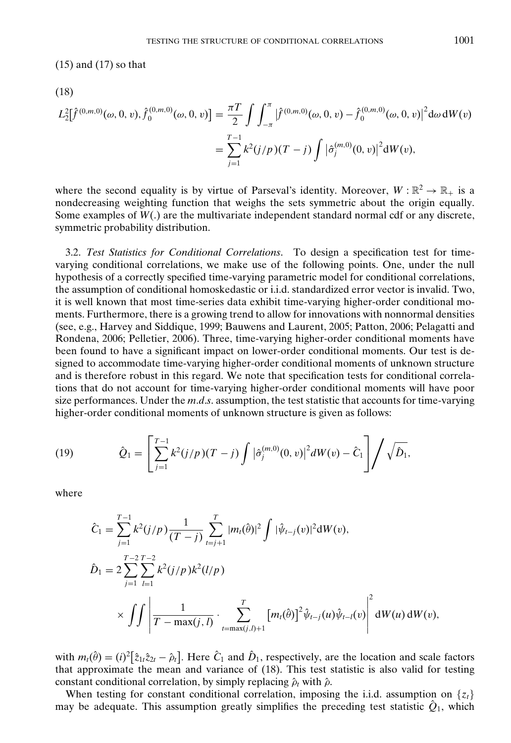(15) and (17) so that

$$
\begin{aligned}
\text{(18)}\quad L_2^2\big[\hat{f}^{(0,m,0)}(\omega,0,v),\hat{f}_0^{(0,m,0)}(\omega,0,v)\big] &= \frac{\pi T}{2}\int\int_{-\pi}^{\pi}\big|\hat{f}^{(0,m,0)}(\omega,0,v)-\hat{f}_0^{(0,m,0)}(\omega,0,v)\big|^2 \mathrm{d}\omega\,\mathrm{d}W(v) \\
&= \sum_{j=1}^{T-1} k^2(j/p)(T-j)\int\big|\hat{\sigma}_j^{(m,0)}(0,v)\big|^2 \mathrm{d}W(v),
\end{aligned}
$$

where the second equality is by virtue of Parseval's identity. Moreover, $W:\mathbb{R}^2\to\mathbb{R}_+$ is a nondecreasing weighting function that weighs the sets symmetric about the origin equally. Some examples of $W(.)$ are the multivariate independent standard normal cdf or any discrete, symmetric probability distribution.

3.2. *Test Statistics for Conditional Correlations.* To design a specification test for time-varying conditional correlations, we make use of the following points. One, under the null hypothesis of a correctly specified time-varying parametric model for conditional correlations, the assumption of conditional homoskedastic or i.i.d. standardized error vector is invalid. Two, it is well known that most time-series data exhibit time-varying higher-order conditional moments. Furthermore, there is a growing trend to allow for innovations with nonnormal densities (see, e.g., Harvey and Siddique, 1999; Bauwens and Laurent, 2005; Patton, 2006; Pelagatti and Rondena, 2006; Pelletier, 2006). Three, time-varying higher-order conditional moments have been found to have a significant impact on lower-order conditional moments. Our test is designed to accommodate time-varying higher-order conditional moments of unknown structure and is therefore robust in this regard. We note that specification tests for conditional correlations that do not account for time-varying higher-order conditional moments will have poor size performances. Under the *m.d.s.* assumption, the test statistic that accounts for time-varying higher-order conditional moments of unknown structure is given as follows:

$$
\text{(19)}\qquad \hat{Q}_1 = \left[\sum_{j=1}^{T-1} k^2(j/p)(T-j)\int\big|\hat{\sigma}_j^{(m,0)}(0,v)\big|^2 dW(v) - \hat{C}_1\right]\Big/\sqrt{\hat{D}_1},
$$

where

$$
\hat{C}_1 = \sum_{j=1}^{T-1} k^2(j/p)\frac{1}{(T-j)}\sum_{t=j+1}^{T}|m_t(\hat{\theta})|^2\int|\hat{\psi}_{t-j}(v)|^2\mathrm{d}W(v),
$$

$$
\hat{D}_1 = 2\sum_{j=1}^{T-2}\sum_{l=1}^{T-2} k^2(j/p)k^2(l/p) \times \iint\left|\frac{1}{T-\max(j,l)}\cdot\sum_{t=\max(j,l)+1}^{T}\big[m_t(\hat{\theta})\big]^2\hat{\psi}_{t-j}(u)\hat{\psi}_{t-l}(v)\right|^2 \mathrm{d}W(u)\,\mathrm{d}W(v),
$$

with $m_t(\hat{\theta}) = (i)^2\big[\hat{z}_{1t}\hat{z}_{2t}-\hat{\rho}_t\big]$. Here $\hat{C}_1$ and $\hat{D}_1$, respectively, are the location and scale factors that approximate the mean and variance of (18). This test statistic is also valid for testing constant conditional correlation, by simply replacing $\hat{\rho}_t$ with $\hat{\rho}$.

When testing for constant conditional correlation, imposing the i.i.d. assumption on $\{z_t\}$ may be adequate. This assumption greatly simplifies the preceding test statistic $\hat{Q}_1$, which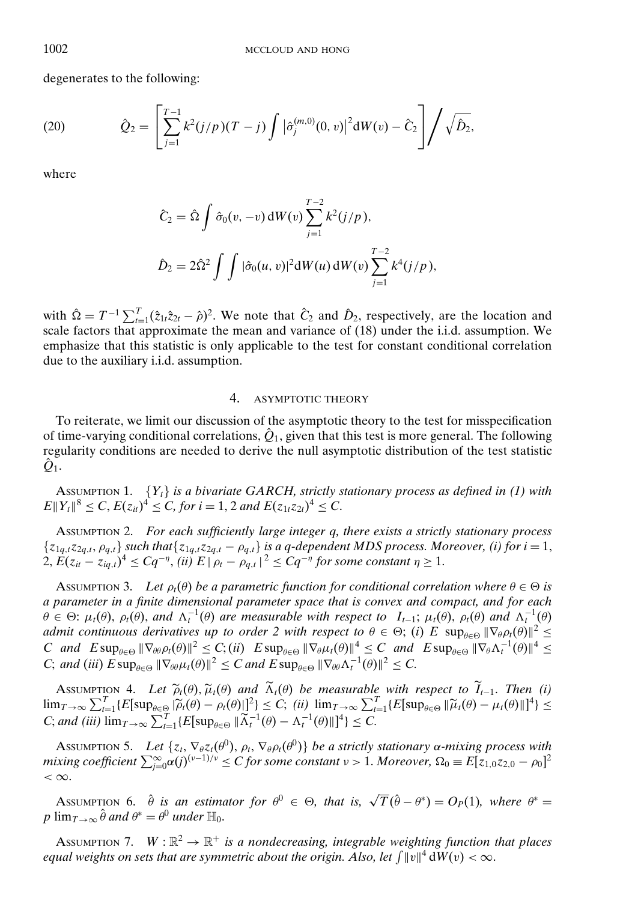degenerates to the following:

$$
\hat{Q}_2 = \left[ \sum_{j=1}^{T-1} k^2(j/p)(T-j) \int \left| \hat{\sigma}_j^{(m,0)}(0,v) \right|^2 \mathrm{d}W(v) - \hat{C}_2 \right] \Bigg/ \sqrt{\hat{D}_2}, \tag{20}
$$

where

$$
\hat{C}_2 = \hat{\Omega} \int \hat{\sigma}_0(v,-v)\,\mathrm{d}W(v) \sum_{j=1}^{T-2} k^2(j/p),
$$

$$
\hat{D}_2 = 2\hat{\Omega}^2 \int \int |\hat{\sigma}_0(u,v)|^2 \mathrm{d}W(u)\,\mathrm{d}W(v) \sum_{j=1}^{T-2} k^4(j/p),
$$

with $\hat{\Omega} = T^{-1}\sum_{t=1}^{T}(\hat{z}_{1t}\hat{z}_{2t} - \hat{\rho})^2$. We note that $\hat{C}_2$ and $\hat{D}_2$, respectively, are the location and scale factors that approximate the mean and variance of (18) under the i.i.d. assumption. We emphasize that this statistic is only applicable to the test for constant conditional correlation due to the auxiliary i.i.d. assumption.

## 4. ASYMPTOTIC THEORY

To reiterate, we limit our discussion of the asymptotic theory to the test for misspecification of time-varying conditional correlations, $\hat{Q}_1$, given that this test is more general. The following regularity conditions are needed to derive the null asymptotic distribution of the test statistic $\hat{Q}_1$.

ASSUMPTION 1. *$\{Y_t\}$ is a bivariate GARCH, strictly stationary process as defined in (1) with $E\|Y_t\|^8 \le C$, $E(z_{it})^4 \le C$, for $i = 1, 2$ and $E(z_{1t}z_{2t})^4 \le C$.*

ASSUMPTION 2. *For each sufficiently large integer $q$, there exists a strictly stationary process $\{z_{1q,t}z_{2q,t}, \rho_{q,t}\}$ such that $\{z_{1q,t}z_{2q,t} - \rho_{q,t}\}$ is a $q$-dependent MDS process. Moreover, (i) for $i = 1$, 2, $E(z_{it} - z_{iq,t})^4 \le Cq^{-\eta}$, (ii) $E\,|\,\rho_t - \rho_{q,t}\,|^2 \le Cq^{-\eta}$ for some constant $\eta \ge 1$.*

ASSUMPTION 3. *Let $\rho_t(\theta)$ be a parametric function for conditional correlation where $\theta \in \Theta$ is a parameter in a finite dimensional parameter space that is convex and compact, and for each $\theta \in \Theta$: $\mu_t(\theta)$, $\rho_t(\theta)$, and $\Lambda_t^{-1}(\theta)$ are measurable with respect to $I_{t-1}$; $\mu_t(\theta)$, $\rho_t(\theta)$ and $\Lambda_t^{-1}(\theta)$ admit continuous derivatives up to order 2 with respect to $\theta \in \Theta$; (i) $E\,\sup_{\theta\in\Theta}\|\nabla_\theta \rho_t(\theta)\|^2 \le C$ and $E\sup_{\theta\in\Theta}\|\nabla_{\theta\theta}\rho_t(\theta)\|^2 \le C$; (ii) $E\sup_{\theta\in\Theta}\|\nabla_\theta \mu_t(\theta)\|^4 \le C$ and $E\sup_{\theta\in\Theta}\|\nabla_\theta \Lambda_t^{-1}(\theta)\|^4 \le C$; and (iii) $E\sup_{\theta\in\Theta}\|\nabla_{\theta\theta}\mu_t(\theta)\|^2 \le C$ and $E\sup_{\theta\in\Theta}\|\nabla_{\theta\theta}\Lambda_t^{-1}(\theta)\|^2 \le C$.*

ASSUMPTION 4. *Let $\widetilde{\rho}_t(\theta), \widetilde{\mu}_t(\theta)$ and $\widetilde{\Lambda}_t(\theta)$ be measurable with respect to $\widetilde{I}_{t-1}$. Then (i) $\lim_{T\to\infty}\sum_{t=1}^{T}\{E[\sup_{\theta\in\Theta}|\widetilde{\rho}_t(\theta) - \rho_t(\theta)|]^2\} \le C$; (ii) $\lim_{T\to\infty}\sum_{t=1}^{T}\{E[\sup_{\theta\in\Theta}\|\widetilde{\mu}_t(\theta) - \mu_t(\theta)\|]^4\} \le C$; and (iii) $\lim_{T\to\infty}\sum_{t=1}^{T}\{E[\sup_{\theta\in\Theta}\|\widetilde{\Lambda}_t^{-1}(\theta) - \Lambda_t^{-1}(\theta)\|]^4\} \le C$.*

ASSUMPTION 5. *Let $\{z_t, \nabla_\theta z_t(\theta^0), \rho_t, \nabla_\theta \rho_t(\theta^0)\}$ be a strictly stationary $\alpha$-mixing process with mixing coefficient $\sum_{j=0}^{\infty}\alpha(j)^{(\nu-1)/\nu} \le C$ for some constant $\nu > 1$. Moreover, $\Omega_0 \equiv E[z_{1,0}z_{2,0} - \rho_0]^2 < \infty$.*

ASSUMPTION 6. *$\hat{\theta}$ is an estimator for $\theta^0 \in \Theta$, that is, $\sqrt{T}(\hat{\theta} - \theta^*) = O_P(1)$, where $\theta^* = p\lim_{T\to\infty}\hat{\theta}$ and $\theta^* = \theta^0$ under $\mathbb{H}_0$.*

ASSUMPTION 7. *$W : \mathbb{R}^2 \to \mathbb{R}^+$ is a nondecreasing, integrable weighting function that places equal weights on sets that are symmetric about the origin. Also, let $\int \|v\|^4\,\mathrm{d}W(v) < \infty$.*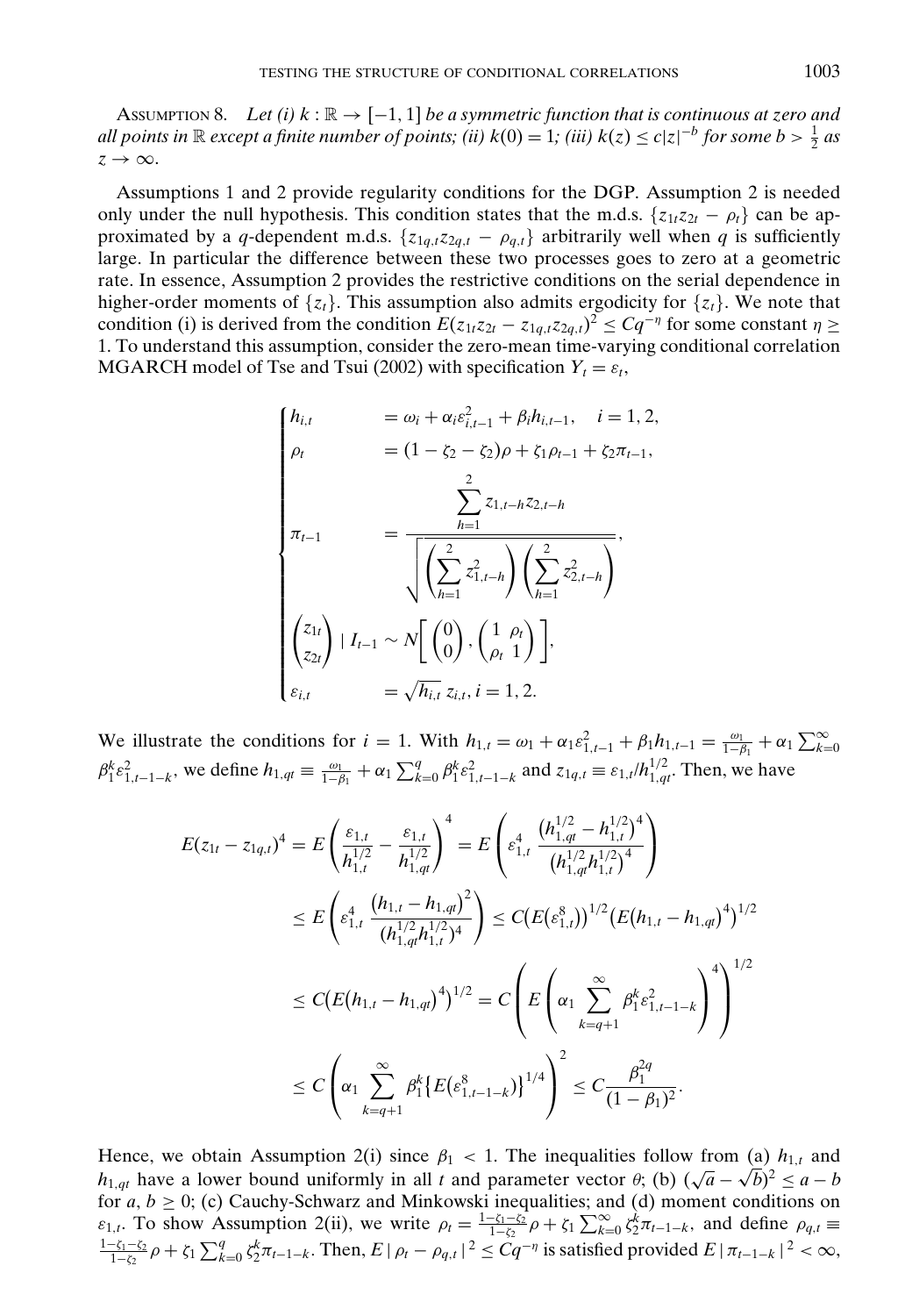Assumption 8. *Let (i) $k : \mathbb{R} \to [-1, 1]$ be a symmetric function that is continuous at zero and all points in $\mathbb{R}$ except a finite number of points; (ii) $k(0) = 1$; (iii) $k(z) \le c|z|^{-b}$ for some $b > \frac{1}{2}$ as $z \to \infty$.*

Assumptions 1 and 2 provide regularity conditions for the DGP. Assumption 2 is needed only under the null hypothesis. This condition states that the m.d.s. $\{z_{1t}z_{2t} - \rho_t\}$ can be approximated by a $q$-dependent m.d.s. $\{z_{1q,t}z_{2q,t} - \rho_{q,t}\}$ arbitrarily well when $q$ is sufficiently large. In particular the difference between these two processes goes to zero at a geometric rate. In essence, Assumption 2 provides the restrictive conditions on the serial dependence in higher-order moments of $\{z_t\}$. This assumption also admits ergodicity for $\{z_t\}$. We note that condition (i) is derived from the condition $E(z_{1t}z_{2t} - z_{1q,t}z_{2q,t})^2 \le Cq^{-\eta}$ for some constant $\eta \ge 1$. To understand this assumption, consider the zero-mean time-varying conditional correlation MGARCH model of Tse and Tsui (2002) with specification $Y_t = \varepsilon_t$,

$$
\begin{cases}
h_{i,t} & = \omega_i + \alpha_i \varepsilon_{i,t-1}^2 + \beta_i h_{i,t-1}, \quad i = 1, 2, \\
\rho_t & = (1 - \zeta_2 - \zeta_2)\rho + \zeta_1 \rho_{t-1} + \zeta_2 \pi_{t-1}, \\
\pi_{t-1} & = \dfrac{\sum_{h=1}^{2} z_{1,t-h} z_{2,t-h}}{\sqrt{\left(\sum_{h=1}^{2} z_{1,t-h}^2\right)\left(\sum_{h=1}^{2} z_{2,t-h}^2\right)}}, \\
\begin{pmatrix} z_{1t} \\ z_{2t} \end{pmatrix} \mid I_{t-1} & \sim N\left[\begin{pmatrix} 0 \\ 0 \end{pmatrix}, \begin{pmatrix} 1 & \rho_t \\ \rho_t & 1 \end{pmatrix}\right], \\
\varepsilon_{i,t} & = \sqrt{h_{i,t}}\, z_{i,t}, \; i = 1, 2.
\end{cases}
$$

We illustrate the conditions for $i = 1$. With $h_{1,t} = \omega_1 + \alpha_1 \varepsilon_{1,t-1}^2 + \beta_1 h_{1,t-1} = \frac{\omega_1}{1-\beta_1} + \alpha_1 \sum_{k=0}^{\infty} \beta_1^k \varepsilon_{1,t-1-k}^2$, we define $h_{1,qt} \equiv \frac{\omega_1}{1-\beta_1} + \alpha_1 \sum_{k=0}^{q} \beta_1^k \varepsilon_{1,t-1-k}^2$ and $z_{1q,t} \equiv \varepsilon_{1,t}/h_{1,qt}^{1/2}$. Then, we have

$$
\begin{aligned}
E(z_{1t} - z_{1q,t})^4 &= E\left(\frac{\varepsilon_{1,t}}{h_{1,t}^{1/2}} - \frac{\varepsilon_{1,t}}{h_{1,qt}^{1/2}}\right)^4 = E\left(\varepsilon_{1,t}^4 \frac{\left(h_{1,qt}^{1/2} - h_{1,t}^{1/2}\right)^4}{\left(h_{1,qt}^{1/2} h_{1,t}^{1/2}\right)^4}\right) \\
&\le E\left(\varepsilon_{1,t}^4 \frac{\left(h_{1,t} - h_{1,qt}\right)^2}{(h_{1,qt}^{1/2} h_{1,t}^{1/2})^4}\right) \le C\left(E\left(\varepsilon_{1,t}^8\right)\right)^{1/2}\left(E\left(h_{1,t} - h_{1,qt}\right)^4\right)^{1/2} \\
&\le C\left(E\left(h_{1,t} - h_{1,qt}\right)^4\right)^{1/2} = C\left(E\left(\alpha_1 \sum_{k=q+1}^{\infty} \beta_1^k \varepsilon_{1,t-1-k}^2\right)^4\right)^{1/2} \\
&\le C\left(\alpha_1 \sum_{k=q+1}^{\infty} \beta_1^k \left\{E\left(\varepsilon_{1,t-1-k}^8\right)\right\}^{1/4}\right)^2 \le C\frac{\beta_1^{2q}}{(1-\beta_1)^2}.
\end{aligned}
$$

Hence, we obtain Assumption 2(i) since $\beta_1 < 1$. The inequalities follow from (a) $h_{1,t}$ and $h_{1,qt}$ have a lower bound uniformly in all $t$ and parameter vector $\theta$; (b) $(\sqrt{a} - \sqrt{b})^2 \le a - b$ for $a, b \ge 0$; (c) Cauchy-Schwarz and Minkowski inequalities; and (d) moment conditions on $\varepsilon_{1,t}$. To show Assumption 2(ii), we write $\rho_t = \frac{1-\zeta_1-\zeta_2}{1-\zeta_2}\rho + \zeta_1 \sum_{k=0}^{\infty} \zeta_2^k \pi_{t-1-k}$, and define $\rho_{q,t} \equiv \frac{1-\zeta_1-\zeta_2}{1-\zeta_2}\rho + \zeta_1 \sum_{k=0}^{q} \zeta_2^k \pi_{t-1-k}$. Then, $E\,|\,\rho_t - \rho_{q,t}\,|^2 \le Cq^{-\eta}$ is satisfied provided $E\,|\,\pi_{t-1-k}\,|^2 < \infty$,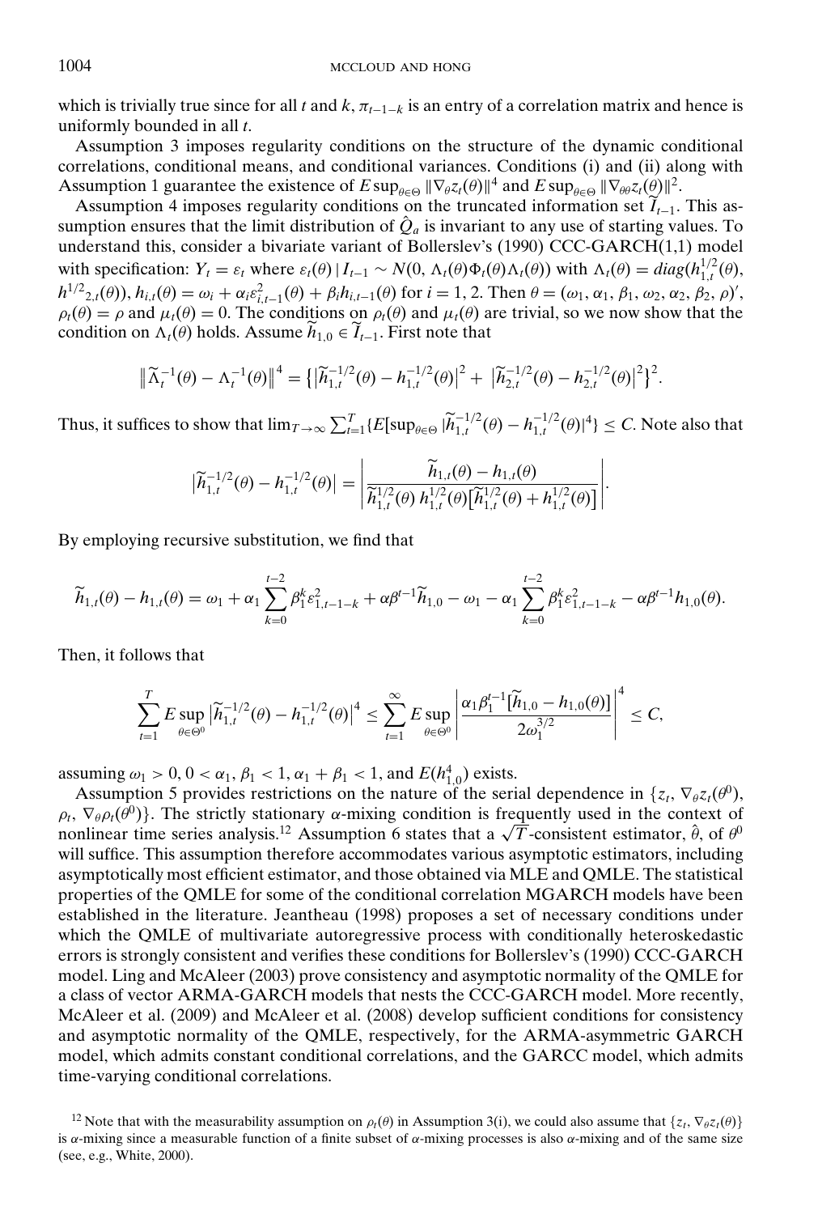which is trivially true since for all $t$ and $k$, $\pi_{t-1-k}$ is an entry of a correlation matrix and hence is uniformly bounded in all $t$.

Assumption 3 imposes regularity conditions on the structure of the dynamic conditional correlations, conditional means, and conditional variances. Conditions (i) and (ii) along with Assumption 1 guarantee the existence of $E\sup_{\theta\in\Theta}\|\nabla_\theta z_t(\theta)\|^4$ and $E\sup_{\theta\in\Theta}\|\nabla_{\theta\theta} z_t(\theta)\|^2$.

Assumption 4 imposes regularity conditions on the truncated information set $\widetilde{I}_{t-1}$. This assumption ensures that the limit distribution of $\hat{Q}_a$ is invariant to any use of starting values. To understand this, consider a bivariate variant of Bollerslev's (1990) CCC-GARCH(1,1) model with specification: $Y_t = \varepsilon_t$ where $\varepsilon_t(\theta) \mid I_{t-1} \sim N(0, \Lambda_t(\theta)\Phi_t(\theta)\Lambda_t(\theta))$ with $\Lambda_t(\theta) = diag(h_{1,t}^{1/2}(\theta), h^{1/2}{}_{2,t}(\theta))$, $h_{i,t}(\theta) = \omega_i + \alpha_i\varepsilon_{i,t-1}^2(\theta) + \beta_i h_{i,t-1}(\theta)$ for $i = 1, 2$. Then $\theta = (\omega_1, \alpha_1, \beta_1, \omega_2, \alpha_2, \beta_2, \rho)'$, $\rho_t(\theta) = \rho$ and $\mu_t(\theta) = 0$. The conditions on $\rho_t(\theta)$ and $\mu_t(\theta)$ are trivial, so we now show that the condition on $\Lambda_t(\theta)$ holds. Assume $\widetilde{h}_{1,0} \in \widetilde{I}_{t-1}$. First note that

$$\left\|\widetilde{\Lambda}_t^{-1}(\theta) - \Lambda_t^{-1}(\theta)\right\|^4 = \left\{\left|\widetilde{h}_{1,t}^{-1/2}(\theta) - h_{1,t}^{-1/2}(\theta)\right|^2 + \left|\widetilde{h}_{2,t}^{-1/2}(\theta) - h_{2,t}^{-1/2}(\theta)\right|^2\right\}^2.$$

Thus, it suffices to show that $\lim_{T\to\infty}\sum_{t=1}^{T}\{E[\sup_{\theta\in\Theta}|\widetilde{h}_{1,t}^{-1/2}(\theta) - h_{1,t}^{-1/2}(\theta)|^4\} \leq C$. Note also that

$$\left|\widetilde{h}_{1,t}^{-1/2}(\theta) - h_{1,t}^{-1/2}(\theta)\right| = \left|\frac{\widetilde{h}_{1,t}(\theta) - h_{1,t}(\theta)}{\widetilde{h}_{1,t}^{1/2}(\theta)\, h_{1,t}^{1/2}(\theta)\left[\widetilde{h}_{1,t}^{1/2}(\theta) + h_{1,t}^{1/2}(\theta)\right]}\right|.$$

By employing recursive substitution, we find that

$$\widetilde{h}_{1,t}(\theta) - h_{1,t}(\theta) = \omega_1 + \alpha_1\sum_{k=0}^{t-2}\beta_1^k\varepsilon_{1,t-1-k}^2 + \alpha\beta^{t-1}\widetilde{h}_{1,0} - \omega_1 - \alpha_1\sum_{k=0}^{t-2}\beta_1^k\varepsilon_{1,t-1-k}^2 - \alpha\beta^{t-1}h_{1,0}(\theta).$$

Then, it follows that

$$\sum_{t=1}^{T}E\sup_{\theta\in\Theta^0}\left|\widetilde{h}_{1,t}^{-1/2}(\theta) - h_{1,t}^{-1/2}(\theta)\right|^4 \leq \sum_{t=1}^{\infty}E\sup_{\theta\in\Theta^0}\left|\frac{\alpha_1\beta_1^{t-1}[\widetilde{h}_{1,0} - h_{1,0}(\theta)]}{2\omega_1^{3/2}}\right|^4 \leq C,$$

assuming $\omega_1 > 0$, $0 < \alpha_1, \beta_1 < 1$, $\alpha_1 + \beta_1 < 1$, and $E(h_{1,0}^4)$ exists.

Assumption 5 provides restrictions on the nature of the serial dependence in $\{z_t, \nabla_\theta z_t(\theta^0), \rho_t, \nabla_\theta\rho_t(\theta^0)\}$. The strictly stationary $\alpha$-mixing condition is frequently used in the context of nonlinear time series analysis.[12] Assumption 6 states that a $\sqrt{T}$-consistent estimator, $\hat{\theta}$, of $\theta^0$ will suffice. This assumption therefore accommodates various asymptotic estimators, including asymptotically most efficient estimator, and those obtained via MLE and QMLE. The statistical properties of the QMLE for some of the conditional correlation MGARCH models have been established in the literature. Jeantheau (1998) proposes a set of necessary conditions under which the QMLE of multivariate autoregressive process with conditionally heteroskedastic errors is strongly consistent and verifies these conditions for Bollerslev's (1990) CCC-GARCH model. Ling and McAleer (2003) prove consistency and asymptotic normality of the QMLE for a class of vector ARMA-GARCH models that nests the CCC-GARCH model. More recently, McAleer et al. (2009) and McAleer et al. (2008) develop sufficient conditions for consistency and asymptotic normality of the QMLE, respectively, for the ARMA-asymmetric GARCH model, which admits constant conditional correlations, and the GARCC model, which admits time-varying conditional correlations.

[12] Note that with the measurability assumption on $\rho_t(\theta)$ in Assumption 3(i), we could also assume that $\{z_t, \nabla_\theta z_t(\theta)\}$ is $\alpha$-mixing since a measurable function of a finite subset of $\alpha$-mixing processes is also $\alpha$-mixing and of the same size (see, e.g., White, 2000).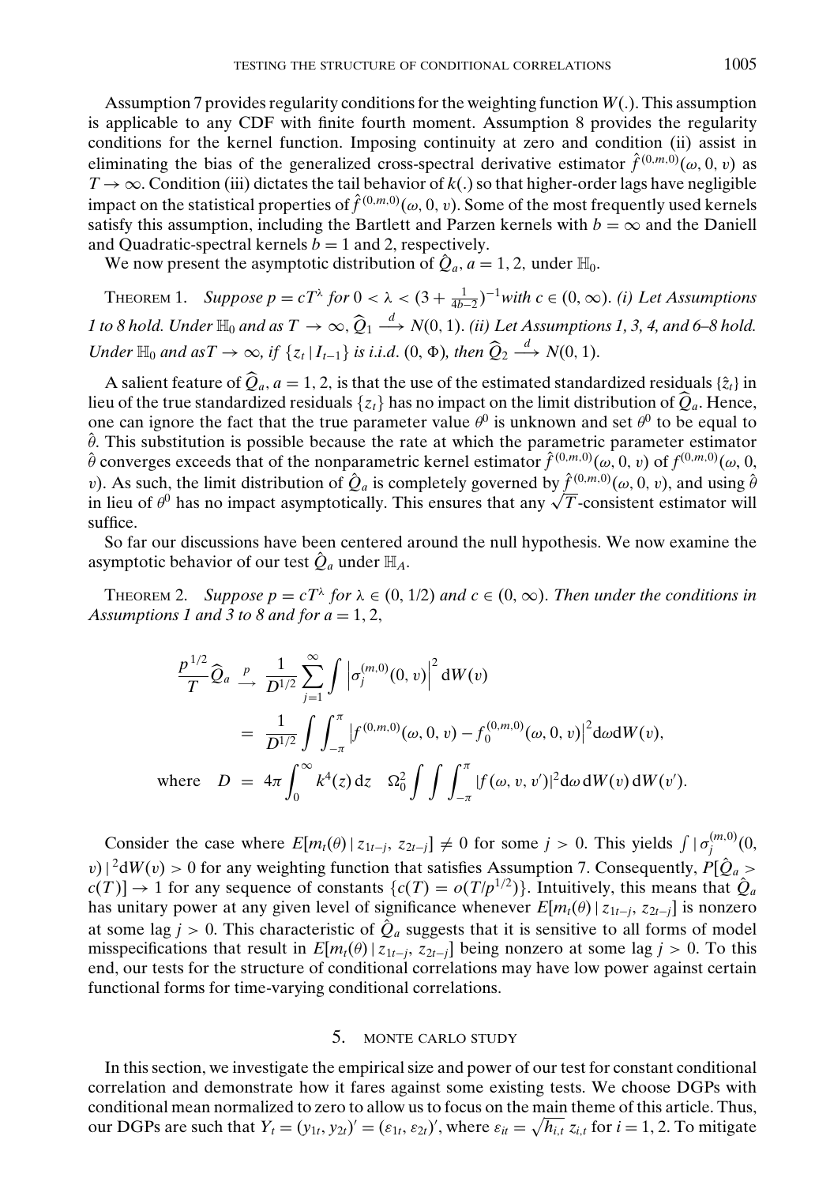Assumption 7 provides regularity conditions for the weighting function $W(.)$. This assumption is applicable to any CDF with finite fourth moment. Assumption 8 provides the regularity conditions for the kernel function. Imposing continuity at zero and condition (ii) assist in eliminating the bias of the generalized cross-spectral derivative estimator $\hat{f}^{(0,m,0)}(\omega, 0, v)$ as $T \to \infty$. Condition (iii) dictates the tail behavior of $k(.)$ so that higher-order lags have negligible impact on the statistical properties of $\hat{f}^{(0,m,0)}(\omega, 0, v)$. Some of the most frequently used kernels satisfy this assumption, including the Bartlett and Parzen kernels with $b = \infty$ and the Daniell and Quadratic-spectral kernels $b = 1$ and 2, respectively.

We now present the asymptotic distribution of $\hat{Q}_a$, $a = 1, 2$, under $\mathbb{H}_0$.

THEOREM 1. *Suppose $p = cT^{\lambda}$ for $0 < \lambda < (3 + \frac{1}{4b-2})^{-1}$with $c \in (0, \infty)$. (i) Let Assumptions 1 to 8 hold. Under $\mathbb{H}_0$ and as $T \to \infty$, $\widehat{Q}_1 \xrightarrow{d} N(0, 1)$. (ii) Let Assumptions 1, 3, 4, and 6–8 hold. Under $\mathbb{H}_0$ and as$T \to \infty$, if $\{z_t \,|\, I_{t-1}\}$ is i.i.d. $(0, \Phi)$, then $\widehat{Q}_2 \xrightarrow{d} N(0, 1)$.*

A salient feature of $\widehat{Q}_a$, $a = 1, 2$, is that the use of the estimated standardized residuals $\{\hat{z}_t\}$ in lieu of the true standardized residuals $\{z_t\}$ has no impact on the limit distribution of $\widehat{Q}_a$. Hence, one can ignore the fact that the true parameter value $\theta^0$ is unknown and set $\theta^0$ to be equal to $\hat{\theta}$. This substitution is possible because the rate at which the parametric parameter estimator $\hat{\theta}$ converges exceeds that of the nonparametric kernel estimator $\hat{f}^{(0,m,0)}(\omega, 0, v)$ of $f^{(0,m,0)}(\omega, 0, v)$. As such, the limit distribution of $\hat{Q}_a$ is completely governed by $\hat{f}^{(0,m,0)}(\omega, 0, v)$, and using $\hat{\theta}$ in lieu of $\theta^0$ has no impact asymptotically. This ensures that any $\sqrt{T}$-consistent estimator will suffice.

So far our discussions have been centered around the null hypothesis. We now examine the asymptotic behavior of our test $\hat{Q}_a$ under $\mathbb{H}_A$.

THEOREM 2. *Suppose $p = cT^{\lambda}$ for $\lambda \in (0, 1/2)$ and $c \in (0, \infty)$. Then under the conditions in Assumptions 1 and 3 to 8 and for $a = 1, 2$,*

$$
\begin{aligned}
\frac{p^{1/2}}{T}\widehat{Q}_a \xrightarrow{p} \; & \frac{1}{D^{1/2}} \sum_{j=1}^{\infty} \int \left|\sigma_j^{(m,0)}(0, v)\right|^2 \mathrm{d}W(v) \\
= \; & \frac{1}{D^{1/2}} \int \int_{-\pi}^{\pi} \left|f^{(0,m,0)}(\omega, 0, v) - f_0^{(0,m,0)}(\omega, 0, v)\right|^2 \mathrm{d}\omega \mathrm{d}W(v), \\
\text{where} \quad D = \; & 4\pi \int_0^{\infty} k^4(z)\,\mathrm{d}z \quad \Omega_0^2 \int \int \int_{-\pi}^{\pi} |f(\omega, v, v')|^2 \mathrm{d}\omega\, \mathrm{d}W(v)\, \mathrm{d}W(v').
\end{aligned}
$$

Consider the case where $E[m_t(\theta) \,|\, z_{1t-j}, z_{2t-j}] \neq 0$ for some $j > 0$. This yields $\int |\sigma_j^{(m,0)}(0, v)|^2 \mathrm{d}W(v) > 0$ for any weighting function that satisfies Assumption 7. Consequently, $P[\hat{Q}_a > c(T)] \to 1$ for any sequence of constants $\{c(T) = o(T/p^{1/2})\}$. Intuitively, this means that $\hat{Q}_a$ has unitary power at any given level of significance whenever $E[m_t(\theta) \,|\, z_{1t-j}, z_{2t-j}]$ is nonzero at some lag $j > 0$. This characteristic of $\hat{Q}_a$ suggests that it is sensitive to all forms of model misspecifications that result in $E[m_t(\theta) \,|\, z_{1t-j}, z_{2t-j}]$ being nonzero at some lag $j > 0$. To this end, our tests for the structure of conditional correlations may have low power against certain functional forms for time-varying conditional correlations.

## 5. MONTE CARLO STUDY

In this section, we investigate the empirical size and power of our test for constant conditional correlation and demonstrate how it fares against some existing tests. We choose DGPs with conditional mean normalized to zero to allow us to focus on the main theme of this article. Thus, our DGPs are such that $Y_t = (y_{1t}, y_{2t})' = (\varepsilon_{1t}, \varepsilon_{2t})'$, where $\varepsilon_{it} = \sqrt{h_{i,t}}\, z_{i,t}$ for $i = 1, 2$. To mitigate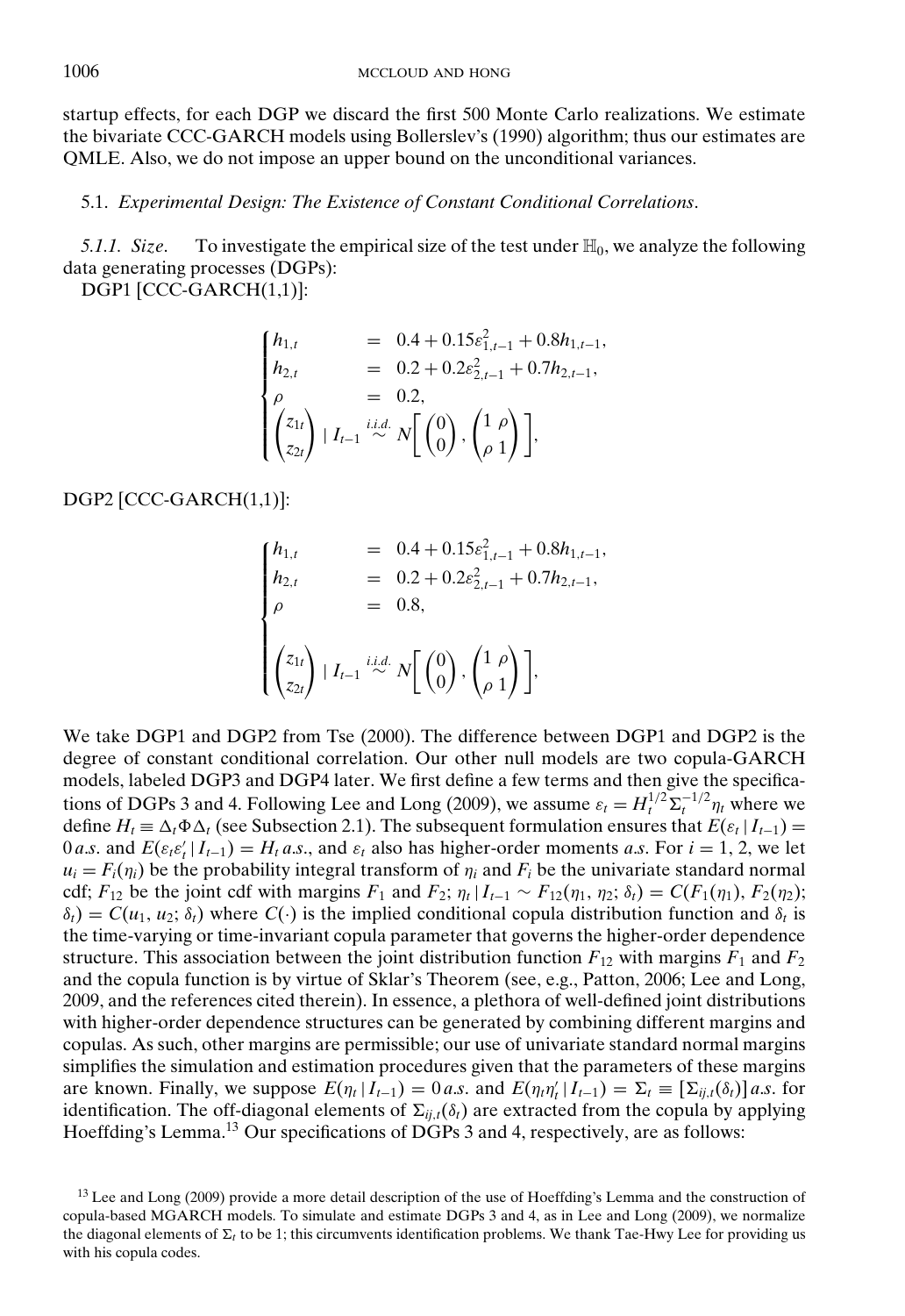startup effects, for each DGP we discard the first 500 Monte Carlo realizations. We estimate the bivariate CCC-GARCH models using Bollerslev's (1990) algorithm; thus our estimates are QMLE. Also, we do not impose an upper bound on the unconditional variances.

5.1. *Experimental Design: The Existence of Constant Conditional Correlations*.

5.1.1. *Size*. To investigate the empirical size of the test under $\mathbb{H}_0$, we analyze the following data generating processes (DGPs):

DGP1 [CCC-GARCH(1,1)]:

$$
\begin{cases}
h_{1,t} & = \ 0.4 + 0.15\varepsilon_{1,t-1}^2 + 0.8h_{1,t-1}, \\
h_{2,t} & = \ 0.2 + 0.2\varepsilon_{2,t-1}^2 + 0.7h_{2,t-1}, \\
\rho & = \ 0.2, \\
\begin{pmatrix} z_{1t} \\ z_{2t} \end{pmatrix} \mid I_{t-1} & \overset{i.i.d.}{\sim} N\left[\begin{pmatrix} 0 \\ 0 \end{pmatrix}, \begin{pmatrix} 1 & \rho \\ \rho & 1 \end{pmatrix}\right],
\end{cases}
$$

DGP2 [CCC-GARCH(1,1)]:

$$
\begin{cases}
h_{1,t} & = \ 0.4 + 0.15\varepsilon_{1,t-1}^2 + 0.8h_{1,t-1}, \\
h_{2,t} & = \ 0.2 + 0.2\varepsilon_{2,t-1}^2 + 0.7h_{2,t-1}, \\
\rho & = \ 0.8, \\
\begin{pmatrix} z_{1t} \\ z_{2t} \end{pmatrix} \mid I_{t-1} & \overset{i.i.d.}{\sim} N\left[\begin{pmatrix} 0 \\ 0 \end{pmatrix}, \begin{pmatrix} 1 & \rho \\ \rho & 1 \end{pmatrix}\right],
\end{cases}
$$

We take DGP1 and DGP2 from Tse (2000). The difference between DGP1 and DGP2 is the degree of constant conditional correlation. Our other null models are two copula-GARCH models, labeled DGP3 and DGP4 later. We first define a few terms and then give the specifications of DGPs 3 and 4. Following Lee and Long (2009), we assume $\varepsilon_t = H_t^{1/2}\Sigma_t^{-1/2}\eta_t$ where we define $H_t \equiv \Delta_t \Phi \Delta_t$ (see Subsection 2.1). The subsequent formulation ensures that $E(\varepsilon_t \mid I_{t-1}) = 0\,a.s.$ and $E(\varepsilon_t\varepsilon_t' \mid I_{t-1}) = H_t\,a.s.$, and $\varepsilon_t$ also has higher-order moments *a.s.* For $i = 1, 2$, we let $u_i = F_i(\eta_i)$ be the probability integral transform of $\eta_i$ and $F_i$ be the univariate standard normal cdf; $F_{12}$ be the joint cdf with margins $F_1$ and $F_2$; $\eta_t \mid I_{t-1} \sim F_{12}(\eta_1, \eta_2; \delta_t) = C(F_1(\eta_1), F_2(\eta_2); \delta_t) = C(u_1, u_2; \delta_t)$ where $C(\cdot)$ is the implied conditional copula distribution function and $\delta_t$ is the time-varying or time-invariant copula parameter that governs the higher-order dependence structure. This association between the joint distribution function $F_{12}$ with margins $F_1$ and $F_2$ and the copula function is by virtue of Sklar's Theorem (see, e.g., Patton, 2006; Lee and Long, 2009, and the references cited therein). In essence, a plethora of well-defined joint distributions with higher-order dependence structures can be generated by combining different margins and copulas. As such, other margins are permissible; our use of univariate standard normal margins simplifies the simulation and estimation procedures given that the parameters of these margins are known. Finally, we suppose $E(\eta_t \mid I_{t-1}) = 0\,a.s.$ and $E(\eta_t\eta_t' \mid I_{t-1}) = \Sigma_t \equiv [\Sigma_{ij,t}(\delta_t)]\,a.s.$ for identification. The off-diagonal elements of $\Sigma_{ij,t}(\delta_t)$ are extracted from the copula by applying Hoeffding's Lemma.[13] Our specifications of DGPs 3 and 4, respectively, are as follows:

[13] Lee and Long (2009) provide a more detail description of the use of Hoeffding's Lemma and the construction of copula-based MGARCH models. To simulate and estimate DGPs 3 and 4, as in Lee and Long (2009), we normalize the diagonal elements of $\Sigma_t$ to be 1; this circumvents identification problems. We thank Tae-Hwy Lee for providing us with his copula codes.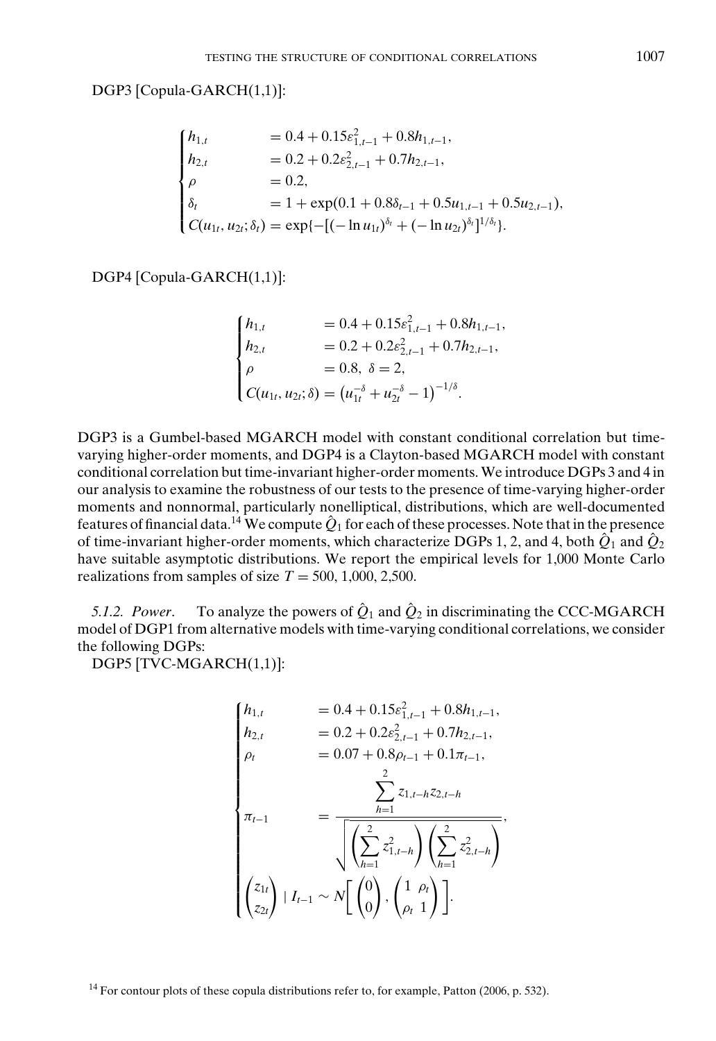DGP3 [Copula-GARCH(1,1)]:

$$
\begin{cases}
h_{1,t} & = 0.4 + 0.15\varepsilon_{1,t-1}^2 + 0.8h_{1,t-1}, \\
h_{2,t} & = 0.2 + 0.2\varepsilon_{2,t-1}^2 + 0.7h_{2,t-1}, \\
\rho & = 0.2, \\
\delta_t & = 1 + \exp(0.1 + 0.8\delta_{t-1} + 0.5u_{1,t-1} + 0.5u_{2,t-1}), \\
C(u_{1t}, u_{2t}; \delta_t) & = \exp\{-[(-\ln u_{1t})^{\delta_t} + (-\ln u_{2t})^{\delta_t}]^{1/\delta_t}\}.
\end{cases}
$$

DGP4 [Copula-GARCH(1,1)]:

$$
\begin{cases}
h_{1,t} & = 0.4 + 0.15\varepsilon_{1,t-1}^2 + 0.8h_{1,t-1}, \\
h_{2,t} & = 0.2 + 0.2\varepsilon_{2,t-1}^2 + 0.7h_{2,t-1}, \\
\rho & = 0.8, \ \delta = 2, \\
C(u_{1t}, u_{2t}; \delta) & = \left(u_{1t}^{-\delta} + u_{2t}^{-\delta} - 1\right)^{-1/\delta}.
\end{cases}
$$

DGP3 is a Gumbel-based MGARCH model with constant conditional correlation but time-varying higher-order moments, and DGP4 is a Clayton-based MGARCH model with constant conditional correlation but time-invariant higher-order moments. We introduce DGPs 3 and 4 in our analysis to examine the robustness of our tests to the presence of time-varying higher-order moments and nonnormal, particularly nonelliptical, distributions, which are well-documented features of financial data.[14] We compute $\hat{Q}_1$ for each of these processes. Note that in the presence of time-invariant higher-order moments, which characterize DGPs 1, 2, and 4, both $\hat{Q}_1$ and $\hat{Q}_2$ have suitable asymptotic distributions. We report the empirical levels for 1,000 Monte Carlo realizations from samples of size $T = 500$, 1,000, 2,500.

*5.1.2. Power.* To analyze the powers of $\hat{Q}_1$ and $\hat{Q}_2$ in discriminating the CCC-MGARCH model of DGP1 from alternative models with time-varying conditional correlations, we consider the following DGPs:

DGP5 [TVC-MGARCH(1,1)]:

$$
\begin{cases}
h_{1,t} & = 0.4 + 0.15\varepsilon_{1,t-1}^2 + 0.8h_{1,t-1}, \\
h_{2,t} & = 0.2 + 0.2\varepsilon_{2,t-1}^2 + 0.7h_{2,t-1}, \\
\rho_t & = 0.07 + 0.8\rho_{t-1} + 0.1\pi_{t-1}, \\
\pi_{t-1} & = \dfrac{\sum_{h=1}^{2} z_{1,t-h}z_{2,t-h}}{\sqrt{\left(\sum_{h=1}^{2} z_{1,t-h}^2\right)\left(\sum_{h=1}^{2} z_{2,t-h}^2\right)}}, \\
\begin{pmatrix} z_{1t} \\ z_{2t} \end{pmatrix} \mid I_{t-1} & \sim N\left[\begin{pmatrix} 0 \\ 0 \end{pmatrix}, \begin{pmatrix} 1 & \rho_t \\ \rho_t & 1 \end{pmatrix}\right].
\end{cases}
$$

[14] For contour plots of these copula distributions refer to, for example, Patton (2006, p. 532).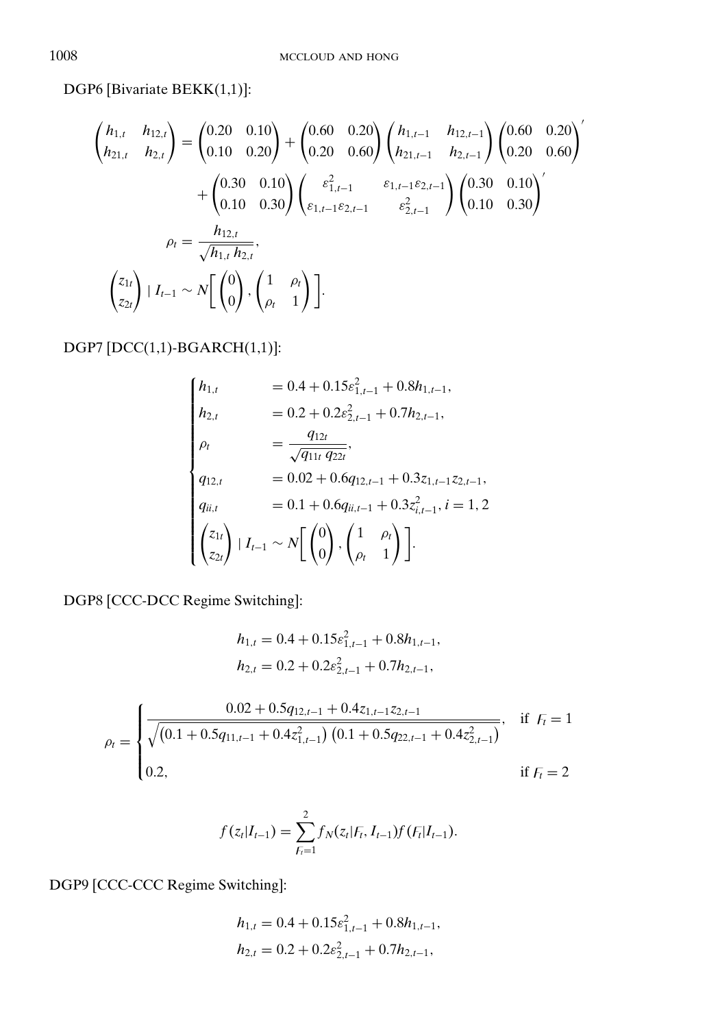DGP6 [Bivariate BEKK(1,1)]:

$$
\begin{pmatrix} h_{1,t} & h_{12,t} \\ h_{21,t} & h_{2,t} \end{pmatrix} = \begin{pmatrix} 0.20 & 0.10 \\ 0.10 & 0.20 \end{pmatrix} + \begin{pmatrix} 0.60 & 0.20 \\ 0.20 & 0.60 \end{pmatrix} \begin{pmatrix} h_{1,t-1} & h_{12,t-1} \\ h_{21,t-1} & h_{2,t-1} \end{pmatrix} \begin{pmatrix} 0.60 & 0.20 \\ 0.20 & 0.60 \end{pmatrix}'
$$

$$
+ \begin{pmatrix} 0.30 & 0.10 \\ 0.10 & 0.30 \end{pmatrix} \begin{pmatrix} \varepsilon_{1,t-1}^2 & \varepsilon_{1,t-1}\varepsilon_{2,t-1} \\ \varepsilon_{1,t-1}\varepsilon_{2,t-1} & \varepsilon_{2,t-1}^2 \end{pmatrix} \begin{pmatrix} 0.30 & 0.10 \\ 0.10 & 0.30 \end{pmatrix}'
$$

$$
\rho_t = \frac{h_{12,t}}{\sqrt{h_{1,t}\, h_{2,t}}},
$$

$$
\begin{pmatrix} z_{1t} \\ z_{2t} \end{pmatrix} \mid I_{t-1} \sim N\left[ \begin{pmatrix} 0 \\ 0 \end{pmatrix}, \begin{pmatrix} 1 & \rho_t \\ \rho_t & 1 \end{pmatrix} \right].
$$

DGP7 [DCC(1,1)-BGARCH(1,1)]:

$$
\begin{cases}
h_{1,t} & = 0.4 + 0.15\varepsilon_{1,t-1}^2 + 0.8h_{1,t-1}, \\
h_{2,t} & = 0.2 + 0.2\varepsilon_{2,t-1}^2 + 0.7h_{2,t-1}, \\
\rho_t & = \dfrac{q_{12t}}{\sqrt{q_{11t}\, q_{22t}}}, \\
q_{12,t} & = 0.02 + 0.6q_{12,t-1} + 0.3z_{1,t-1}z_{2,t-1}, \\
q_{ii,t} & = 0.1 + 0.6q_{ii,t-1} + 0.3z_{i,t-1}^2, \ i = 1, 2 \\
\begin{pmatrix} z_{1t} \\ z_{2t} \end{pmatrix} \mid I_{t-1} \sim N\left[ \begin{pmatrix} 0 \\ 0 \end{pmatrix}, \begin{pmatrix} 1 & \rho_t \\ \rho_t & 1 \end{pmatrix} \right].
\end{cases}
$$

DGP8 [CCC-DCC Regime Switching]:

$$
h_{1,t} = 0.4 + 0.15\varepsilon_{1,t-1}^2 + 0.8h_{1,t-1},
$$
$$
h_{2,t} = 0.2 + 0.2\varepsilon_{2,t-1}^2 + 0.7h_{2,t-1},
$$

$$
\rho_t = \begin{cases} \dfrac{0.02 + 0.5q_{12,t-1} + 0.4z_{1,t-1}z_{2,t-1}}{\sqrt{\left(0.1 + 0.5q_{11,t-1} + 0.4z_{1,t-1}^2\right)\left(0.1 + 0.5q_{22,t-1} + 0.4z_{2,t-1}^2\right)}}, & \text{if } F_t = 1 \\ 0.2, & \text{if } F_t = 2 \end{cases}
$$

$$
f(z_t|I_{t-1}) = \sum_{F_t=1}^{2} f_N(z_t|F_t, I_{t-1}) f(F_t|I_{t-1}).
$$

DGP9 [CCC-CCC Regime Switching]:

$$
h_{1,t} = 0.4 + 0.15\varepsilon_{1,t-1}^2 + 0.8h_{1,t-1},
$$
$$
h_{2,t} = 0.2 + 0.2\varepsilon_{2,t-1}^2 + 0.7h_{2,t-1},
$$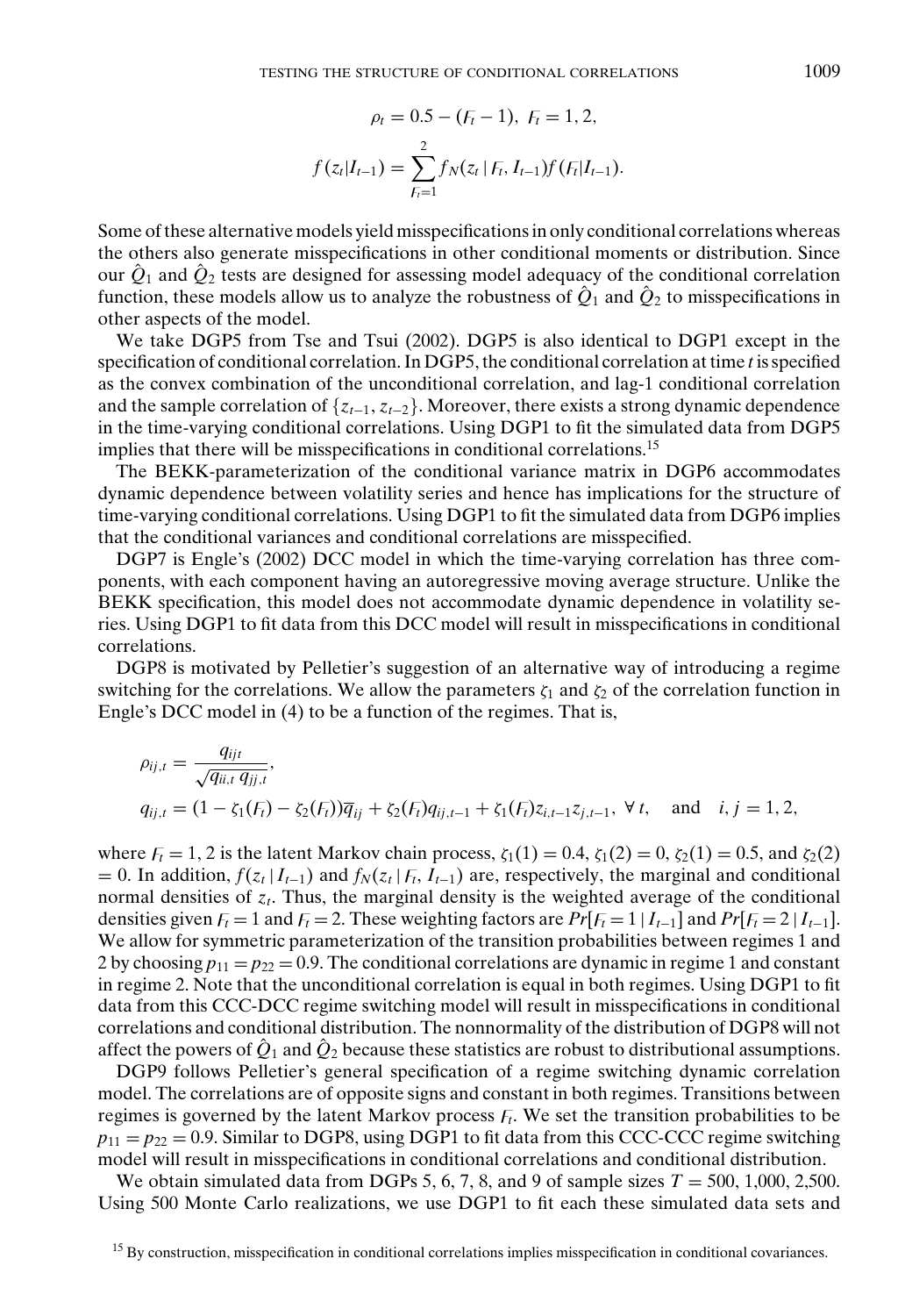$$\rho_t = 0.5 - (F_t - 1),\ F_t = 1, 2,$$

$$f(z_t|I_{t-1}) = \sum_{F_t=1}^{2} f_N(z_t \mid F_t, I_{t-1}) f(F_t|I_{t-1}).$$

Some of these alternative models yield misspecifications in only conditional correlations whereas the others also generate misspecifications in other conditional moments or distribution. Since our $\hat{Q}_1$ and $\hat{Q}_2$ tests are designed for assessing model adequacy of the conditional correlation function, these models allow us to analyze the robustness of $\hat{Q}_1$ and $\hat{Q}_2$ to misspecifications in other aspects of the model.

We take DGP5 from Tse and Tsui (2002). DGP5 is also identical to DGP1 except in the specification of conditional correlation. In DGP5, the conditional correlation at time $t$ is specified as the convex combination of the unconditional correlation, and lag-1 conditional correlation and the sample correlation of $\{z_{t-1}, z_{t-2}\}$. Moreover, there exists a strong dynamic dependence in the time-varying conditional correlations. Using DGP1 to fit the simulated data from DGP5 implies that there will be misspecifications in conditional correlations.[15]

The BEKK-parameterization of the conditional variance matrix in DGP6 accommodates dynamic dependence between volatility series and hence has implications for the structure of time-varying conditional correlations. Using DGP1 to fit the simulated data from DGP6 implies that the conditional variances and conditional correlations are misspecified.

DGP7 is Engle's (2002) DCC model in which the time-varying correlation has three components, with each component having an autoregressive moving average structure. Unlike the BEKK specification, this model does not accommodate dynamic dependence in volatility series. Using DGP1 to fit data from this DCC model will result in misspecifications in conditional correlations.

DGP8 is motivated by Pelletier's suggestion of an alternative way of introducing a regime switching for the correlations. We allow the parameters $\zeta_1$ and $\zeta_2$ of the correlation function in Engle's DCC model in (4) to be a function of the regimes. That is,

$$\rho_{ij,t} = \frac{q_{ijt}}{\sqrt{q_{ii,t}\, q_{jj,t}}},$$

$$q_{ij,t} = (1 - \zeta_1(F_t) - \zeta_2(F_t))\overline{q}_{ij} + \zeta_2(F_t) q_{ij,t-1} + \zeta_1(F_t) z_{i,t-1} z_{j,t-1},\ \forall\, t, \quad \text{and} \quad i, j = 1, 2,$$

where $F_t = 1, 2$ is the latent Markov chain process, $\zeta_1(1) = 0.4$, $\zeta_1(2) = 0$, $\zeta_2(1) = 0.5$, and $\zeta_2(2) = 0$. In addition, $f(z_t \mid I_{t-1})$ and $f_N(z_t \mid F_t, I_{t-1})$ are, respectively, the marginal and conditional normal densities of $z_t$. Thus, the marginal density is the weighted average of the conditional densities given $F_t = 1$ and $F_t = 2$. These weighting factors are $Pr[F_t = 1 \mid I_{t-1}]$ and $Pr[F_t = 2 \mid I_{t-1}]$. We allow for symmetric parameterization of the transition probabilities between regimes 1 and 2 by choosing $p_{11} = p_{22} = 0.9$. The conditional correlations are dynamic in regime 1 and constant in regime 2. Note that the unconditional correlation is equal in both regimes. Using DGP1 to fit data from this CCC-DCC regime switching model will result in misspecifications in conditional correlations and conditional distribution. The nonnormality of the distribution of DGP8 will not affect the powers of $\hat{Q}_1$ and $\hat{Q}_2$ because these statistics are robust to distributional assumptions.

DGP9 follows Pelletier's general specification of a regime switching dynamic correlation model. The correlations are of opposite signs and constant in both regimes. Transitions between regimes is governed by the latent Markov process $F_t$. We set the transition probabilities to be $p_{11} = p_{22} = 0.9$. Similar to DGP8, using DGP1 to fit data from this CCC-CCC regime switching model will result in misspecifications in conditional correlations and conditional distribution.

We obtain simulated data from DGPs 5, 6, 7, 8, and 9 of sample sizes $T = 500$, 1,000, 2,500. Using 500 Monte Carlo realizations, we use DGP1 to fit each these simulated data sets and

[15] By construction, misspecification in conditional correlations implies misspecification in conditional covariances.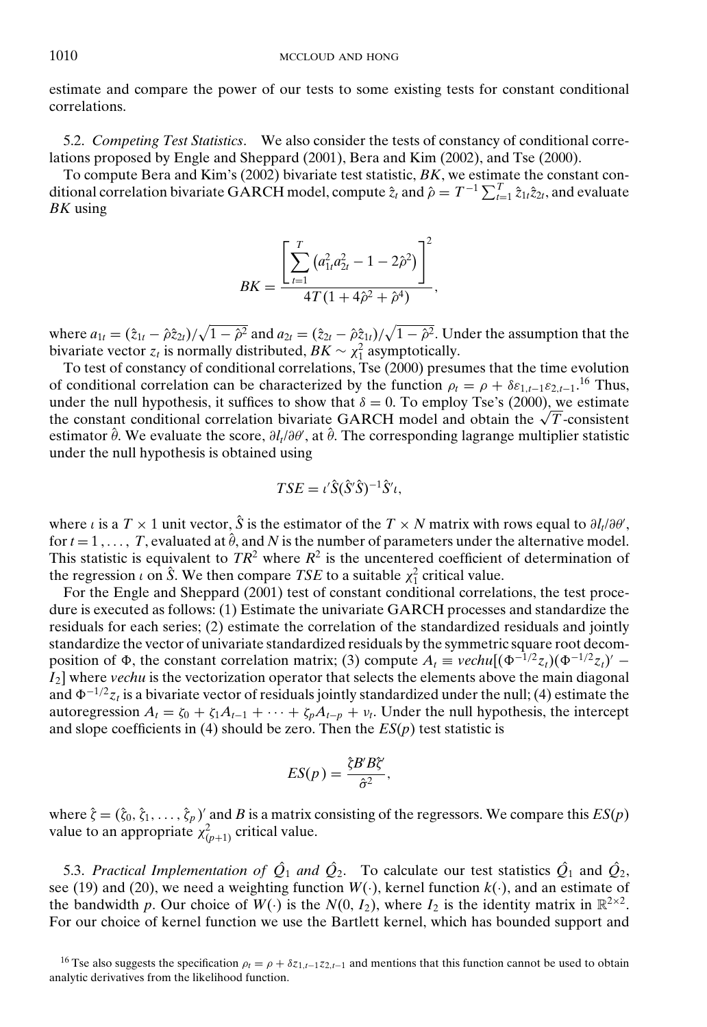estimate and compare the power of our tests to some existing tests for constant conditional correlations.

5.2. *Competing Test Statistics*. We also consider the tests of constancy of conditional correlations proposed by Engle and Sheppard (2001), Bera and Kim (2002), and Tse (2000).

To compute Bera and Kim's (2002) bivariate test statistic, *BK*, we estimate the constant conditional correlation bivariate GARCH model, compute $\hat{z}_t$ and $\hat{\rho} = T^{-1}\sum_{t=1}^{T}\hat{z}_{1t}\hat{z}_{2t}$, and evaluate *BK* using

$$BK = \frac{\left[\sum_{t=1}^{T}\left(a_{1t}^2 a_{2t}^2 - 1 - 2\hat{\rho}^2\right)\right]^2}{4T(1 + 4\hat{\rho}^2 + \hat{\rho}^4)},$$

where $a_{1t} = (\hat{z}_{1t} - \hat{\rho}\hat{z}_{2t})/\sqrt{1-\hat{\rho}^2}$ and $a_{2t} = (\hat{z}_{2t} - \hat{\rho}\hat{z}_{1t})/\sqrt{1-\hat{\rho}^2}$. Under the assumption that the bivariate vector $z_t$ is normally distributed, $BK \sim \chi_1^2$ asymptotically.

To test of constancy of conditional correlations, Tse (2000) presumes that the time evolution of conditional correlation can be characterized by the function $\rho_t = \rho + \delta\varepsilon_{1,t-1}\varepsilon_{2,t-1}$.[16] Thus, under the null hypothesis, it suffices to show that $\delta = 0$. To employ Tse's (2000), we estimate the constant conditional correlation bivariate GARCH model and obtain the $\sqrt{T}$-consistent estimator $\hat{\theta}$. We evaluate the score, $\partial l_t/\partial\theta'$, at $\hat{\theta}$. The corresponding lagrange multiplier statistic under the null hypothesis is obtained using

$$TSE = \iota'\hat{S}(\hat{S}'\hat{S})^{-1}\hat{S}'\iota,$$

where $\iota$ is a $T \times 1$ unit vector, $\hat{S}$ is the estimator of the $T \times N$ matrix with rows equal to $\partial l_t/\partial\theta'$, for $t = 1, \ldots, T$, evaluated at $\hat{\theta}$, and $N$ is the number of parameters under the alternative model. This statistic is equivalent to $TR^2$ where $R^2$ is the uncentered coefficient of determination of the regression $\iota$ on $\hat{S}$. We then compare *TSE* to a suitable $\chi_1^2$ critical value.

For the Engle and Sheppard (2001) test of constant conditional correlations, the test procedure is executed as follows: (1) Estimate the univariate GARCH processes and standardize the residuals for each series; (2) estimate the correlation of the standardized residuals and jointly standardize the vector of univariate standardized residuals by the symmetric square root decomposition of $\Phi$, the constant correlation matrix; (3) compute $A_t \equiv vechu[(\Phi^{-1/2}z_t)(\Phi^{-1/2}z_t)' - I_2]$ where *vechu* is the vectorization operator that selects the elements above the main diagonal and $\Phi^{-1/2}z_t$ is a bivariate vector of residuals jointly standardized under the null; (4) estimate the autoregression $A_t = \zeta_0 + \zeta_1 A_{t-1} + \cdots + \zeta_p A_{t-p} + v_t$. Under the null hypothesis, the intercept and slope coefficients in (4) should be zero. Then the $ES(p)$ test statistic is

$$ES(p) = \frac{\hat{\zeta}B'B\hat{\zeta}'}{\hat{\sigma}^2},$$

where $\hat{\zeta} = (\hat{\zeta}_0, \hat{\zeta}_1, \ldots, \hat{\zeta}_p)'$ and $B$ is a matrix consisting of the regressors. We compare this $ES(p)$ value to an appropriate $\chi^2_{(p+1)}$ critical value.

5.3. *Practical Implementation of* $\hat{Q}_1$ *and* $\hat{Q}_2$. To calculate our test statistics $\hat{Q}_1$ and $\hat{Q}_2$, see (19) and (20), we need a weighting function $W(\cdot)$, kernel function $k(\cdot)$, and an estimate of the bandwidth $p$. Our choice of $W(\cdot)$ is the $N(0, I_2)$, where $I_2$ is the identity matrix in $\mathbb{R}^{2\times 2}$. For our choice of kernel function we use the Bartlett kernel, which has bounded support and

[16] Tse also suggests the specification $\rho_t = \rho + \delta z_{1,t-1}z_{2,t-1}$ and mentions that this function cannot be used to obtain analytic derivatives from the likelihood function.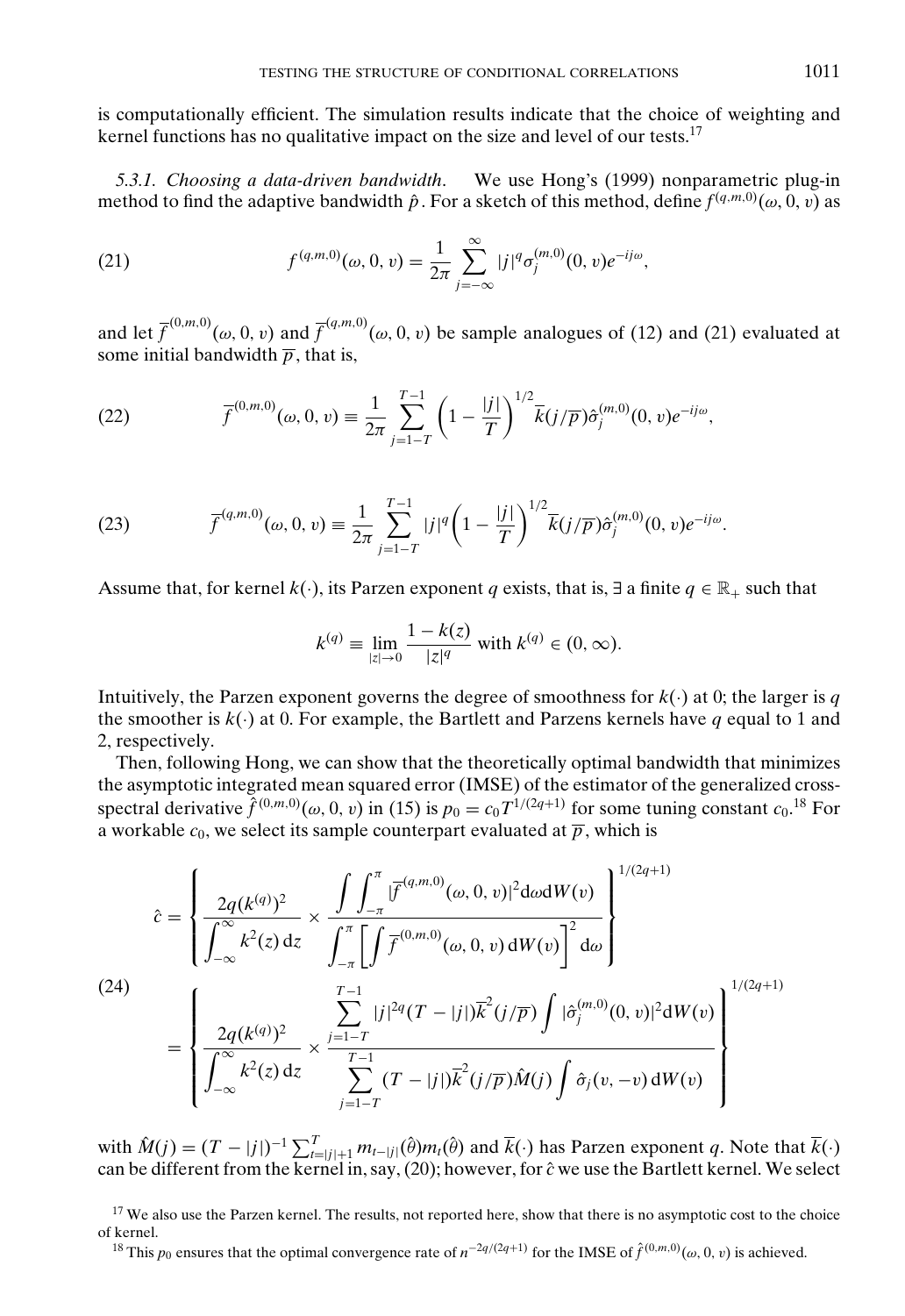is computationally efficient. The simulation results indicate that the choice of weighting and kernel functions has no qualitative impact on the size and level of our tests.[17]

*5.3.1. Choosing a data-driven bandwidth.* We use Hong's (1999) nonparametric plug-in method to find the adaptive bandwidth $\hat{p}$. For a sketch of this method, define $f^{(q,m,0)}(\omega, 0, v)$ as

$$f^{(q,m,0)}(\omega, 0, v) = \frac{1}{2\pi} \sum_{j=-\infty}^{\infty} |j|^q \sigma_j^{(m,0)}(0, v) e^{-ij\omega}, \tag{21}$$

and let $\overline{f}^{(0,m,0)}(\omega, 0, v)$ and $\overline{f}^{(q,m,0)}(\omega, 0, v)$ be sample analogues of (12) and (21) evaluated at some initial bandwidth $\overline{p}$, that is,

$$\overline{f}^{(0,m,0)}(\omega, 0, v) \equiv \frac{1}{2\pi} \sum_{j=1-T}^{T-1} \left(1 - \frac{|j|}{T}\right)^{1/2} \overline{k}(j/\overline{p}) \hat{\sigma}_j^{(m,0)}(0, v) e^{-ij\omega}, \tag{22}$$

$$\overline{f}^{(q,m,0)}(\omega, 0, v) \equiv \frac{1}{2\pi} \sum_{j=1-T}^{T-1} |j|^q \left(1 - \frac{|j|}{T}\right)^{1/2} \overline{k}(j/\overline{p}) \hat{\sigma}_j^{(m,0)}(0, v) e^{-ij\omega}. \tag{23}$$

Assume that, for kernel $k(\cdot)$, its Parzen exponent $q$ exists, that is, $\exists$ a finite $q \in \mathbb{R}_+$ such that

$$k^{(q)} \equiv \lim_{|z| \to 0} \frac{1 - k(z)}{|z|^q} \text{ with } k^{(q)} \in (0, \infty).$$

Intuitively, the Parzen exponent governs the degree of smoothness for $k(\cdot)$ at 0; the larger is $q$ the smoother is $k(\cdot)$ at 0. For example, the Bartlett and Parzens kernels have $q$ equal to 1 and 2, respectively.

Then, following Hong, we can show that the theoretically optimal bandwidth that minimizes the asymptotic integrated mean squared error (IMSE) of the estimator of the generalized cross-spectral derivative $\hat{f}^{(0,m,0)}(\omega, 0, v)$ in (15) is $p_0 = c_0 T^{1/(2q+1)}$ for some tuning constant $c_0$.[18] For a workable $c_0$, we select its sample counterpart evaluated at $\overline{p}$, which is

$$\begin{aligned} \hat{c} &= \left\{ \frac{2q(k^{(q)})^2}{\int_{-\infty}^{\infty} k^2(z)\,\mathrm{d}z} \times \frac{\int \int_{-\pi}^{\pi} |\overline{f}^{(q,m,0)}(\omega, 0, v)|^2 \mathrm{d}\omega \mathrm{d}W(v)}{\int_{-\pi}^{\pi} \left[ \int \overline{f}^{(0,m,0)}(\omega, 0, v)\,\mathrm{d}W(v) \right]^2 \mathrm{d}\omega} \right\}^{1/(2q+1)} \\ &= \left\{ \frac{2q(k^{(q)})^2}{\int_{-\infty}^{\infty} k^2(z)\,\mathrm{d}z} \times \frac{\sum_{j=1-T}^{T-1} |j|^{2q} (T - |j|) \overline{k}^2(j/\overline{p}) \int |\hat{\sigma}_j^{(m,0)}(0, v)|^2 \mathrm{d}W(v)}{\sum_{j=1-T}^{T-1} (T - |j|) \overline{k}^2(j/\overline{p}) \hat{M}(j) \int \hat{\sigma}_j(v, -v)\,\mathrm{d}W(v)} \right\}^{1/(2q+1)} \end{aligned} \tag{24}$$

with $\hat{M}(j) = (T - |j|)^{-1} \sum_{t=|j|+1}^{T} m_{t-|j|}(\hat{\theta}) m_t(\hat{\theta})$ and $\overline{k}(\cdot)$ has Parzen exponent $q$. Note that $\overline{k}(\cdot)$ can be different from the kernel in, say, (20); however, for $\hat{c}$ we use the Bartlett kernel. We select

[17] We also use the Parzen kernel. The results, not reported here, show that there is no asymptotic cost to the choice of kernel.

[18] This $p_0$ ensures that the optimal convergence rate of $n^{-2q/(2q+1)}$ for the IMSE of $\hat{f}^{(0,m,0)}(\omega, 0, v)$ is achieved.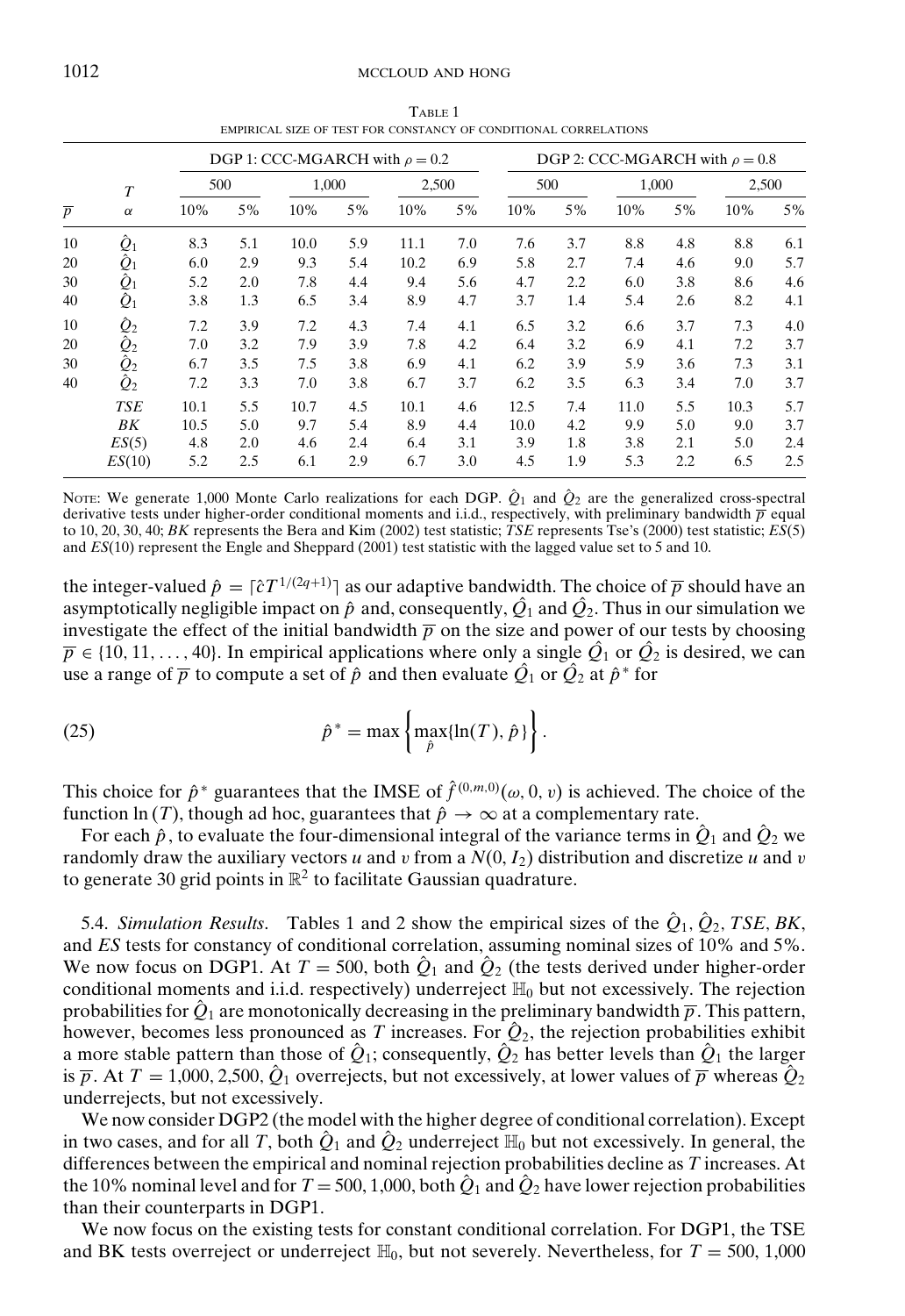TABLE 1

EMPIRICAL SIZE OF TEST FOR CONSTANCY OF CONDITIONAL CORRELATIONS

| | $T$ | DGP 1: CCC-MGARCH with $\rho = 0.2$ | | | | | | DGP 2: CCC-MGARCH with $\rho = 0.8$ | | | | | |
|---|---|---|---|---|---|---|---|---|---|---|---|---|---|
| | | 500 | | 1,000 | | 2,500 | | 500 | | 1,000 | | 2,500 | |
| $\overline{p}$ | $\alpha$ | 10% | 5% | 10% | 5% | 10% | 5% | 10% | 5% | 10% | 5% | 10% | 5% |
| 10 | $\hat{Q}_1$ | 8.3 | 5.1 | 10.0 | 5.9 | 11.1 | 7.0 | 7.6 | 3.7 | 8.8 | 4.8 | 8.8 | 6.1 |
| 20 | $\hat{Q}_1$ | 6.0 | 2.9 | 9.3 | 5.4 | 10.2 | 6.9 | 5.8 | 2.7 | 7.4 | 4.6 | 9.0 | 5.7 |
| 30 | $\hat{Q}_1$ | 5.2 | 2.0 | 7.8 | 4.4 | 9.4 | 5.6 | 4.7 | 2.2 | 6.0 | 3.8 | 8.6 | 4.6 |
| 40 | $\hat{Q}_1$ | 3.8 | 1.3 | 6.5 | 3.4 | 8.9 | 4.7 | 3.7 | 1.4 | 5.4 | 2.6 | 8.2 | 4.1 |
| 10 | $\hat{Q}_2$ | 7.2 | 3.9 | 7.2 | 4.3 | 7.4 | 4.1 | 6.5 | 3.2 | 6.6 | 3.7 | 7.3 | 4.0 |
| 20 | $\hat{Q}_2$ | 7.0 | 3.2 | 7.9 | 3.9 | 7.8 | 4.2 | 6.4 | 3.2 | 6.9 | 4.1 | 7.2 | 3.7 |
| 30 | $\hat{Q}_2$ | 6.7 | 3.5 | 7.5 | 3.8 | 6.9 | 4.1 | 6.2 | 3.9 | 5.9 | 3.6 | 7.3 | 3.1 |
| 40 | $\hat{Q}_2$ | 7.2 | 3.3 | 7.0 | 3.8 | 6.7 | 3.7 | 6.2 | 3.5 | 6.3 | 3.4 | 7.0 | 3.7 |
| | *TSE* | 10.1 | 5.5 | 10.7 | 4.5 | 10.1 | 4.6 | 12.5 | 7.4 | 11.0 | 5.5 | 10.3 | 5.7 |
| | *BK* | 10.5 | 5.0 | 9.7 | 5.4 | 8.9 | 4.4 | 10.0 | 4.2 | 9.9 | 5.0 | 9.0 | 3.7 |
| | *ES*(5) | 4.8 | 2.0 | 4.6 | 2.4 | 6.4 | 3.1 | 3.9 | 1.8 | 3.8 | 2.1 | 5.0 | 2.4 |
| | *ES*(10) | 5.2 | 2.5 | 6.1 | 2.9 | 6.7 | 3.0 | 4.5 | 1.9 | 5.3 | 2.2 | 6.5 | 2.5 |

NOTE: We generate 1,000 Monte Carlo realizations for each DGP. $\hat{Q}_1$ and $\hat{Q}_2$ are the generalized cross-spectral derivative tests under higher-order conditional moments and i.i.d., respectively, with preliminary bandwidth $\overline{p}$ equal to 10, 20, 30, 40; *BK* represents the Bera and Kim (2002) test statistic; *TSE* represents Tse's (2000) test statistic; *ES*(5) and *ES*(10) represent the Engle and Sheppard (2001) test statistic with the lagged value set to 5 and 10.

the integer-valued $\hat{p} = \lceil \hat{c}T^{1/(2q+1)} \rceil$ as our adaptive bandwidth. The choice of $\overline{p}$ should have an asymptotically negligible impact on $\hat{p}$ and, consequently, $\hat{Q}_1$ and $\hat{Q}_2$. Thus in our simulation we investigate the effect of the initial bandwidth $\overline{p}$ on the size and power of our tests by choosing $\overline{p} \in \{10, 11, \ldots, 40\}$. In empirical applications where only a single $\hat{Q}_1$ or $\hat{Q}_2$ is desired, we can use a range of $\overline{p}$ to compute a set of $\hat{p}$ and then evaluate $\hat{Q}_1$ or $\hat{Q}_2$ at $\hat{p}^*$ for

$$\hat{p}^* = \max \left\{ \max_{\hat{p}} \{\ln(T), \hat{p}\} \right\}. \tag{25}$$

This choice for $\hat{p}^*$ guarantees that the IMSE of $\hat{f}^{(0,m,0)}(\omega, 0, v)$ is achieved. The choice of the function $\ln(T)$, though ad hoc, guarantees that $\hat{p} \to \infty$ at a complementary rate.

For each $\hat{p}$, to evaluate the four-dimensional integral of the variance terms in $\hat{Q}_1$ and $\hat{Q}_2$ we randomly draw the auxiliary vectors $u$ and $v$ from a $N(0, I_2)$ distribution and discretize $u$ and $v$ to generate 30 grid points in $\mathbb{R}^2$ to facilitate Gaussian quadrature.

5.4. *Simulation Results*. Tables 1 and 2 show the empirical sizes of the $\hat{Q}_1$, $\hat{Q}_2$, *TSE*, *BK*, and *ES* tests for constancy of conditional correlation, assuming nominal sizes of 10% and 5%. We now focus on DGP1. At $T = 500$, both $\hat{Q}_1$ and $\hat{Q}_2$ (the tests derived under higher-order conditional moments and i.i.d. respectively) underreject $\mathbb{H}_0$ but not excessively. The rejection probabilities for $\hat{Q}_1$ are monotonically decreasing in the preliminary bandwidth $\overline{p}$. This pattern, however, becomes less pronounced as $T$ increases. For $\hat{Q}_2$, the rejection probabilities exhibit a more stable pattern than those of $\hat{Q}_1$; consequently, $\hat{Q}_2$ has better levels than $\hat{Q}_1$ the larger is $\overline{p}$. At $T = 1{,}000, 2{,}500$, $\hat{Q}_1$ overrejects, but not excessively, at lower values of $\overline{p}$ whereas $\hat{Q}_2$ underrejects, but not excessively.

We now consider DGP2 (the model with the higher degree of conditional correlation). Except in two cases, and for all $T$, both $\hat{Q}_1$ and $\hat{Q}_2$ underreject $\mathbb{H}_0$ but not excessively. In general, the differences between the empirical and nominal rejection probabilities decline as $T$ increases. At the 10% nominal level and for $T = 500, 1{,}000$, both $\hat{Q}_1$ and $\hat{Q}_2$ have lower rejection probabilities than their counterparts in DGP1.

We now focus on the existing tests for constant conditional correlation. For DGP1, the TSE and BK tests overreject or underreject $\mathbb{H}_0$, but not severely. Nevertheless, for $T = 500$, 1,000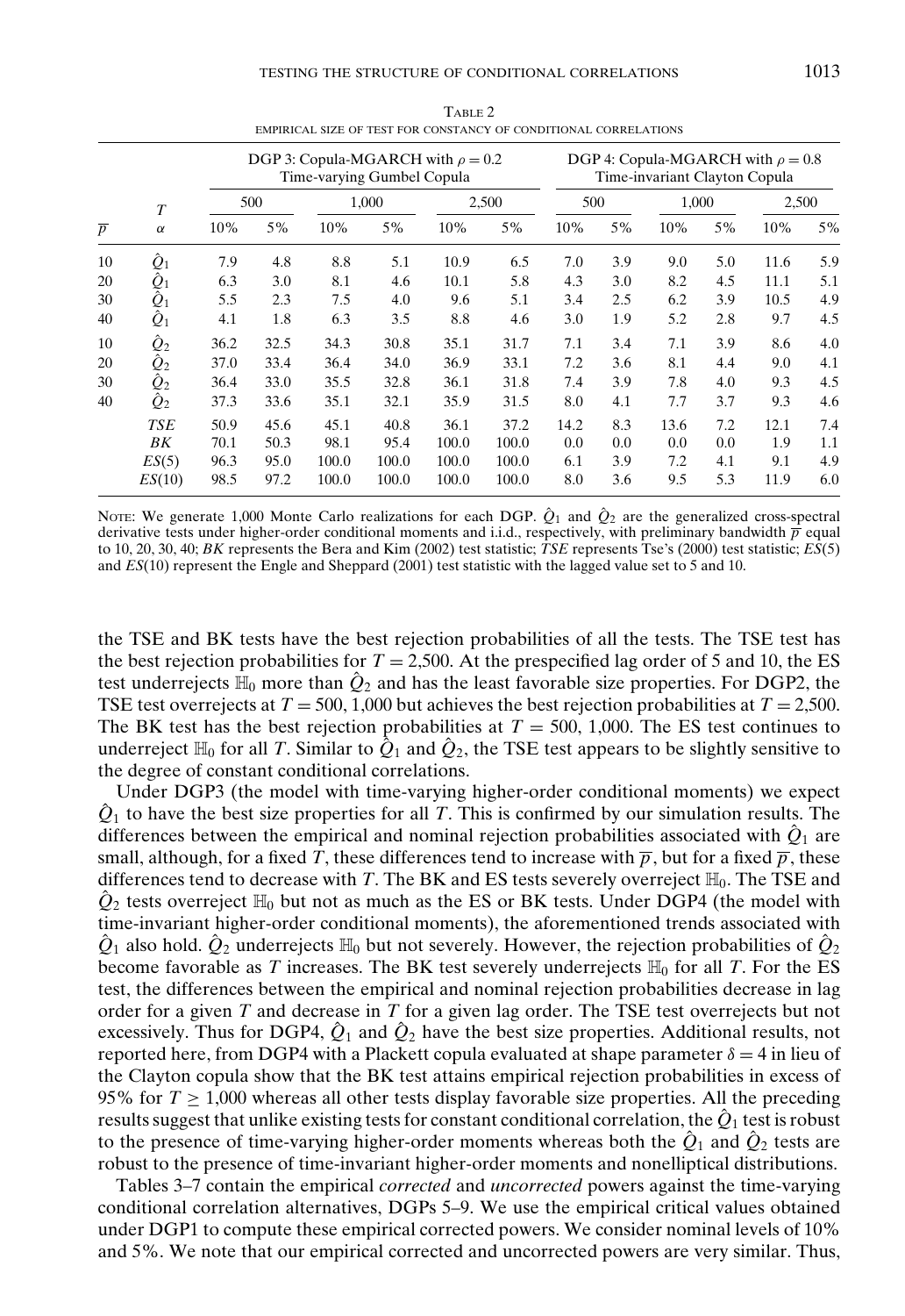TABLE 2
EMPIRICAL SIZE OF TEST FOR CONSTANCY OF CONDITIONAL CORRELATIONS

| | | DGP 3: Copula-MGARCH with $\rho = 0.2$ Time-varying Gumbel Copula | | | | | | DGP 4: Copula-MGARCH with $\rho = 0.8$ Time-invariant Clayton Copula | | | | | |
|---|---|---|---|---|---|---|---|---|---|---|---|---|---|
| | $T$ | 500 | | 1,000 | | 2,500 | | 500 | | 1,000 | | 2,500 | |
| $\overline{p}$ | $\alpha$ | 10% | 5% | 10% | 5% | 10% | 5% | 10% | 5% | 10% | 5% | 10% | 5% |
| 10 | $\hat{Q}_1$ | 7.9 | 4.8 | 8.8 | 5.1 | 10.9 | 6.5 | 7.0 | 3.9 | 9.0 | 5.0 | 11.6 | 5.9 |
| 20 | $\hat{Q}_1$ | 6.3 | 3.0 | 8.1 | 4.6 | 10.1 | 5.8 | 4.3 | 3.0 | 8.2 | 4.5 | 11.1 | 5.1 |
| 30 | $\hat{Q}_1$ | 5.5 | 2.3 | 7.5 | 4.0 | 9.6 | 5.1 | 3.4 | 2.5 | 6.2 | 3.9 | 10.5 | 4.9 |
| 40 | $\hat{Q}_1$ | 4.1 | 1.8 | 6.3 | 3.5 | 8.8 | 4.6 | 3.0 | 1.9 | 5.2 | 2.8 | 9.7 | 4.5 |
| 10 | $\hat{Q}_2$ | 36.2 | 32.5 | 34.3 | 30.8 | 35.1 | 31.7 | 7.1 | 3.4 | 7.1 | 3.9 | 8.6 | 4.0 |
| 20 | $\hat{Q}_2$ | 37.0 | 33.4 | 36.4 | 34.0 | 36.9 | 33.1 | 7.2 | 3.6 | 8.1 | 4.4 | 9.0 | 4.1 |
| 30 | $\hat{Q}_2$ | 36.4 | 33.0 | 35.5 | 32.8 | 36.1 | 31.8 | 7.4 | 3.9 | 7.8 | 4.0 | 9.3 | 4.5 |
| 40 | $\hat{Q}_2$ | 37.3 | 33.6 | 35.1 | 32.1 | 35.9 | 31.5 | 8.0 | 4.1 | 7.7 | 3.7 | 9.3 | 4.6 |
| | *TSE* | 50.9 | 45.6 | 45.1 | 40.8 | 36.1 | 37.2 | 14.2 | 8.3 | 13.6 | 7.2 | 12.1 | 7.4 |
| | *BK* | 70.1 | 50.3 | 98.1 | 95.4 | 100.0 | 100.0 | 0.0 | 0.0 | 0.0 | 0.0 | 1.9 | 1.1 |
| | *ES*(5) | 96.3 | 95.0 | 100.0 | 100.0 | 100.0 | 100.0 | 6.1 | 3.9 | 7.2 | 4.1 | 9.1 | 4.9 |
| | *ES*(10) | 98.5 | 97.2 | 100.0 | 100.0 | 100.0 | 100.0 | 8.0 | 3.6 | 9.5 | 5.3 | 11.9 | 6.0 |

NOTE: We generate 1,000 Monte Carlo realizations for each DGP. $\hat{Q}_1$ and $\hat{Q}_2$ are the generalized cross-spectral derivative tests under higher-order conditional moments and i.i.d., respectively, with preliminary bandwidth $\overline{p}$ equal to 10, 20, 30, 40; *BK* represents the Bera and Kim (2002) test statistic; *TSE* represents Tse's (2000) test statistic; *ES*(5) and *ES*(10) represent the Engle and Sheppard (2001) test statistic with the lagged value set to 5 and 10.

the TSE and BK tests have the best rejection probabilities of all the tests. The TSE test has the best rejection probabilities for $T = 2{,}500$. At the prespecified lag order of 5 and 10, the ES test underrejects $\mathbb{H}_0$ more than $\hat{Q}_2$ and has the least favorable size properties. For DGP2, the TSE test overrejects at $T = 500, 1{,}000$ but achieves the best rejection probabilities at $T = 2{,}500$. The BK test has the best rejection probabilities at $T = 500$, 1,000. The ES test continues to underreject $\mathbb{H}_0$ for all $T$. Similar to $\hat{Q}_1$ and $\hat{Q}_2$, the TSE test appears to be slightly sensitive to the degree of constant conditional correlations.

Under DGP3 (the model with time-varying higher-order conditional moments) we expect $\hat{Q}_1$ to have the best size properties for all $T$. This is confirmed by our simulation results. The differences between the empirical and nominal rejection probabilities associated with $\hat{Q}_1$ are small, although, for a fixed $T$, these differences tend to increase with $\overline{p}$, but for a fixed $\overline{p}$, these differences tend to decrease with $T$. The BK and ES tests severely overreject $\mathbb{H}_0$. The TSE and $\hat{Q}_2$ tests overreject $\mathbb{H}_0$ but not as much as the ES or BK tests. Under DGP4 (the model with time-invariant higher-order conditional moments), the aforementioned trends associated with $\hat{Q}_1$ also hold. $\hat{Q}_2$ underrejects $\mathbb{H}_0$ but not severely. However, the rejection probabilities of $\hat{Q}_2$ become favorable as $T$ increases. The BK test severely underrejects $\mathbb{H}_0$ for all $T$. For the ES test, the differences between the empirical and nominal rejection probabilities decrease in lag order for a given $T$ and decrease in $T$ for a given lag order. The TSE test overrejects but not excessively. Thus for DGP4, $\hat{Q}_1$ and $\hat{Q}_2$ have the best size properties. Additional results, not reported here, from DGP4 with a Plackett copula evaluated at shape parameter $\delta = 4$ in lieu of the Clayton copula show that the BK test attains empirical rejection probabilities in excess of 95% for $T \geq 1{,}000$ whereas all other tests display favorable size properties. All the preceding results suggest that unlike existing tests for constant conditional correlation, the $\hat{Q}_1$ test is robust to the presence of time-varying higher-order moments whereas both the $\hat{Q}_1$ and $\hat{Q}_2$ tests are robust to the presence of time-invariant higher-order moments and nonelliptical distributions.

Tables 3–7 contain the empirical *corrected* and *uncorrected* powers against the time-varying conditional correlation alternatives, DGPs 5–9. We use the empirical critical values obtained under DGP1 to compute these empirical corrected powers. We consider nominal levels of 10% and 5%. We note that our empirical corrected and uncorrected powers are very similar. Thus,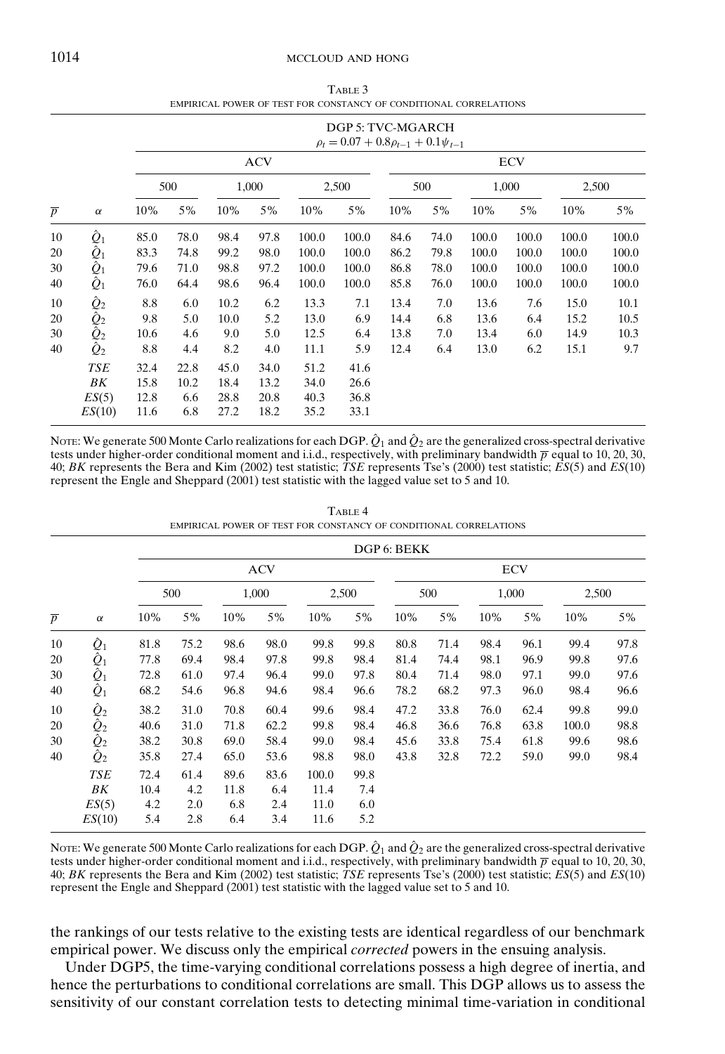TABLE 3

EMPIRICAL POWER OF TEST FOR CONSTANCY OF CONDITIONAL CORRELATIONS

| | | DGP 5: TVC-MGARCH $\rho_t = 0.07 + 0.8\rho_{t-1} + 0.1\psi_{t-1}$ | | | | | | | | | | | |
|---|---|---|---|---|---|---|---|---|---|---|---|---|---|
| | | ACV | | | | | | ECV | | | | | |
| | | 500 | | 1,000 | | 2,500 | | 500 | | 1,000 | | 2,500 | |
| $\overline{p}$ | $\alpha$ | 10% | 5% | 10% | 5% | 10% | 5% | 10% | 5% | 10% | 5% | 10% | 5% |
| 10 | $\hat{Q}_1$ | 85.0 | 78.0 | 98.4 | 97.8 | 100.0 | 100.0 | 84.6 | 74.0 | 100.0 | 100.0 | 100.0 | 100.0 |
| 20 | $\hat{Q}_1$ | 83.3 | 74.8 | 99.2 | 98.0 | 100.0 | 100.0 | 86.2 | 79.8 | 100.0 | 100.0 | 100.0 | 100.0 |
| 30 | $\hat{Q}_1$ | 79.6 | 71.0 | 98.8 | 97.2 | 100.0 | 100.0 | 86.8 | 78.0 | 100.0 | 100.0 | 100.0 | 100.0 |
| 40 | $\hat{Q}_1$ | 76.0 | 64.4 | 98.6 | 96.4 | 100.0 | 100.0 | 85.8 | 76.0 | 100.0 | 100.0 | 100.0 | 100.0 |
| 10 | $\hat{Q}_2$ | 8.8 | 6.0 | 10.2 | 6.2 | 13.3 | 7.1 | 13.4 | 7.0 | 13.6 | 7.6 | 15.0 | 10.1 |
| 20 | $\hat{Q}_2$ | 9.8 | 5.0 | 10.0 | 5.2 | 13.0 | 6.9 | 14.4 | 6.8 | 13.6 | 6.4 | 15.2 | 10.5 |
| 30 | $\hat{Q}_2$ | 10.6 | 4.6 | 9.0 | 5.0 | 12.5 | 6.4 | 13.8 | 7.0 | 13.4 | 6.0 | 14.9 | 10.3 |
| 40 | $\hat{Q}_2$ | 8.8 | 4.4 | 8.2 | 4.0 | 11.1 | 5.9 | 12.4 | 6.4 | 13.0 | 6.2 | 15.1 | 9.7 |
| | *TSE* | 32.4 | 22.8 | 45.0 | 34.0 | 51.2 | 41.6 | | | | | | |
| | *BK* | 15.8 | 10.2 | 18.4 | 13.2 | 34.0 | 26.6 | | | | | | |
| | *ES*(5) | 12.8 | 6.6 | 28.8 | 20.8 | 40.3 | 36.8 | | | | | | |
| | *ES*(10) | 11.6 | 6.8 | 27.2 | 18.2 | 35.2 | 33.1 | | | | | | |

NOTE: We generate 500 Monte Carlo realizations for each DGP. $\hat{Q}_1$ and $\hat{Q}_2$ are the generalized cross-spectral derivative tests under higher-order conditional moment and i.i.d., respectively, with preliminary bandwidth $\overline{p}$ equal to 10, 20, 30, 40; *BK* represents the Bera and Kim (2002) test statistic; *TSE* represents Tse's (2000) test statistic; *ES*(5) and *ES*(10) represent the Engle and Sheppard (2001) test statistic with the lagged value set to 5 and 10.

TABLE 4

EMPIRICAL POWER OF TEST FOR CONSTANCY OF CONDITIONAL CORRELATIONS

| | | DGP 6: BEKK | | | | | | | | | | | |
|---|---|---|---|---|---|---|---|---|---|---|---|---|---|
| | | ACV | | | | | | ECV | | | | | |
| | | 500 | | 1,000 | | 2,500 | | 500 | | 1,000 | | 2,500 | |
| $\overline{p}$ | $\alpha$ | 10% | 5% | 10% | 5% | 10% | 5% | 10% | 5% | 10% | 5% | 10% | 5% |
| 10 | $\hat{Q}_1$ | 81.8 | 75.2 | 98.6 | 98.0 | 99.8 | 99.8 | 80.8 | 71.4 | 98.4 | 96.1 | 99.4 | 97.8 |
| 20 | $\hat{Q}_1$ | 77.8 | 69.4 | 98.4 | 97.8 | 99.8 | 98.4 | 81.4 | 74.4 | 98.1 | 96.9 | 99.8 | 97.6 |
| 30 | $\hat{Q}_1$ | 72.8 | 61.0 | 97.4 | 96.4 | 99.0 | 97.8 | 80.4 | 71.4 | 98.0 | 97.1 | 99.0 | 97.6 |
| 40 | $\hat{Q}_1$ | 68.2 | 54.6 | 96.8 | 94.6 | 98.4 | 96.6 | 78.2 | 68.2 | 97.3 | 96.0 | 98.4 | 96.6 |
| 10 | $\hat{Q}_2$ | 38.2 | 31.0 | 70.8 | 60.4 | 99.6 | 98.4 | 47.2 | 33.8 | 76.0 | 62.4 | 99.8 | 99.0 |
| 20 | $\hat{Q}_2$ | 40.6 | 31.0 | 71.8 | 62.2 | 99.8 | 98.4 | 46.8 | 36.6 | 76.8 | 63.8 | 100.0 | 98.8 |
| 30 | $\hat{Q}_2$ | 38.2 | 30.8 | 69.0 | 58.4 | 99.0 | 98.4 | 45.6 | 33.8 | 75.4 | 61.8 | 99.6 | 98.6 |
| 40 | $\hat{Q}_2$ | 35.8 | 27.4 | 65.0 | 53.6 | 98.8 | 98.0 | 43.8 | 32.8 | 72.2 | 59.0 | 99.0 | 98.4 |
| | *TSE* | 72.4 | 61.4 | 89.6 | 83.6 | 100.0 | 99.8 | | | | | | |
| | *BK* | 10.4 | 4.2 | 11.8 | 6.4 | 11.4 | 7.4 | | | | | | |
| | *ES*(5) | 4.2 | 2.0 | 6.8 | 2.4 | 11.0 | 6.0 | | | | | | |
| | *ES*(10) | 5.4 | 2.8 | 6.4 | 3.4 | 11.6 | 5.2 | | | | | | |

NOTE: We generate 500 Monte Carlo realizations for each DGP. $\hat{Q}_1$ and $\hat{Q}_2$ are the generalized cross-spectral derivative tests under higher-order conditional moment and i.i.d., respectively, with preliminary bandwidth $\overline{p}$ equal to 10, 20, 30, 40; *BK* represents the Bera and Kim (2002) test statistic; *TSE* represents Tse's (2000) test statistic; *ES*(5) and *ES*(10) represent the Engle and Sheppard (2001) test statistic with the lagged value set to 5 and 10.

the rankings of our tests relative to the existing tests are identical regardless of our benchmark empirical power. We discuss only the empirical *corrected* powers in the ensuing analysis.

Under DGP5, the time-varying conditional correlations possess a high degree of inertia, and hence the perturbations to conditional correlations are small. This DGP allows us to assess the sensitivity of our constant correlation tests to detecting minimal time-variation in conditional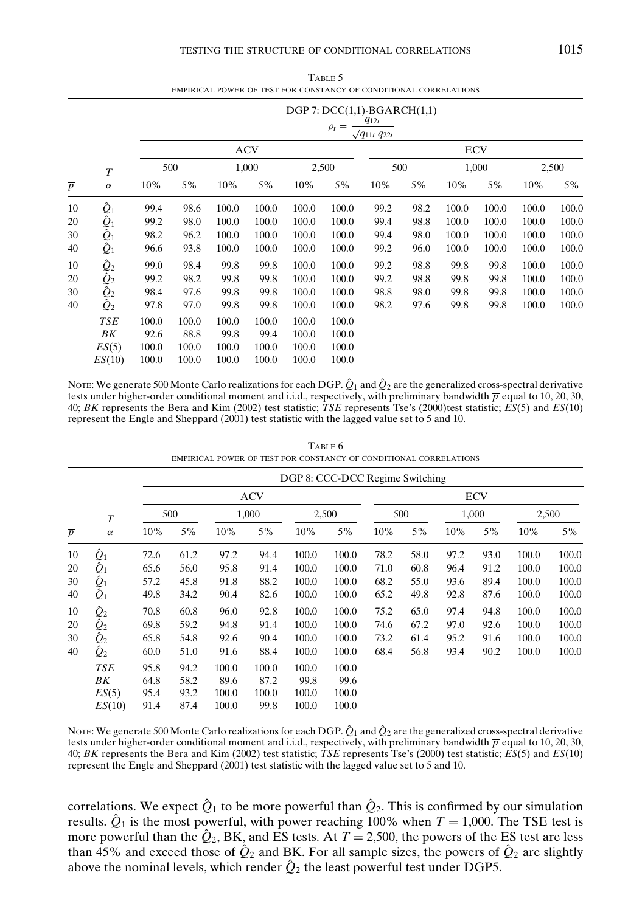TABLE 5

EMPIRICAL POWER OF TEST FOR CONSTANCY OF CONDITIONAL CORRELATIONS

| | | DGP 7: DCC(1,1)-BGARCH(1,1) $\rho_t = \frac{q_{12t}}{\sqrt{q_{11t}\,q_{22t}}}$ | | | | | | | | | | | |
|---|---|---|---|---|---|---|---|---|---|---|---|---|---|
| | | ACV | | | | | | ECV | | | | | |
| | $T$ | 500 | | 1,000 | | 2,500 | | 500 | | 1,000 | | 2,500 | |
| $\overline{p}$ | $\alpha$ | 10% | 5% | 10% | 5% | 10% | 5% | 10% | 5% | 10% | 5% | 10% | 5% |
| 10 | $\hat{Q}_1$ | 99.4 | 98.6 | 100.0 | 100.0 | 100.0 | 100.0 | 99.2 | 98.2 | 100.0 | 100.0 | 100.0 | 100.0 |
| 20 | $\hat{Q}_1$ | 99.2 | 98.0 | 100.0 | 100.0 | 100.0 | 100.0 | 99.4 | 98.8 | 100.0 | 100.0 | 100.0 | 100.0 |
| 30 | $\hat{Q}_1$ | 98.2 | 96.2 | 100.0 | 100.0 | 100.0 | 100.0 | 99.4 | 98.0 | 100.0 | 100.0 | 100.0 | 100.0 |
| 40 | $\hat{Q}_1$ | 96.6 | 93.8 | 100.0 | 100.0 | 100.0 | 100.0 | 99.2 | 96.0 | 100.0 | 100.0 | 100.0 | 100.0 |
| 10 | $\hat{Q}_2$ | 99.0 | 98.4 | 99.8 | 99.8 | 100.0 | 100.0 | 99.2 | 98.8 | 99.8 | 99.8 | 100.0 | 100.0 |
| 20 | $\hat{Q}_2$ | 99.2 | 98.2 | 99.8 | 99.8 | 100.0 | 100.0 | 99.2 | 98.8 | 99.8 | 99.8 | 100.0 | 100.0 |
| 30 | $\hat{Q}_2$ | 98.4 | 97.6 | 99.8 | 99.8 | 100.0 | 100.0 | 98.8 | 98.0 | 99.8 | 99.8 | 100.0 | 100.0 |
| 40 | $\hat{Q}_2$ | 97.8 | 97.0 | 99.8 | 99.8 | 100.0 | 100.0 | 98.2 | 97.6 | 99.8 | 99.8 | 100.0 | 100.0 |
| | *TSE* | 100.0 | 100.0 | 100.0 | 100.0 | 100.0 | 100.0 | | | | | | |
| | *BK* | 92.6 | 88.8 | 99.8 | 99.4 | 100.0 | 100.0 | | | | | | |
| | *ES*(5) | 100.0 | 100.0 | 100.0 | 100.0 | 100.0 | 100.0 | | | | | | |
| | *ES*(10) | 100.0 | 100.0 | 100.0 | 100.0 | 100.0 | 100.0 | | | | | | |

NOTE: We generate 500 Monte Carlo realizations for each DGP. $\hat{Q}_1$ and $\hat{Q}_2$ are the generalized cross-spectral derivative tests under higher-order conditional moment and i.i.d., respectively, with preliminary bandwidth $\overline{p}$ equal to 10, 20, 30, 40; *BK* represents the Bera and Kim (2002) test statistic; *TSE* represents Tse's (2000)test statistic; *ES*(5) and *ES*(10) represent the Engle and Sheppard (2001) test statistic with the lagged value set to 5 and 10.

TABLE 6

EMPIRICAL POWER OF TEST FOR CONSTANCY OF CONDITIONAL CORRELATIONS

| | | DGP 8: CCC-DCC Regime Switching | | | | | | | | | | | |
|---|---|---|---|---|---|---|---|---|---|---|---|---|---|
| | | ACV | | | | | | ECV | | | | | |
| | $T$ | 500 | | 1,000 | | 2,500 | | 500 | | 1,000 | | 2,500 | |
| $\overline{p}$ | $\alpha$ | 10% | 5% | 10% | 5% | 10% | 5% | 10% | 5% | 10% | 5% | 10% | 5% |
| 10 | $\hat{Q}_1$ | 72.6 | 61.2 | 97.2 | 94.4 | 100.0 | 100.0 | 78.2 | 58.0 | 97.2 | 93.0 | 100.0 | 100.0 |
| 20 | $\hat{Q}_1$ | 65.6 | 56.0 | 95.8 | 91.4 | 100.0 | 100.0 | 71.0 | 60.8 | 96.4 | 91.2 | 100.0 | 100.0 |
| 30 | $\hat{Q}_1$ | 57.2 | 45.8 | 91.8 | 88.2 | 100.0 | 100.0 | 68.2 | 55.0 | 93.6 | 89.4 | 100.0 | 100.0 |
| 40 | $\hat{Q}_1$ | 49.8 | 34.2 | 90.4 | 82.6 | 100.0 | 100.0 | 65.2 | 49.8 | 92.8 | 87.6 | 100.0 | 100.0 |
| 10 | $\hat{Q}_2$ | 70.8 | 60.8 | 96.0 | 92.8 | 100.0 | 100.0 | 75.2 | 65.0 | 97.4 | 94.8 | 100.0 | 100.0 |
| 20 | $\hat{Q}_2$ | 69.8 | 59.2 | 94.8 | 91.4 | 100.0 | 100.0 | 74.6 | 67.2 | 97.0 | 92.6 | 100.0 | 100.0 |
| 30 | $\hat{Q}_2$ | 65.8 | 54.8 | 92.6 | 90.4 | 100.0 | 100.0 | 73.2 | 61.4 | 95.2 | 91.6 | 100.0 | 100.0 |
| 40 | $\hat{Q}_2$ | 60.0 | 51.0 | 91.6 | 88.4 | 100.0 | 100.0 | 68.4 | 56.8 | 93.4 | 90.2 | 100.0 | 100.0 |
| | *TSE* | 95.8 | 94.2 | 100.0 | 100.0 | 100.0 | 100.0 | | | | | | |
| | *BK* | 64.8 | 58.2 | 89.6 | 87.2 | 99.8 | 99.6 | | | | | | |
| | *ES*(5) | 95.4 | 93.2 | 100.0 | 100.0 | 100.0 | 100.0 | | | | | | |
| | *ES*(10) | 91.4 | 87.4 | 100.0 | 99.8 | 100.0 | 100.0 | | | | | | |

NOTE: We generate 500 Monte Carlo realizations for each DGP. $\hat{Q}_1$ and $\hat{Q}_2$ are the generalized cross-spectral derivative tests under higher-order conditional moment and i.i.d., respectively, with preliminary bandwidth $\overline{p}$ equal to 10, 20, 30, 40; *BK* represents the Bera and Kim (2002) test statistic; *TSE* represents Tse's (2000) test statistic; *ES*(5) and *ES*(10) represent the Engle and Sheppard (2001) test statistic with the lagged value set to 5 and 10.

correlations. We expect $\hat{Q}_1$ to be more powerful than $\hat{Q}_2$. This is confirmed by our simulation results. $\hat{Q}_1$ is the most powerful, with power reaching 100% when $T = 1{,}000$. The TSE test is more powerful than the $\hat{Q}_2$, BK, and ES tests. At $T = 2{,}500$, the powers of the ES test are less than 45% and exceed those of $\hat{Q}_2$ and BK. For all sample sizes, the powers of $\hat{Q}_2$ are slightly above the nominal levels, which render $\hat{Q}_2$ the least powerful test under DGP5.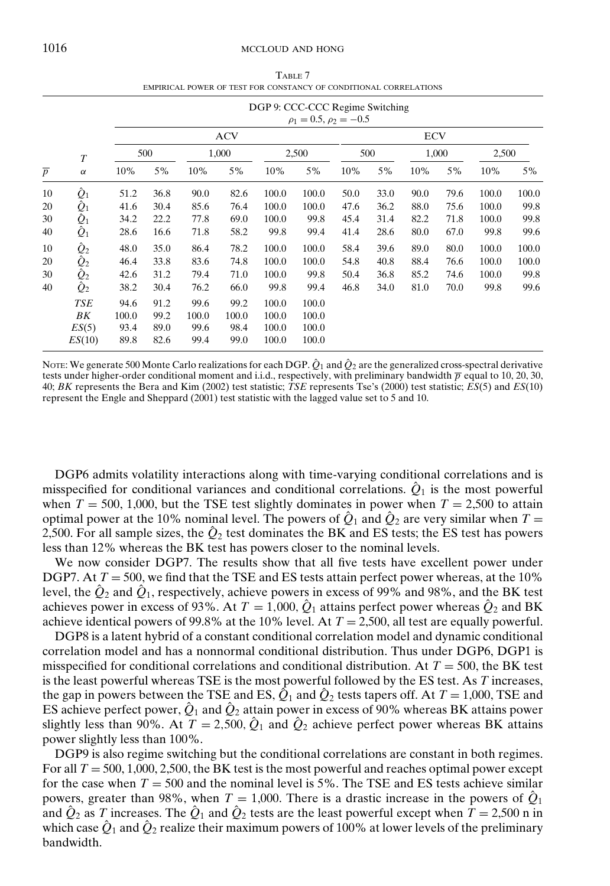TABLE 7

EMPIRICAL POWER OF TEST FOR CONSTANCY OF CONDITIONAL CORRELATIONS

| | | DGP 9: CCC-CCC Regime Switching $\rho_1 = 0.5, \rho_2 = -0.5$ | | | | | | | | | | | |
|---|---|---|---|---|---|---|---|---|---|---|---|---|---|
| | | ACV | | | | | | ECV | | | | | |
| | $T$ | 500 | | 1,000 | | 2,500 | | 500 | | 1,000 | | 2,500 | |
| $\overline{p}$ | $\alpha$ | 10% | 5% | 10% | 5% | 10% | 5% | 10% | 5% | 10% | 5% | 10% | 5% |
| 10 | $\hat{Q}_1$ | 51.2 | 36.8 | 90.0 | 82.6 | 100.0 | 100.0 | 50.0 | 33.0 | 90.0 | 79.6 | 100.0 | 100.0 |
| 20 | $\hat{Q}_1$ | 41.6 | 30.4 | 85.6 | 76.4 | 100.0 | 100.0 | 47.6 | 36.2 | 88.0 | 75.6 | 100.0 | 99.8 |
| 30 | $\hat{Q}_1$ | 34.2 | 22.2 | 77.8 | 69.0 | 100.0 | 99.8 | 45.4 | 31.4 | 82.2 | 71.8 | 100.0 | 99.8 |
| 40 | $\hat{Q}_1$ | 28.6 | 16.6 | 71.8 | 58.2 | 99.8 | 99.4 | 41.4 | 28.6 | 80.0 | 67.0 | 99.8 | 99.6 |
| 10 | $\hat{Q}_2$ | 48.0 | 35.0 | 86.4 | 78.2 | 100.0 | 100.0 | 58.4 | 39.6 | 89.0 | 80.0 | 100.0 | 100.0 |
| 20 | $\hat{Q}_2$ | 46.4 | 33.8 | 83.6 | 74.8 | 100.0 | 100.0 | 54.8 | 40.8 | 88.4 | 76.6 | 100.0 | 100.0 |
| 30 | $\hat{Q}_2$ | 42.6 | 31.2 | 79.4 | 71.0 | 100.0 | 99.8 | 50.4 | 36.8 | 85.2 | 74.6 | 100.0 | 99.8 |
| 40 | $\hat{Q}_2$ | 38.2 | 30.4 | 76.2 | 66.0 | 99.8 | 99.4 | 46.8 | 34.0 | 81.0 | 70.0 | 99.8 | 99.6 |
| | *TSE* | 94.6 | 91.2 | 99.6 | 99.2 | 100.0 | 100.0 | | | | | | |
| | *BK* | 100.0 | 99.2 | 100.0 | 100.0 | 100.0 | 100.0 | | | | | | |
| | *ES*(5) | 93.4 | 89.0 | 99.6 | 98.4 | 100.0 | 100.0 | | | | | | |
| | *ES*(10) | 89.8 | 82.6 | 99.4 | 99.0 | 100.0 | 100.0 | | | | | | |

NOTE: We generate 500 Monte Carlo realizations for each DGP. $\hat{Q}_1$ and $\hat{Q}_2$ are the generalized cross-spectral derivative tests under higher-order conditional moment and i.i.d., respectively, with preliminary bandwidth $\overline{p}$ equal to 10, 20, 30, 40; *BK* represents the Bera and Kim (2002) test statistic; *TSE* represents Tse's (2000) test statistic; *ES*(5) and *ES*(10) represent the Engle and Sheppard (2001) test statistic with the lagged value set to 5 and 10.

DGP6 admits volatility interactions along with time-varying conditional correlations and is misspecified for conditional variances and conditional correlations. $\hat{Q}_1$ is the most powerful when $T = 500$, 1,000, but the TSE test slightly dominates in power when $T = 2{,}500$ to attain optimal power at the 10% nominal level. The powers of $\hat{Q}_1$ and $\hat{Q}_2$ are very similar when $T = 2{,}500$. For all sample sizes, the $\hat{Q}_2$ test dominates the BK and ES tests; the ES test has powers less than 12% whereas the BK test has powers closer to the nominal levels.

We now consider DGP7. The results show that all five tests have excellent power under DGP7. At $T = 500$, we find that the TSE and ES tests attain perfect power whereas, at the 10% level, the $\hat{Q}_2$ and $\hat{Q}_1$, respectively, achieve powers in excess of 99% and 98%, and the BK test achieves power in excess of 93%. At $T = 1{,}000$, $\hat{Q}_1$ attains perfect power whereas $\hat{Q}_2$ and BK achieve identical powers of 99.8% at the 10% level. At $T = 2{,}500$, all test are equally powerful.

DGP8 is a latent hybrid of a constant conditional correlation model and dynamic conditional correlation model and has a nonnormal conditional distribution. Thus under DGP6, DGP1 is misspecified for conditional correlations and conditional distribution. At $T = 500$, the BK test is the least powerful whereas TSE is the most powerful followed by the ES test. As $T$ increases, the gap in powers between the TSE and ES, $\hat{Q}_1$ and $\hat{Q}_2$ tests tapers off. At $T = 1{,}000$, TSE and ES achieve perfect power, $\hat{Q}_1$ and $\hat{Q}_2$ attain power in excess of 90% whereas BK attains power slightly less than 90%. At $T = 2{,}500$, $\hat{Q}_1$ and $\hat{Q}_2$ achieve perfect power whereas BK attains power slightly less than 100%.

DGP9 is also regime switching but the conditional correlations are constant in both regimes. For all $T = 500, 1{,}000, 2{,}500$, the BK test is the most powerful and reaches optimal power except for the case when $T = 500$ and the nominal level is 5%. The TSE and ES tests achieve similar powers, greater than 98%, when $T = 1{,}000$. There is a drastic increase in the powers of $\hat{Q}_1$ and $\hat{Q}_2$ as $T$ increases. The $\hat{Q}_1$ and $\hat{Q}_2$ tests are the least powerful except when $T = 2{,}500$ n in which case $\hat{Q}_1$ and $\hat{Q}_2$ realize their maximum powers of 100% at lower levels of the preliminary bandwidth.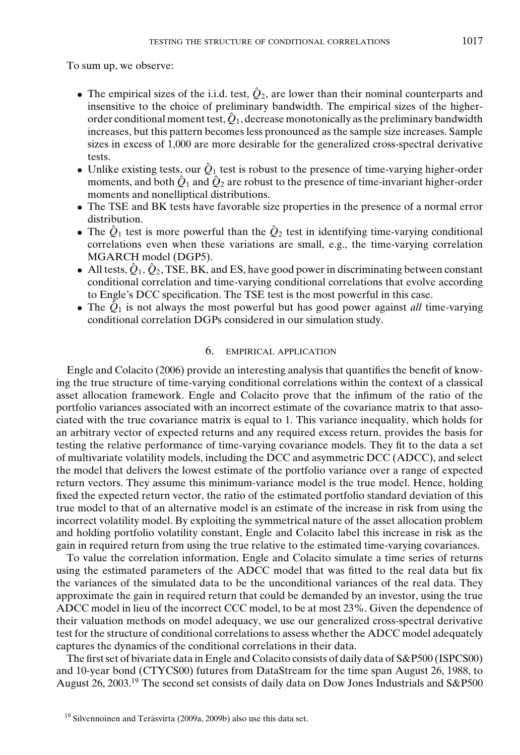To sum up, we observe:

- The empirical sizes of the i.i.d. test, $\hat{Q}_2$, are lower than their nominal counterparts and insensitive to the choice of preliminary bandwidth. The empirical sizes of the higher-order conditional moment test, $\hat{Q}_1$, decrease monotonically as the preliminary bandwidth increases, but this pattern becomes less pronounced as the sample size increases. Sample sizes in excess of 1,000 are more desirable for the generalized cross-spectral derivative tests.
- Unlike existing tests, our $\hat{Q}_1$ test is robust to the presence of time-varying higher-order moments, and both $\hat{Q}_1$ and $\hat{Q}_2$ are robust to the presence of time-invariant higher-order moments and nonelliptical distributions.
- The TSE and BK tests have favorable size properties in the presence of a normal error distribution.
- The $\hat{Q}_1$ test is more powerful than the $\hat{Q}_2$ test in identifying time-varying conditional correlations even when these variations are small, e.g., the time-varying correlation MGARCH model (DGP5).
- All tests, $\hat{Q}_1$, $\hat{Q}_2$, TSE, BK, and ES, have good power in discriminating between constant conditional correlation and time-varying conditional correlations that evolve according to Engle's DCC specification. The TSE test is the most powerful in this case.
- The $\hat{Q}_1$ is not always the most powerful but has good power against *all* time-varying conditional correlation DGPs considered in our simulation study.

## 6. EMPIRICAL APPLICATION

Engle and Colacito (2006) provide an interesting analysis that quantifies the benefit of knowing the true structure of time-varying conditional correlations within the context of a classical asset allocation framework. Engle and Colacito prove that the infimum of the ratio of the portfolio variances associated with an incorrect estimate of the covariance matrix to that associated with the true covariance matrix is equal to 1. This variance inequality, which holds for an arbitrary vector of expected returns and any required excess return, provides the basis for testing the relative performance of time-varying covariance models. They fit to the data a set of multivariate volatility models, including the DCC and asymmetric DCC (ADCC), and select the model that delivers the lowest estimate of the portfolio variance over a range of expected return vectors. They assume this minimum-variance model is the true model. Hence, holding fixed the expected return vector, the ratio of the estimated portfolio standard deviation of this true model to that of an alternative model is an estimate of the increase in risk from using the incorrect volatility model. By exploiting the symmetrical nature of the asset allocation problem and holding portfolio volatility constant, Engle and Colacito label this increase in risk as the gain in required return from using the true relative to the estimated time-varying covariances.

To value the correlation information, Engle and Colacito simulate a time series of returns using the estimated parameters of the ADCC model that was fitted to the real data but fix the variances of the simulated data to be the unconditional variances of the real data. They approximate the gain in required return that could be demanded by an investor, using the true ADCC model in lieu of the incorrect CCC model, to be at most 23%. Given the dependence of their valuation methods on model adequacy, we use our generalized cross-spectral derivative test for the structure of conditional correlations to assess whether the ADCC model adequately captures the dynamics of the conditional correlations in their data.

The first set of bivariate data in Engle and Colacito consists of daily data of S&P500 (ISPCS00) and 10-year bond (CTYCS00) futures from DataStream for the time span August 26, 1988, to August 26, 2003.[19] The second set consists of daily data on Dow Jones Industrials and S&P500

[19] Silvennoinen and Teräsvirta (2009a, 2009b) also use this data set.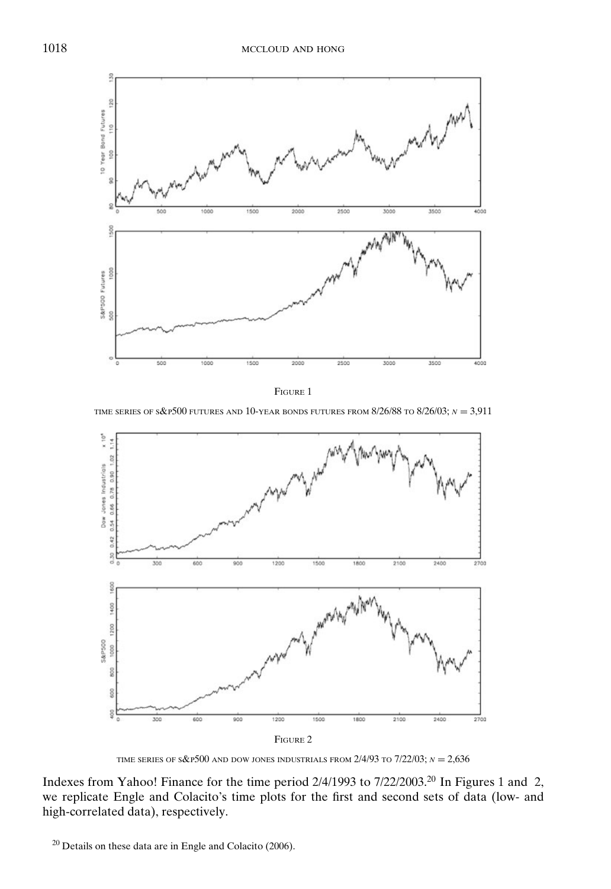FIGURE 1

TIME SERIES OF S&P500 FUTURES AND 10-YEAR BONDS FUTURES FROM 8/26/88 TO 8/26/03; $N = 3{,}911$

FIGURE 2

TIME SERIES OF S&P500 AND DOW JONES INDUSTRIALS FROM 2/4/93 TO 7/22/03; $N = 2{,}636$

Indexes from Yahoo! Finance for the time period 2/4/1993 to 7/22/2003.[20] In Figures 1 and 2, we replicate Engle and Colacito's time plots for the first and second sets of data (low- and high-correlated data), respectively.

[20] Details on these data are in Engle and Colacito (2006).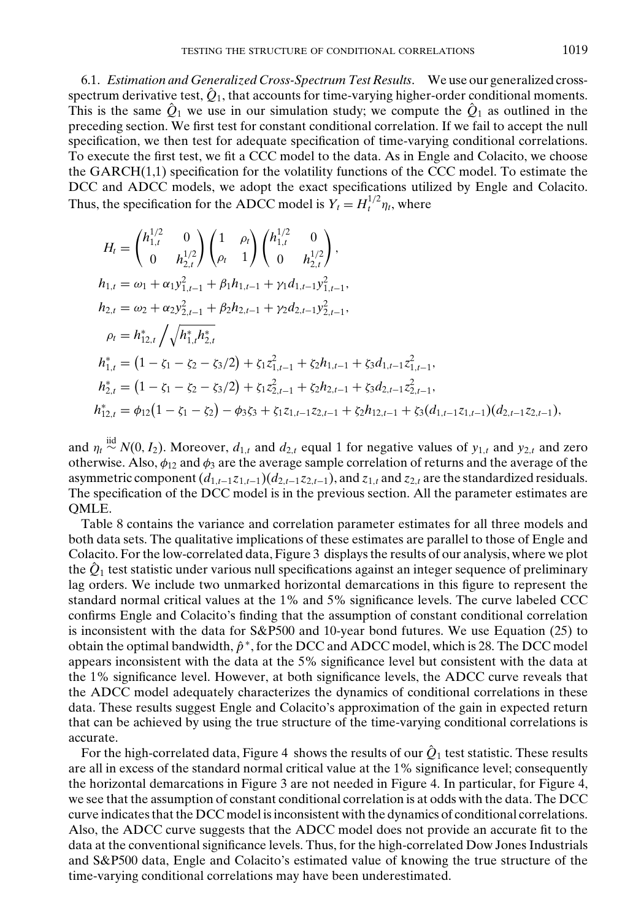6.1. *Estimation and Generalized Cross-Spectrum Test Results*. We use our generalized cross-spectrum derivative test, $\hat{Q}_1$, that accounts for time-varying higher-order conditional moments. This is the same $\hat{Q}_1$ we use in our simulation study; we compute the $\hat{Q}_1$ as outlined in the preceding section. We first test for constant conditional correlation. If we fail to accept the null specification, we then test for adequate specification of time-varying conditional correlations. To execute the first test, we fit a CCC model to the data. As in Engle and Colacito, we choose the GARCH(1,1) specification for the volatility functions of the CCC model. To estimate the DCC and ADCC models, we adopt the exact specifications utilized by Engle and Colacito. Thus, the specification for the ADCC model is $Y_t = H_t^{1/2}\eta_t$, where

$$
\begin{aligned}
H_t &= \begin{pmatrix} h_{1,t}^{1/2} & 0 \\ 0 & h_{2,t}^{1/2} \end{pmatrix} \begin{pmatrix} 1 & \rho_t \\ \rho_t & 1 \end{pmatrix} \begin{pmatrix} h_{1,t}^{1/2} & 0 \\ 0 & h_{2,t}^{1/2} \end{pmatrix}, \\
h_{1,t} &= \omega_1 + \alpha_1 y_{1,t-1}^2 + \beta_1 h_{1,t-1} + \gamma_1 d_{1,t-1} y_{1,t-1}^2, \\
h_{2,t} &= \omega_2 + \alpha_2 y_{2,t-1}^2 + \beta_2 h_{2,t-1} + \gamma_2 d_{2,t-1} y_{2,t-1}^2, \\
\rho_t &= h_{12,t}^* \Big/ \sqrt{h_{1,t}^* h_{2,t}^*} \\
h_{1,t}^* &= \left(1 - \zeta_1 - \zeta_2 - \zeta_3/2\right) + \zeta_1 z_{1,t-1}^2 + \zeta_2 h_{1,t-1} + \zeta_3 d_{1,t-1} z_{1,t-1}^2, \\
h_{2,t}^* &= \left(1 - \zeta_1 - \zeta_2 - \zeta_3/2\right) + \zeta_1 z_{2,t-1}^2 + \zeta_2 h_{2,t-1} + \zeta_3 d_{2,t-1} z_{2,t-1}^2, \\
h_{12,t}^* &= \phi_{12}\left(1 - \zeta_1 - \zeta_2\right) - \phi_3 \zeta_3 + \zeta_1 z_{1,t-1} z_{2,t-1} + \zeta_2 h_{12,t-1} + \zeta_3 (d_{1,t-1} z_{1,t-1})(d_{2,t-1} z_{2,t-1}),
\end{aligned}
$$

and $\eta_t \overset{\text{iid}}{\sim} N(0, I_2)$. Moreover, $d_{1,t}$ and $d_{2,t}$ equal 1 for negative values of $y_{1,t}$ and $y_{2,t}$ and zero otherwise. Also, $\phi_{12}$ and $\phi_3$ are the average sample correlation of returns and the average of the asymmetric component $(d_{1,t-1}z_{1,t-1})(d_{2,t-1}z_{2,t-1})$, and $z_{1,t}$ and $z_{2,t}$ are the standardized residuals. The specification of the DCC model is in the previous section. All the parameter estimates are QMLE.

Table 8 contains the variance and correlation parameter estimates for all three models and both data sets. The qualitative implications of these estimates are parallel to those of Engle and Colacito. For the low-correlated data, Figure 3 displays the results of our analysis, where we plot the $\hat{Q}_1$ test statistic under various null specifications against an integer sequence of preliminary lag orders. We include two unmarked horizontal demarcations in this figure to represent the standard normal critical values at the 1% and 5% significance levels. The curve labeled CCC confirms Engle and Colacito's finding that the assumption of constant conditional correlation is inconsistent with the data for S&P500 and 10-year bond futures. We use Equation (25) to obtain the optimal bandwidth, $\hat{p}^*$, for the DCC and ADCC model, which is 28. The DCC model appears inconsistent with the data at the 5% significance level but consistent with the data at the 1% significance level. However, at both significance levels, the ADCC curve reveals that the ADCC model adequately characterizes the dynamics of conditional correlations in these data. These results suggest Engle and Colacito's approximation of the gain in expected return that can be achieved by using the true structure of the time-varying conditional correlations is accurate.

For the high-correlated data, Figure 4 shows the results of our $\hat{Q}_1$ test statistic. These results are all in excess of the standard normal critical value at the 1% significance level; consequently the horizontal demarcations in Figure 3 are not needed in Figure 4. In particular, for Figure 4, we see that the assumption of constant conditional correlation is at odds with the data. The DCC curve indicates that the DCC model is inconsistent with the dynamics of conditional correlations. Also, the ADCC curve suggests that the ADCC model does not provide an accurate fit to the data at the conventional significance levels. Thus, for the high-correlated Dow Jones Industrials and S&P500 data, Engle and Colacito's estimated value of knowing the true structure of the time-varying conditional correlations may have been underestimated.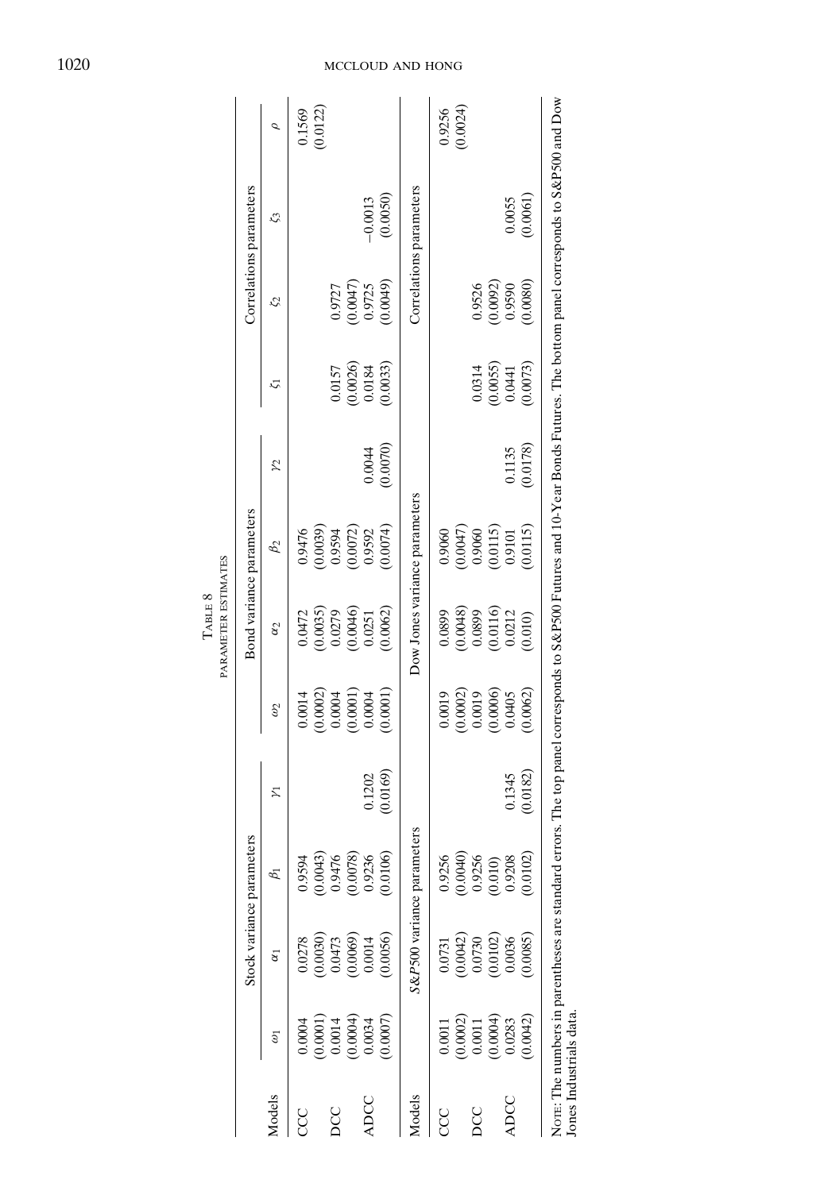TABLE 8
PARAMETER ESTIMATES

| Models | Stock variance parameters | | | | Bond variance parameters | | | | Correlations parameters | | | |
|---|---|---|---|---|---|---|---|---|---|---|---|---|
| | $\omega_1$ | $\alpha_1$ | $\beta_1$ | $\gamma_1$ | $\omega_2$ | $\alpha_2$ | $\beta_2$ | $\gamma_2$ | $\zeta_1$ | $\zeta_2$ | $\zeta_3$ | $\rho$ |
| CCC | 0.0004 | 0.0278 | 0.9594 | | 0.0014 | 0.0472 | 0.9476 | | | | | 0.1569 |
| | (0.0001) | (0.0030) | (0.0043) | | (0.0002) | (0.0035) | (0.0039) | | | | | (0.0122) |
| DCC | 0.0014 | 0.0473 | 0.9476 | | 0.0004 | 0.0279 | 0.9594 | | 0.0157 | 0.9727 | | |
| | (0.0004) | (0.0069) | (0.0078) | | (0.0001) | (0.0046) | (0.0072) | | (0.0026) | (0.0047) | | |
| ADCC | 0.0034 | 0.0014 | 0.9236 | 0.1202 | 0.0004 | 0.0251 | 0.9592 | 0.0044 | 0.0184 | 0.9725 | −0.0013 | |
| | (0.0007) | (0.0056) | (0.0106) | (0.0169) | (0.0001) | (0.0062) | (0.0074) | (0.0070) | (0.0033) | (0.0049) | (0.0050) | |
| Models | *S&P500* variance parameters | | | | Dow Jones variance parameters | | | | Correlations parameters | | | |
| CCC | 0.0011 | 0.0731 | 0.9256 | | 0.0019 | 0.0899 | 0.9060 | | | | | 0.9256 |
| | (0.0002) | (0.0042) | (0.0040) | | (0.0002) | (0.0048) | (0.0047) | | | | | (0.0024) |
| DCC | 0.0011 | 0.0730 | 0.9256 | | 0.0019 | 0.0899 | 0.9060 | | 0.0314 | 0.9526 | | |
| | (0.0004) | (0.0102) | (0.010) | | (0.0006) | (0.0116) | (0.0115) | | (0.0055) | (0.0092) | | |
| ADCC | 0.0283 | 0.0036 | 0.9208 | 0.1345 | 0.0405 | 0.0212 | 0.9101 | 0.1135 | 0.0441 | 0.9590 | 0.0055 | |
| | (0.0042) | (0.0085) | (0.0102) | (0.0182) | (0.0062) | (0.010) | (0.0115) | (0.0178) | (0.0073) | (0.0080) | (0.0061) | |

NOTE: The numbers in parentheses are standard errors. The top panel corresponds to S&P500 Futures and 10-Year Bonds Futures. The bottom panel corresponds to S&P500 and Dow Jones Industrials data.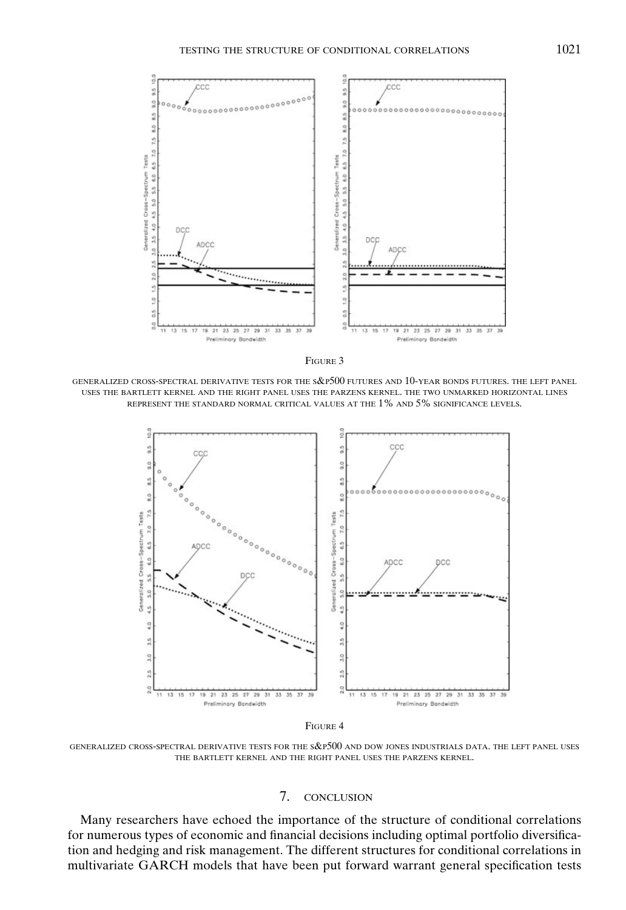FIGURE 3

GENERALIZED CROSS-SPECTRAL DERIVATIVE TESTS FOR THE S&P500 FUTURES AND 10-YEAR BONDS FUTURES. THE LEFT PANEL USES THE BARTLETT KERNEL AND THE RIGHT PANEL USES THE PARZENS KERNEL. THE TWO UNMARKED HORIZONTAL LINES REPRESENT THE STANDARD NORMAL CRITICAL VALUES AT THE 1% AND 5% SIGNIFICANCE LEVELS.

FIGURE 4

GENERALIZED CROSS-SPECTRAL DERIVATIVE TESTS FOR THE S&P500 AND DOW JONES INDUSTRIALS DATA. THE LEFT PANEL USES THE BARTLETT KERNEL AND THE RIGHT PANEL USES THE PARZENS KERNEL.

## 7. CONCLUSION

Many researchers have echoed the importance of the structure of conditional correlations for numerous types of economic and financial decisions including optimal portfolio diversification and hedging and risk management. The different structures for conditional correlations in multivariate GARCH models that have been put forward warrant general specification tests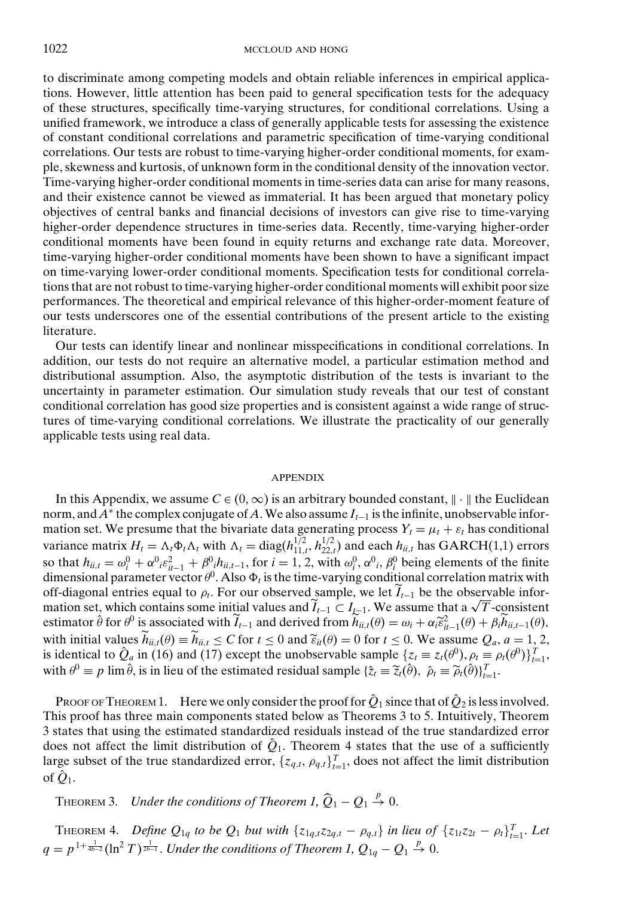to discriminate among competing models and obtain reliable inferences in empirical applications. However, little attention has been paid to general specification tests for the adequacy of these structures, specifically time-varying structures, for conditional correlations. Using a unified framework, we introduce a class of generally applicable tests for assessing the existence of constant conditional correlations and parametric specification of time-varying conditional correlations. Our tests are robust to time-varying higher-order conditional moments, for example, skewness and kurtosis, of unknown form in the conditional density of the innovation vector. Time-varying higher-order conditional moments in time-series data can arise for many reasons, and their existence cannot be viewed as immaterial. It has been argued that monetary policy objectives of central banks and financial decisions of investors can give rise to time-varying higher-order dependence structures in time-series data. Recently, time-varying higher-order conditional moments have been found in equity returns and exchange rate data. Moreover, time-varying higher-order conditional moments have been shown to have a significant impact on time-varying lower-order conditional moments. Specification tests for conditional correlations that are not robust to time-varying higher-order conditional moments will exhibit poor size performances. The theoretical and empirical relevance of this higher-order-moment feature of our tests underscores one of the essential contributions of the present article to the existing literature.

Our tests can identify linear and nonlinear misspecifications in conditional correlations. In addition, our tests do not require an alternative model, a particular estimation method and distributional assumption. Also, the asymptotic distribution of the tests is invariant to the uncertainty in parameter estimation. Our simulation study reveals that our test of constant conditional correlation has good size properties and is consistent against a wide range of structures of time-varying conditional correlations. We illustrate the practicality of our generally applicable tests using real data.

## APPENDIX

In this Appendix, we assume $C \in (0, \infty)$ is an arbitrary bounded constant, $\|\cdot\|$ the Euclidean norm, and $A^*$ the complex conjugate of $A$. We also assume $I_{t-1}$ is the infinite, unobservable information set. We presume that the bivariate data generating process $Y_t = \mu_t + \varepsilon_t$ has conditional variance matrix $H_t = \Lambda_t \Phi_t \Lambda_t$ with $\Lambda_t = \text{diag}(h_{11,t}^{1/2}, h_{22,t}^{1/2})$ and each $h_{ii,t}$ has GARCH(1,1) errors so that $h_{ii,t} = \omega_i^0 + \alpha^0{}_i \varepsilon_{it-1}^2 + \beta^0{}_i h_{ii,t-1}$, for $i = 1, 2$, with $\omega_i^0, \alpha^0{}_i, \beta_i^0$ being elements of the finite dimensional parameter vector $\theta^0$. Also $\Phi_t$ is the time-varying conditional correlation matrix with off-diagonal entries equal to $\rho_t$. For our observed sample, we let $\widetilde{I}_{t-1}$ be the observable information set, which contains some initial values and $\widetilde{I}_{t-1} \subset I_{t-1}$. We assume that a $\sqrt{T}$-consistent estimator $\hat{\theta}$ for $\theta^0$ is associated with $\widetilde{I}_{t-1}$ and derived from $\widetilde{h}_{ii,t}(\theta) = \omega_i + \alpha_i \widetilde{\varepsilon}_{it-1}^2(\theta) + \beta_i \widetilde{h}_{ii,t-1}(\theta)$, with initial values $\widetilde{h}_{ii,t}(\theta) \equiv \widetilde{h}_{ii,t} \le C$ for $t \le 0$ and $\widetilde{\varepsilon}_{it}(\theta) = 0$ for $t \le 0$. We assume $Q_a$, $a = 1, 2$, is identical to $\hat{Q}_a$ in (16) and (17) except the unobservable sample $\{z_t \equiv z_t(\theta^0), \rho_t \equiv \rho_t(\theta^0)\}_{t=1}^T$, with $\theta^0 \equiv p \lim \hat{\theta}$, is in lieu of the estimated residual sample $\{\hat{z}_t \equiv \widetilde{z}_t(\hat{\theta}),\ \hat{\rho}_t \equiv \widetilde{\rho}_t(\hat{\theta})\}_{t=1}^T$.

Proof of Theorem 1. Here we only consider the proof for $\hat{Q}_1$ since that of $\hat{Q}_2$ is less involved. This proof has three main components stated below as Theorems 3 to 5. Intuitively, Theorem 3 states that using the estimated standardized residuals instead of the true standardized error does not affect the limit distribution of $\hat{Q}_1$. Theorem 4 states that the use of a sufficiently large subset of the true standardized error, $\{z_{q,t}, \rho_{q,t}\}_{t=1}^T$, does not affect the limit distribution of $\hat{Q}_1$.

Theorem 3. *Under the conditions of Theorem 1,* $\widehat{Q}_1 - Q_1 \xrightarrow{p} 0$.

Theorem 4. *Define $Q_{1q}$ to be $Q_1$ but with $\{z_{1q,t} z_{2q,t} - \rho_{q,t}\}$ in lieu of $\{z_{1t} z_{2t} - \rho_t\}_{t=1}^T$. Let* $q = p^{1+\frac{1}{4b-2}} (\ln^2 T)^{\frac{1}{2b-1}}$. *Under the conditions of Theorem 1,* $Q_{1q} - Q_1 \xrightarrow{p} 0$.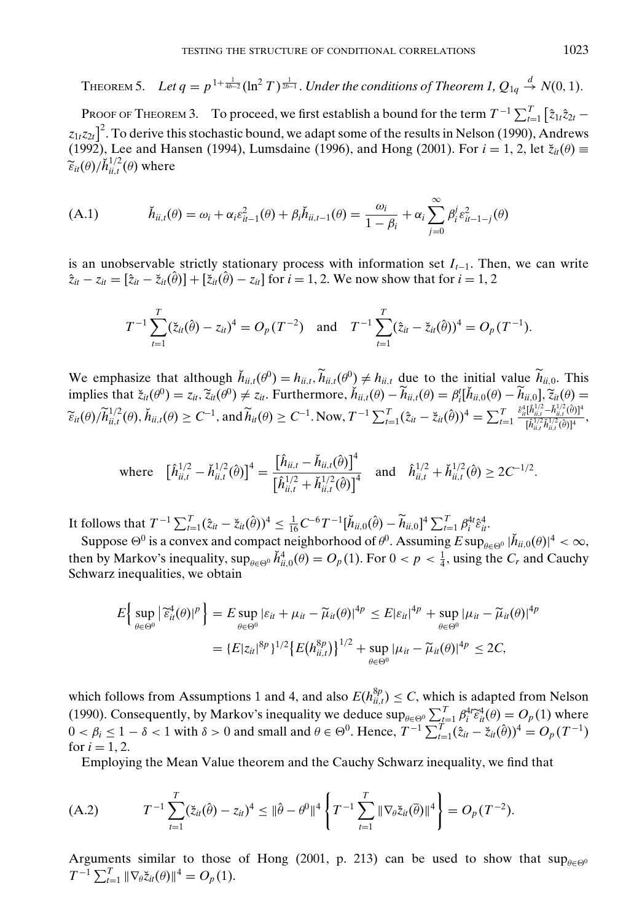THEOREM 5. *Let* $q = p^{1+\frac{1}{4b-2}}(\ln^2 T)^{\frac{1}{2b-1}}$. *Under the conditions of Theorem 1,* $Q_{1q} \xrightarrow{d} N(0, 1)$.

PROOF OF THEOREM 3. To proceed, we first establish a bound for the term $T^{-1}\sum_{t=1}^{T}\left[\hat{z}_{1t}\hat{z}_{2t} - z_{1t}z_{2t}\right]^2$. To derive this stochastic bound, we adapt some of the results in Nelson (1990), Andrews (1992), Lee and Hansen (1994), Lumsdaine (1996), and Hong (2001). For $i = 1, 2$, let $\check{z}_{it}(\theta) \equiv \widetilde{\varepsilon}_{it}(\theta)/\check{h}_{ii,t}^{1/2}(\theta)$ where

$$
\text{(A.1)} \qquad \check{h}_{ii,t}(\theta) = \omega_i + \alpha_i \varepsilon_{it-1}^2(\theta) + \beta_i \check{h}_{ii,t-1}(\theta) = \frac{\omega_i}{1-\beta_i} + \alpha_i \sum_{j=0}^{\infty} \beta_i^j \varepsilon_{it-1-j}^2(\theta)
$$

is an unobservable strictly stationary process with information set $I_{t-1}$. Then, we can write $\hat{z}_{it} - z_{it} = [\hat{z}_{it} - \check{z}_{it}(\hat{\theta})] + [\check{z}_{it}(\hat{\theta}) - z_{it}]$ for $i = 1, 2$. We now show that for $i = 1, 2$

$$
T^{-1}\sum_{t=1}^{T}(\check{z}_{it}(\hat{\theta}) - z_{it})^4 = O_p(T^{-2}) \quad \text{and} \quad T^{-1}\sum_{t=1}^{T}(\hat{z}_{it} - \check{z}_{it}(\hat{\theta}))^4 = O_p(T^{-1}).
$$

We emphasize that although $\check{h}_{ii,t}(\theta^0) = h_{ii,t}, \widetilde{h}_{ii,t}(\theta^0) \neq h_{ii,t}$ due to the initial value $\widetilde{h}_{ii,0}$. This implies that $\check{z}_{it}(\theta^0) = z_{it}, \widetilde{z}_{it}(\theta^0) \neq z_{it}$. Furthermore, $\check{h}_{ii,t}(\theta) - \widetilde{h}_{ii,t}(\theta) = \beta_i^t[\check{h}_{ii,0}(\theta) - \widetilde{h}_{ii,0}]$, $\widetilde{z}_{it}(\theta) = \widetilde{\varepsilon}_{it}(\theta)/\widetilde{h}_{ii,t}^{1/2}(\theta)$, $\check{h}_{ii,t}(\theta) \geq C^{-1}$, and $\widetilde{h}_{it}(\theta) \geq C^{-1}$. Now, $T^{-1}\sum_{t=1}^{T}(\hat{z}_{it} - \check{z}_{it}(\hat{\theta}))^4 = \sum_{t=1}^{T}\frac{\hat{\varepsilon}_{it}^4[\hat{h}_{ii,t}^{1/2} - \check{h}_{ii,t}^{1/2}(\hat{\theta})]^4}{[\hat{h}_{ii,t}^{1/2}\check{h}_{ii,t}^{1/2}(\hat{\theta})]^4}$,

$$
\text{where} \quad \left[\hat{h}_{ii,t}^{1/2} - \check{h}_{ii,t}^{1/2}(\hat{\theta})\right]^4 = \frac{\left[\hat{h}_{ii,t} - \check{h}_{ii,t}(\hat{\theta})\right]^4}{\left[\hat{h}_{ii,t}^{1/2} + \check{h}_{ii,t}^{1/2}(\hat{\theta})\right]^4} \quad \text{and} \quad \hat{h}_{ii,t}^{1/2} + \check{h}_{ii,t}^{1/2}(\hat{\theta}) \geq 2C^{-1/2}.
$$

It follows that $T^{-1}\sum_{t=1}^{T}(\hat{z}_{it} - \check{z}_{it}(\hat{\theta}))^4 \leq \frac{1}{16}C^{-6}T^{-1}[\check{h}_{ii,0}(\hat{\theta}) - \widetilde{h}_{ii,0}]^4\sum_{t=1}^{T}\beta_i^{4t}\hat{\varepsilon}_{it}^4$.

Suppose $\Theta^0$ is a convex and compact neighborhood of $\theta^0$. Assuming $E\sup_{\theta\in\Theta^0}|\check{h}_{ii,0}(\theta)|^4 < \infty$, then by Markov's inequality, $\sup_{\theta\in\Theta^0}\check{h}_{ii,0}^4(\theta) = O_p(1)$. For $0 < p < \frac{1}{4}$, using the $C_r$ and Cauchy Schwarz inequalities, we obtain

$$
\begin{aligned}
E\left\{\sup_{\theta\in\Theta^0}\left|\widetilde{\varepsilon}_{it}^4(\theta)\right|^p\right\} &= E\sup_{\theta\in\Theta^0}|\varepsilon_{it} + \mu_{it} - \widetilde{\mu}_{it}(\theta)|^{4p} \leq E|\varepsilon_{it}|^{4p} + \sup_{\theta\in\Theta^0}|\mu_{it} - \widetilde{\mu}_{it}(\theta)|^{4p} \\
&= \{E|z_{it}|^{8p}\}^{1/2}\left\{E\left(h_{ii,t}^{8p}\right)\right\}^{1/2} + \sup_{\theta\in\Theta^0}|\mu_{it} - \widetilde{\mu}_{it}(\theta)|^{4p} \leq 2C,
\end{aligned}
$$

which follows from Assumptions 1 and 4, and also $E(h_{ii,t}^{8p}) \leq C$, which is adapted from Nelson (1990). Consequently, by Markov's inequality we deduce $\sup_{\theta\in\Theta^0}\sum_{t=1}^{T}\beta_i^{4t}\widetilde{\varepsilon}_{it}^4(\theta) = O_p(1)$ where $0 < \beta_i \leq 1 - \delta < 1$ with $\delta > 0$ and small and $\theta \in \Theta^0$. Hence, $T^{-1}\sum_{t=1}^{T}(\hat{z}_{it} - \check{z}_{it}(\hat{\theta}))^4 = O_p(T^{-1})$ for $i = 1, 2$.

Employing the Mean Value theorem and the Cauchy Schwarz inequality, we find that

$$
\text{(A.2)} \qquad T^{-1}\sum_{t=1}^{T}(\check{z}_{it}(\hat{\theta}) - z_{it})^4 \leq \|\hat{\theta} - \theta^0\|^4\left\{T^{-1}\sum_{t=1}^{T}\|\nabla_\theta\check{z}_{it}(\bar{\theta})\|^4\right\} = O_p(T^{-2}).
$$

Arguments similar to those of Hong (2001, p. 213) can be used to show that $\sup_{\theta\in\Theta^0} T^{-1}\sum_{t=1}^{T}\|\nabla_\theta\check{z}_{it}(\theta)\|^4 = O_p(1)$.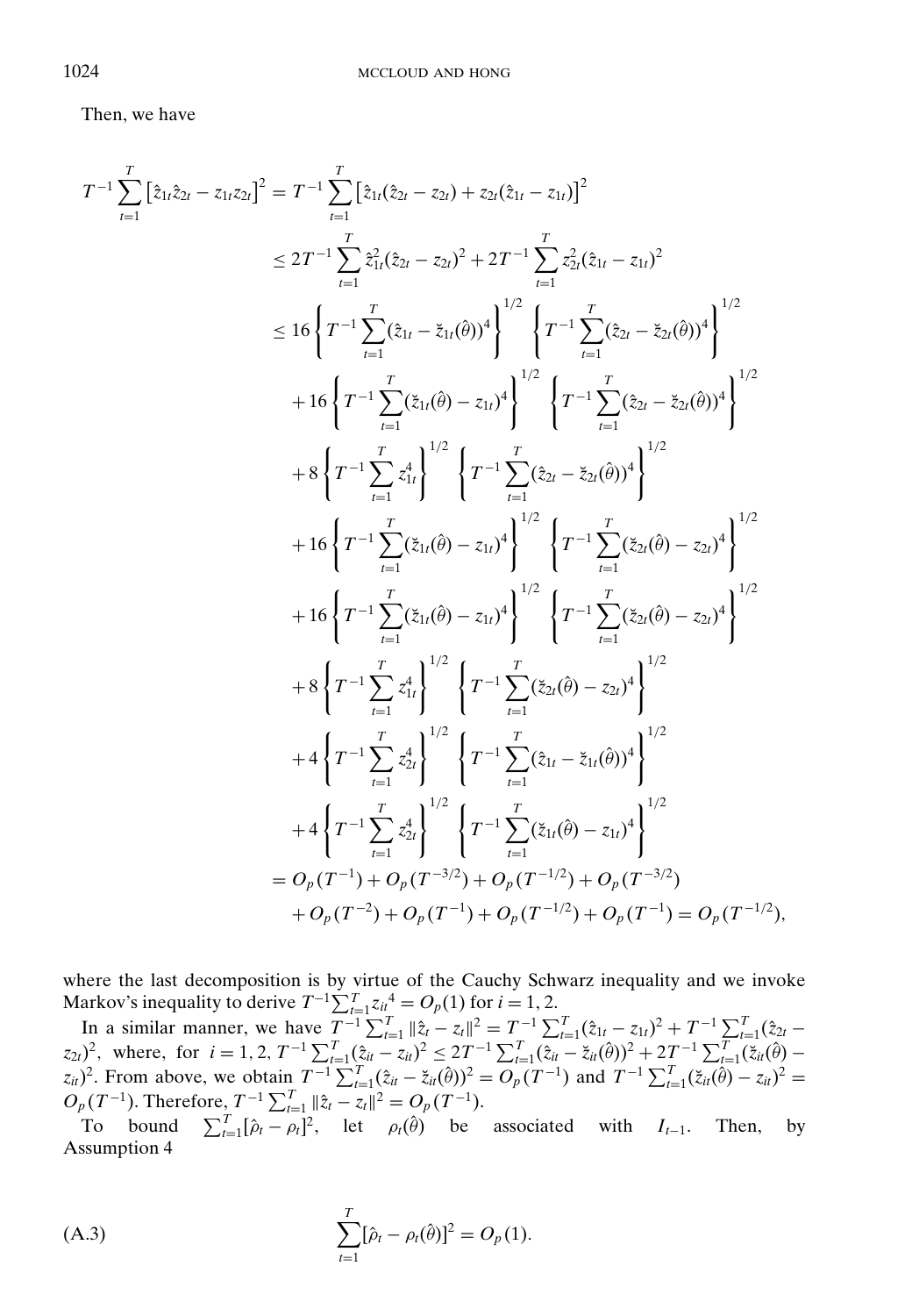Then, we have

$$
\begin{aligned}
T^{-1}\sum_{t=1}^{T}\left[\hat{z}_{1t}\hat{z}_{2t}-z_{1t}z_{2t}\right]^2 &= T^{-1}\sum_{t=1}^{T}\left[\hat{z}_{1t}(\hat{z}_{2t}-z_{2t})+z_{2t}(\hat{z}_{1t}-z_{1t})\right]^2 \\
&\le 2T^{-1}\sum_{t=1}^{T}\hat{z}_{1t}^2(\hat{z}_{2t}-z_{2t})^2+2T^{-1}\sum_{t=1}^{T}z_{2t}^2(\hat{z}_{1t}-z_{1t})^2 \\
&\le 16\left\{T^{-1}\sum_{t=1}^{T}(\hat{z}_{1t}-\check{z}_{1t}(\hat{\theta}))^4\right\}^{1/2}\left\{T^{-1}\sum_{t=1}^{T}(\hat{z}_{2t}-\check{z}_{2t}(\hat{\theta}))^4\right\}^{1/2} \\
&\quad +16\left\{T^{-1}\sum_{t=1}^{T}(\check{z}_{1t}(\hat{\theta})-z_{1t})^4\right\}^{1/2}\left\{T^{-1}\sum_{t=1}^{T}(\hat{z}_{2t}-\check{z}_{2t}(\hat{\theta}))^4\right\}^{1/2} \\
&\quad +8\left\{T^{-1}\sum_{t=1}^{T}z_{1t}^4\right\}^{1/2}\left\{T^{-1}\sum_{t=1}^{T}(\hat{z}_{2t}-\check{z}_{2t}(\hat{\theta}))^4\right\}^{1/2} \\
&\quad +16\left\{T^{-1}\sum_{t=1}^{T}(\check{z}_{1t}(\hat{\theta})-z_{1t})^4\right\}^{1/2}\left\{T^{-1}\sum_{t=1}^{T}(\check{z}_{2t}(\hat{\theta})-z_{2t})^4\right\}^{1/2} \\
&\quad +16\left\{T^{-1}\sum_{t=1}^{T}(\check{z}_{1t}(\hat{\theta})-z_{1t})^4\right\}^{1/2}\left\{T^{-1}\sum_{t=1}^{T}(\check{z}_{2t}(\hat{\theta})-z_{2t})^4\right\}^{1/2} \\
&\quad +8\left\{T^{-1}\sum_{t=1}^{T}z_{1t}^4\right\}^{1/2}\left\{T^{-1}\sum_{t=1}^{T}(\check{z}_{2t}(\hat{\theta})-z_{2t})^4\right\}^{1/2} \\
&\quad +4\left\{T^{-1}\sum_{t=1}^{T}z_{2t}^4\right\}^{1/2}\left\{T^{-1}\sum_{t=1}^{T}(\hat{z}_{1t}-\check{z}_{1t}(\hat{\theta}))^4\right\}^{1/2} \\
&\quad +4\left\{T^{-1}\sum_{t=1}^{T}z_{2t}^4\right\}^{1/2}\left\{T^{-1}\sum_{t=1}^{T}(\check{z}_{1t}(\hat{\theta})-z_{1t})^4\right\}^{1/2} \\
&= O_p(T^{-1})+O_p(T^{-3/2})+O_p(T^{-1/2})+O_p(T^{-3/2}) \\
&\quad +O_p(T^{-2})+O_p(T^{-1})+O_p(T^{-1/2})+O_p(T^{-1})=O_p(T^{-1/2}),
\end{aligned}
$$

where the last decomposition is by virtue of the Cauchy Schwarz inequality and we invoke Markov's inequality to derive $T^{-1}\sum_{t=1}^{T}z_{it}{}^4=O_p(1)$ for $i=1,2$.

In a similar manner, we have $T^{-1}\sum_{t=1}^{T}\|\hat{z}_t-z_t\|^2=T^{-1}\sum_{t=1}^{T}(\hat{z}_{1t}-z_{1t})^2+T^{-1}\sum_{t=1}^{T}(\hat{z}_{2t}-z_{2t})^2$, where, for $i=1,2$, $T^{-1}\sum_{t=1}^{T}(\hat{z}_{it}-z_{it})^2\le 2T^{-1}\sum_{t=1}^{T}(\hat{z}_{it}-\check{z}_{it}(\hat{\theta}))^2+2T^{-1}\sum_{t=1}^{T}(\check{z}_{it}(\hat{\theta})-z_{it})^2$. From above, we obtain $T^{-1}\sum_{t=1}^{T}(\hat{z}_{it}-\check{z}_{it}(\hat{\theta}))^2=O_p(T^{-1})$ and $T^{-1}\sum_{t=1}^{T}(\check{z}_{it}(\hat{\theta})-z_{it})^2=O_p(T^{-1})$. Therefore, $T^{-1}\sum_{t=1}^{T}\|\hat{z}_t-z_t\|^2=O_p(T^{-1})$.

To bound $\sum_{t=1}^{T}[\hat{\rho}_t-\rho_t]^2$, let $\rho_t(\hat{\theta})$ be associated with $I_{t-1}$. Then, by Assumption 4

$$
\sum_{t=1}^{T}[\hat{\rho}_t-\rho_t(\hat{\theta})]^2=O_p(1). \tag{A.3}
$$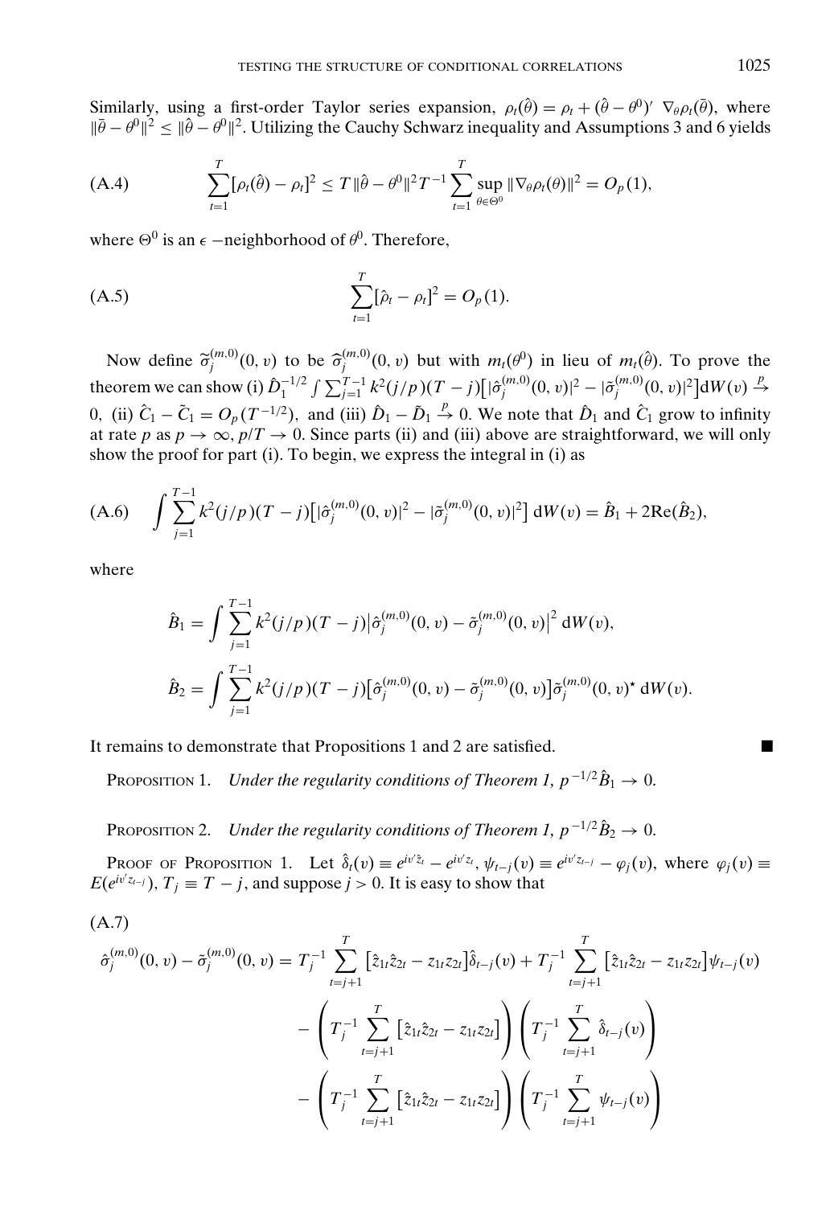Similarly, using a first-order Taylor series expansion, $\rho_t(\hat{\theta}) = \rho_t + (\hat{\theta} - \theta^0)' \nabla_\theta \rho_t(\bar{\theta})$, where $\|\bar{\theta} - \theta^0\|^2 \leq \|\hat{\theta} - \theta^0\|^2$. Utilizing the Cauchy Schwarz inequality and Assumptions 3 and 6 yields

$$\text{(A.4)} \qquad \sum_{t=1}^{T} [\rho_t(\hat{\theta}) - \rho_t]^2 \leq T \|\hat{\theta} - \theta^0\|^2 T^{-1} \sum_{t=1}^{T} \sup_{\theta \in \Theta^0} \|\nabla_\theta \rho_t(\theta)\|^2 = O_p(1),$$

where $\Theta^0$ is an $\epsilon$ −neighborhood of $\theta^0$. Therefore,

$$\text{(A.5)} \qquad \sum_{t=1}^{T} [\hat{\rho}_t - \rho_t]^2 = O_p(1).$$

Now define $\tilde{\sigma}_j^{(m,0)}(0, v)$ to be $\hat{\sigma}_j^{(m,0)}(0, v)$ but with $m_t(\theta^0)$ in lieu of $m_t(\hat{\theta})$. To prove the theorem we can show (i) $\hat{D}_1^{-1/2} \int \sum_{j=1}^{T-1} k^2(j/p)(T-j)\big[|\hat{\sigma}_j^{(m,0)}(0, v)|^2 - |\tilde{\sigma}_j^{(m,0)}(0, v)|^2\big] \mathrm{d}W(v) \xrightarrow{p} 0$, (ii) $\hat{C}_1 - \tilde{C}_1 = O_p(T^{-1/2})$, and (iii) $\hat{D}_1 - \tilde{D}_1 \xrightarrow{p} 0$. We note that $\hat{D}_1$ and $\hat{C}_1$ grow to infinity at rate $p$ as $p \to \infty$, $p/T \to 0$. Since parts (ii) and (iii) above are straightforward, we will only show the proof for part (i). To begin, we express the integral in (i) as

$$\text{(A.6)} \qquad \int \sum_{j=1}^{T-1} k^2(j/p)(T-j)\big[|\hat{\sigma}_j^{(m,0)}(0, v)|^2 - |\tilde{\sigma}_j^{(m,0)}(0, v)|^2\big]\, \mathrm{d}W(v) = \hat{B}_1 + 2\mathrm{Re}(\hat{B}_2),$$

where

$$\hat{B}_1 = \int \sum_{j=1}^{T-1} k^2(j/p)(T-j)\big|\hat{\sigma}_j^{(m,0)}(0, v) - \tilde{\sigma}_j^{(m,0)}(0, v)\big|^2\, \mathrm{d}W(v),$$

$$\hat{B}_2 = \int \sum_{j=1}^{T-1} k^2(j/p)(T-j)\big[\hat{\sigma}_j^{(m,0)}(0, v) - \tilde{\sigma}_j^{(m,0)}(0, v)\big]\tilde{\sigma}_j^{(m,0)}(0, v)^\star\, \mathrm{d}W(v).$$

It remains to demonstrate that Propositions 1 and 2 are satisfied. ■

PROPOSITION 1. *Under the regularity conditions of Theorem 1,* $p^{-1/2}\hat{B}_1 \to 0$.

PROPOSITION 2. *Under the regularity conditions of Theorem 1,* $p^{-1/2}\hat{B}_2 \to 0$.

PROOF OF PROPOSITION 1. Let $\hat{\delta}_t(v) \equiv e^{iv'\hat{z}_t} - e^{iv'z_t}$, $\psi_{t-j}(v) \equiv e^{iv'z_{t-j}} - \varphi_j(v)$, where $\varphi_j(v) \equiv E(e^{iv'z_{t-j}})$, $T_j \equiv T - j$, and suppose $j > 0$. It is easy to show that

(A.7)

$$\begin{aligned}
\hat{\sigma}_j^{(m,0)}(0, v) - \tilde{\sigma}_j^{(m,0)}(0, v) &= T_j^{-1} \sum_{t=j+1}^{T} \big[\hat{z}_{1t}\hat{z}_{2t} - z_{1t}z_{2t}\big]\hat{\delta}_{t-j}(v) + T_j^{-1} \sum_{t=j+1}^{T} \big[\hat{z}_{1t}\hat{z}_{2t} - z_{1t}z_{2t}\big]\psi_{t-j}(v) \\
&\quad - \left(T_j^{-1} \sum_{t=j+1}^{T} \big[\hat{z}_{1t}\hat{z}_{2t} - z_{1t}z_{2t}\big]\right)\left(T_j^{-1} \sum_{t=j+1}^{T} \hat{\delta}_{t-j}(v)\right) \\
&\quad - \left(T_j^{-1} \sum_{t=j+1}^{T} \big[\hat{z}_{1t}\hat{z}_{2t} - z_{1t}z_{2t}\big]\right)\left(T_j^{-1} \sum_{t=j+1}^{T} \psi_{t-j}(v)\right)
\end{aligned}$$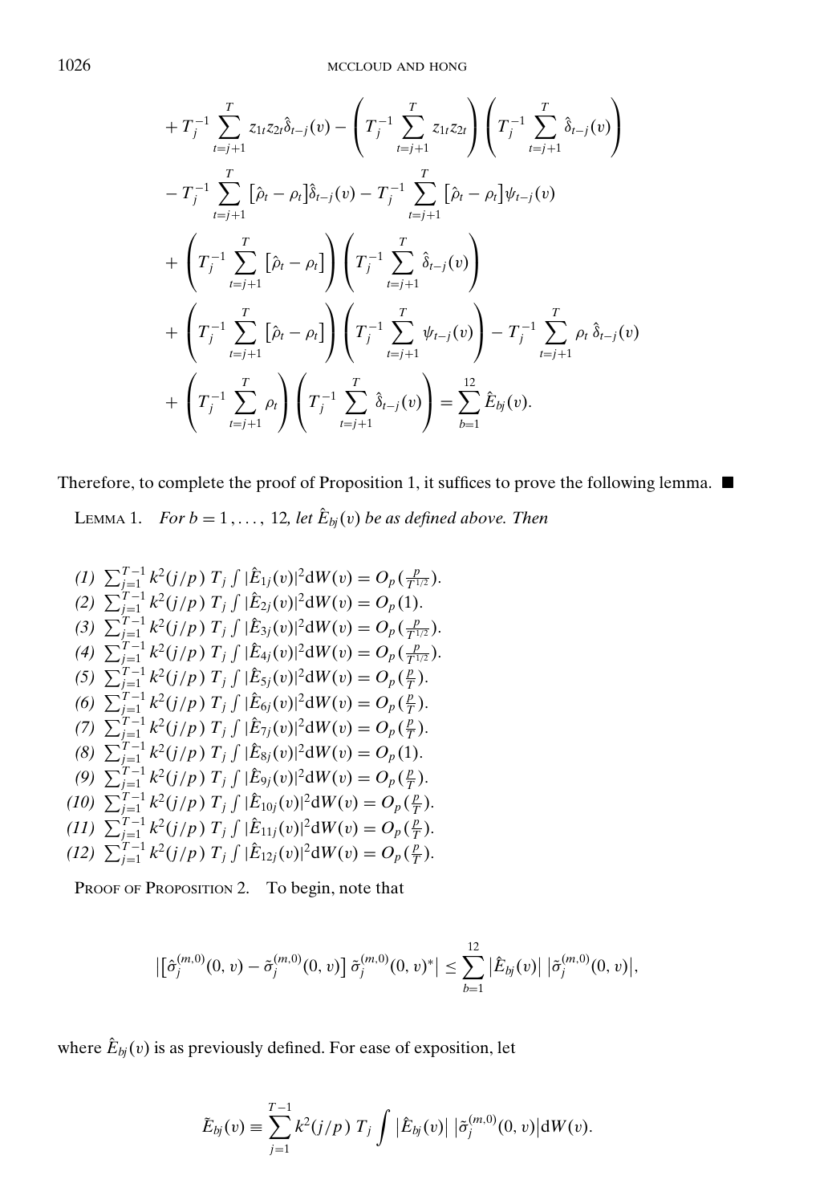$$
\begin{aligned}
&+ T_j^{-1}\sum_{t=j+1}^{T} z_{1t}z_{2t}\hat{\delta}_{t-j}(v) - \left(T_j^{-1}\sum_{t=j+1}^{T} z_{1t}z_{2t}\right)\left(T_j^{-1}\sum_{t=j+1}^{T}\hat{\delta}_{t-j}(v)\right) \\
&- T_j^{-1}\sum_{t=j+1}^{T}\left[\hat{\rho}_t - \rho_t\right]\hat{\delta}_{t-j}(v) - T_j^{-1}\sum_{t=j+1}^{T}\left[\hat{\rho}_t - \rho_t\right]\psi_{t-j}(v) \\
&+ \left(T_j^{-1}\sum_{t=j+1}^{T}\left[\hat{\rho}_t - \rho_t\right]\right)\left(T_j^{-1}\sum_{t=j+1}^{T}\hat{\delta}_{t-j}(v)\right) \\
&+ \left(T_j^{-1}\sum_{t=j+1}^{T}\left[\hat{\rho}_t - \rho_t\right]\right)\left(T_j^{-1}\sum_{t=j+1}^{T}\psi_{t-j}(v)\right) - T_j^{-1}\sum_{t=j+1}^{T}\rho_t\,\hat{\delta}_{t-j}(v) \\
&+ \left(T_j^{-1}\sum_{t=j+1}^{T}\rho_t\right)\left(T_j^{-1}\sum_{t=j+1}^{T}\hat{\delta}_{t-j}(v)\right) = \sum_{b=1}^{12}\hat{E}_{bj}(v).
\end{aligned}
$$

Therefore, to complete the proof of Proposition 1, it suffices to prove the following lemma. ■

LEMMA 1. *For $b = 1, \ldots, 12$, let $\hat{E}_{bj}(v)$ be as defined above. Then*

(1) $\sum_{j=1}^{T-1} k^2(j/p)\, T_j \int |\hat{E}_{1j}(v)|^2 \mathrm{d}W(v) = O_p(\frac{p}{T^{1/2}})$.
(2) $\sum_{j=1}^{T-1} k^2(j/p)\, T_j \int |\hat{E}_{2j}(v)|^2 \mathrm{d}W(v) = O_p(1)$.
(3) $\sum_{j=1}^{T-1} k^2(j/p)\, T_j \int |\hat{E}_{3j}(v)|^2 \mathrm{d}W(v) = O_p(\frac{p}{T^{1/2}})$.
(4) $\sum_{j=1}^{T-1} k^2(j/p)\, T_j \int |\hat{E}_{4j}(v)|^2 \mathrm{d}W(v) = O_p(\frac{p}{T^{1/2}})$.
(5) $\sum_{j=1}^{T-1} k^2(j/p)\, T_j \int |\hat{E}_{5j}(v)|^2 \mathrm{d}W(v) = O_p(\frac{p}{T})$.
(6) $\sum_{j=1}^{T-1} k^2(j/p)\, T_j \int |\hat{E}_{6j}(v)|^2 \mathrm{d}W(v) = O_p(\frac{p}{T})$.
(7) $\sum_{j=1}^{T-1} k^2(j/p)\, T_j \int |\hat{E}_{7j}(v)|^2 \mathrm{d}W(v) = O_p(\frac{p}{T})$.
(8) $\sum_{j=1}^{T-1} k^2(j/p)\, T_j \int |\hat{E}_{8j}(v)|^2 \mathrm{d}W(v) = O_p(1)$.
(9) $\sum_{j=1}^{T-1} k^2(j/p)\, T_j \int |\hat{E}_{9j}(v)|^2 \mathrm{d}W(v) = O_p(\frac{p}{T})$.
(10) $\sum_{j=1}^{T-1} k^2(j/p)\, T_j \int |\hat{E}_{10j}(v)|^2 \mathrm{d}W(v) = O_p(\frac{p}{T})$.
(11) $\sum_{j=1}^{T-1} k^2(j/p)\, T_j \int |\hat{E}_{11j}(v)|^2 \mathrm{d}W(v) = O_p(\frac{p}{T})$.
(12) $\sum_{j=1}^{T-1} k^2(j/p)\, T_j \int |\hat{E}_{12j}(v)|^2 \mathrm{d}W(v) = O_p(\frac{p}{T})$.

PROOF OF PROPOSITION 2. To begin, note that

$$
\left|\left[\hat{\sigma}_j^{(m,0)}(0,v) - \tilde{\sigma}_j^{(m,0)}(0,v)\right]\tilde{\sigma}_j^{(m,0)}(0,v)^*\right| \le \sum_{b=1}^{12}\left|\hat{E}_{bj}(v)\right|\left|\tilde{\sigma}_j^{(m,0)}(0,v)\right|,
$$

where $\hat{E}_{bj}(v)$ is as previously defined. For ease of exposition, let

$$
\tilde{E}_{bj}(v) \equiv \sum_{j=1}^{T-1} k^2(j/p)\, T_j \int \left|\hat{E}_{bj}(v)\right|\left|\tilde{\sigma}_j^{(m,0)}(0,v)\right| \mathrm{d}W(v).
$$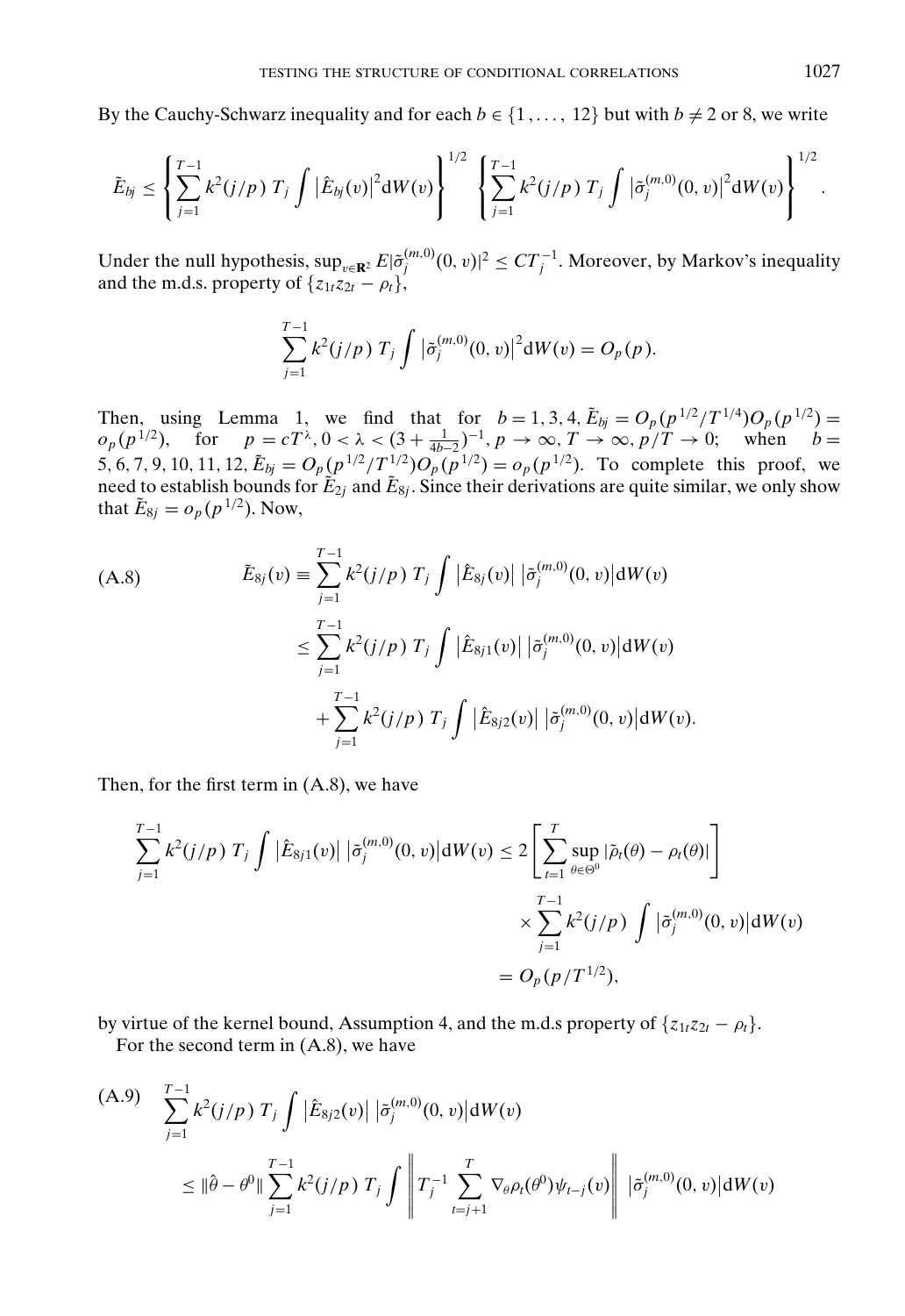By the Cauchy-Schwarz inequality and for each $b \in \{1, \dots, 12\}$ but with $b \neq 2$ or 8, we write

$$\tilde{E}_{bj} \leq \left\{ \sum_{j=1}^{T-1} k^2(j/p)\, T_j \int \left|\hat{E}_{bj}(v)\right|^2 \mathrm{d}W(v) \right\}^{1/2} \left\{ \sum_{j=1}^{T-1} k^2(j/p)\, T_j \int \left|\tilde{\sigma}_j^{(m,0)}(0,v)\right|^2 \mathrm{d}W(v) \right\}^{1/2}.$$

Under the null hypothesis, $\sup_{v \in \mathbf{R}^2} E|\tilde{\sigma}_j^{(m,0)}(0,v)|^2 \leq C T_j^{-1}$. Moreover, by Markov's inequality and the m.d.s. property of $\{z_{1t}z_{2t} - \rho_t\}$,

$$\sum_{j=1}^{T-1} k^2(j/p)\, T_j \int \left|\tilde{\sigma}_j^{(m,0)}(0,v)\right|^2 \mathrm{d}W(v) = O_p(p).$$

Then, using Lemma 1, we find that for $b = 1, 3, 4$, $\tilde{E}_{bj} = O_p(p^{1/2}/T^{1/4}) O_p(p^{1/2}) = o_p(p^{1/2})$, for $p = cT^{\lambda}, 0 < \lambda < (3 + \frac{1}{4b-2})^{-1}, p \to \infty, T \to \infty, p/T \to 0$; when $b = 5, 6, 7, 9, 10, 11, 12$, $\tilde{E}_{bj} = O_p(p^{1/2}/T^{1/2}) O_p(p^{1/2}) = o_p(p^{1/2})$. To complete this proof, we need to establish bounds for $\tilde{E}_{2j}$ and $\tilde{E}_{8j}$. Since their derivations are quite similar, we only show that $\tilde{E}_{8j} = o_p(p^{1/2})$. Now,

$$\begin{aligned}
\text{(A.8)} \qquad \tilde{E}_{8j}(v) &\equiv \sum_{j=1}^{T-1} k^2(j/p)\, T_j \int \left|\hat{E}_{8j}(v)\right| \left|\tilde{\sigma}_j^{(m,0)}(0,v)\right| \mathrm{d}W(v) \\
&\leq \sum_{j=1}^{T-1} k^2(j/p)\, T_j \int \left|\hat{E}_{8j1}(v)\right| \left|\tilde{\sigma}_j^{(m,0)}(0,v)\right| \mathrm{d}W(v) \\
&\quad + \sum_{j=1}^{T-1} k^2(j/p)\, T_j \int \left|\hat{E}_{8j2}(v)\right| \left|\tilde{\sigma}_j^{(m,0)}(0,v)\right| \mathrm{d}W(v).
\end{aligned}$$

Then, for the first term in (A.8), we have

$$\begin{aligned}
\sum_{j=1}^{T-1} k^2(j/p)\, T_j \int \left|\hat{E}_{8j1}(v)\right| \left|\tilde{\sigma}_j^{(m,0)}(0,v)\right| \mathrm{d}W(v) &\leq 2\left[\sum_{t=1}^{T} \sup_{\theta \in \Theta^0} |\tilde{\rho}_t(\theta) - \rho_t(\theta)|\right] \\
&\quad \times \sum_{j=1}^{T-1} k^2(j/p) \int \left|\tilde{\sigma}_j^{(m,0)}(0,v)\right| \mathrm{d}W(v) \\
&= O_p(p/T^{1/2}),
\end{aligned}$$

by virtue of the kernel bound, Assumption 4, and the m.d.s property of $\{z_{1t}z_{2t} - \rho_t\}$.

For the second term in (A.8), we have

$$\begin{aligned}
\text{(A.9)} \quad &\sum_{j=1}^{T-1} k^2(j/p)\, T_j \int \left|\hat{E}_{8j2}(v)\right| \left|\tilde{\sigma}_j^{(m,0)}(0,v)\right| \mathrm{d}W(v) \\
&\leq \|\hat{\theta} - \theta^0\| \sum_{j=1}^{T-1} k^2(j/p)\, T_j \int \left\| T_j^{-1} \sum_{t=j+1}^{T} \nabla_\theta \rho_t(\theta^0) \psi_{t-j}(v) \right\| \left|\tilde{\sigma}_j^{(m,0)}(0,v)\right| \mathrm{d}W(v)
\end{aligned}$$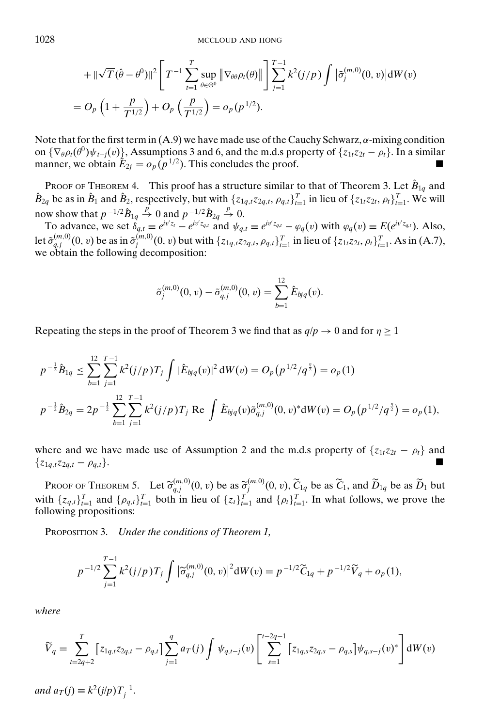$$
+ \|\sqrt{T}(\hat{\theta} - \theta^0)\|^2 \left[ T^{-1} \sum_{t=1}^{T} \sup_{\theta \in \Theta^0} \left\| \nabla_{\theta\theta} \rho_t(\theta) \right\| \right] \sum_{j=1}^{T-1} k^2(j/p) \int \left| \tilde{\sigma}_j^{(m,0)}(0, v) \right| \mathrm{d}W(v)
$$

$$
= O_p\left(1 + \frac{p}{T^{1/2}}\right) + O_p\left(\frac{p}{T^{1/2}}\right) = o_p(p^{1/2}).
$$

Note that for the first term in (A.9) we have made use of the Cauchy Schwarz, $\alpha$-mixing condition on $\{\nabla_\theta \rho_t(\theta^0)\psi_{t-j}(v)\}$, Assumptions 3 and 6, and the m.d.s property of $\{z_{1t}z_{2t} - \rho_t\}$. In a similar manner, we obtain $\hat{E}_{2j} = o_p(p^{1/2})$. This concludes the proof. ■

PROOF OF THEOREM 4. This proof has a structure similar to that of Theorem 3. Let $\hat{B}_{1q}$ and $\hat{B}_{2q}$ be as in $\hat{B}_1$ and $\hat{B}_2$, respectively, but with $\{z_{1q,t}z_{2q,t}, \rho_{q,t}\}_{t=1}^T$ in lieu of $\{z_{1t}z_{2t}, \rho_t\}_{t=1}^T$. We will now show that $p^{-1/2}\hat{B}_{1q} \xrightarrow{p} 0$ and $p^{-1/2}\hat{B}_{2q} \xrightarrow{p} 0$.

To advance, we set $\delta_{q,t} \equiv e^{iv'z_t} - e^{iv'z_{q,t}}$ and $\psi_{q,t} \equiv e^{iv'z_{q,t}} - \varphi_q(v)$ with $\varphi_q(v) \equiv E(e^{iv'z_{q,t}})$. Also, let $\tilde{\sigma}_{q,j}^{(m,0)}(0, v)$ be as in $\tilde{\sigma}_j^{(m,0)}(0, v)$ but with $\{z_{1q,t}z_{2q,t}, \rho_{q,t}\}_{t=1}^T$ in lieu of $\{z_{1t}z_{2t}, \rho_t\}_{t=1}^T$. As in (A.7), we obtain the following decomposition:

$$
\tilde{\sigma}_j^{(m,0)}(0, v) - \tilde{\sigma}_{q,j}^{(m,0)}(0, v) = \sum_{b=1}^{12} \hat{E}_{bjq}(v).
$$

Repeating the steps in the proof of Theorem 3 we find that as $q/p \to 0$ and for $\eta \geq 1$

$$
p^{-\frac{1}{2}}\hat{B}_{1q} \leq \sum_{b=1}^{12} \sum_{j=1}^{T-1} k^2(j/p) T_j \int |\hat{E}_{bjq}(v)|^2 \mathrm{d}W(v) = O_p\left(p^{1/2}/q^{\frac{\eta}{2}}\right) = o_p(1)
$$

$$
p^{-\frac{1}{2}}\hat{B}_{2q} = 2p^{-\frac{1}{2}} \sum_{b=1}^{12} \sum_{j=1}^{T-1} k^2(j/p) T_j \operatorname{Re} \int \hat{E}_{bjq}(v) \tilde{\sigma}_{q,j}^{(m,0)}(0, v)^* \mathrm{d}W(v) = O_p\left(p^{1/2}/q^{\frac{\eta}{2}}\right) = o_p(1),
$$

where and we have made use of Assumption 2 and the m.d.s property of $\{z_{1t}z_{2t} - \rho_t\}$ and $\{z_{1q,t}z_{2q,t} - \rho_{q,t}\}$. ■

PROOF OF THEOREM 5. Let $\widetilde{\sigma}_{q,j}^{(m,0)}(0, v)$ be as $\widetilde{\sigma}_j^{(m,0)}(0, v)$, $\widetilde{C}_{1q}$ be as $\widetilde{C}_1$, and $\widetilde{D}_{1q}$ be as $\widetilde{D}_1$ but with $\{z_{q,t}\}_{t=1}^T$ and $\{\rho_{q,t}\}_{t=1}^T$ both in lieu of $\{z_t\}_{t=1}^T$ and $\{\rho_t\}_{t=1}^T$. In what follows, we prove the following propositions:

PROPOSITION 3. *Under the conditions of Theorem 1,*

$$
p^{-1/2} \sum_{j=1}^{T-1} k^2(j/p) T_j \int \left| \widetilde{\sigma}_{q,j}^{(m,0)}(0, v) \right|^2 \mathrm{d}W(v) = p^{-1/2}\widetilde{C}_{1q} + p^{-1/2}\widetilde{V}_q + o_p(1),
$$

*where*

$$
\widetilde{V}_q = \sum_{t=2q+2}^{T} \left[ z_{1q,t}z_{2q,t} - \rho_{q,t} \right] \sum_{j=1}^{q} a_T(j) \int \psi_{q,t-j}(v) \left[ \sum_{s=1}^{t-2q-1} \left[ z_{1q,s}z_{2q,s} - \rho_{q,s} \right] \psi_{q,s-j}(v)^* \right] \mathrm{d}W(v)
$$

*and* $a_T(j) \equiv k^2(j/p)T_j^{-1}$.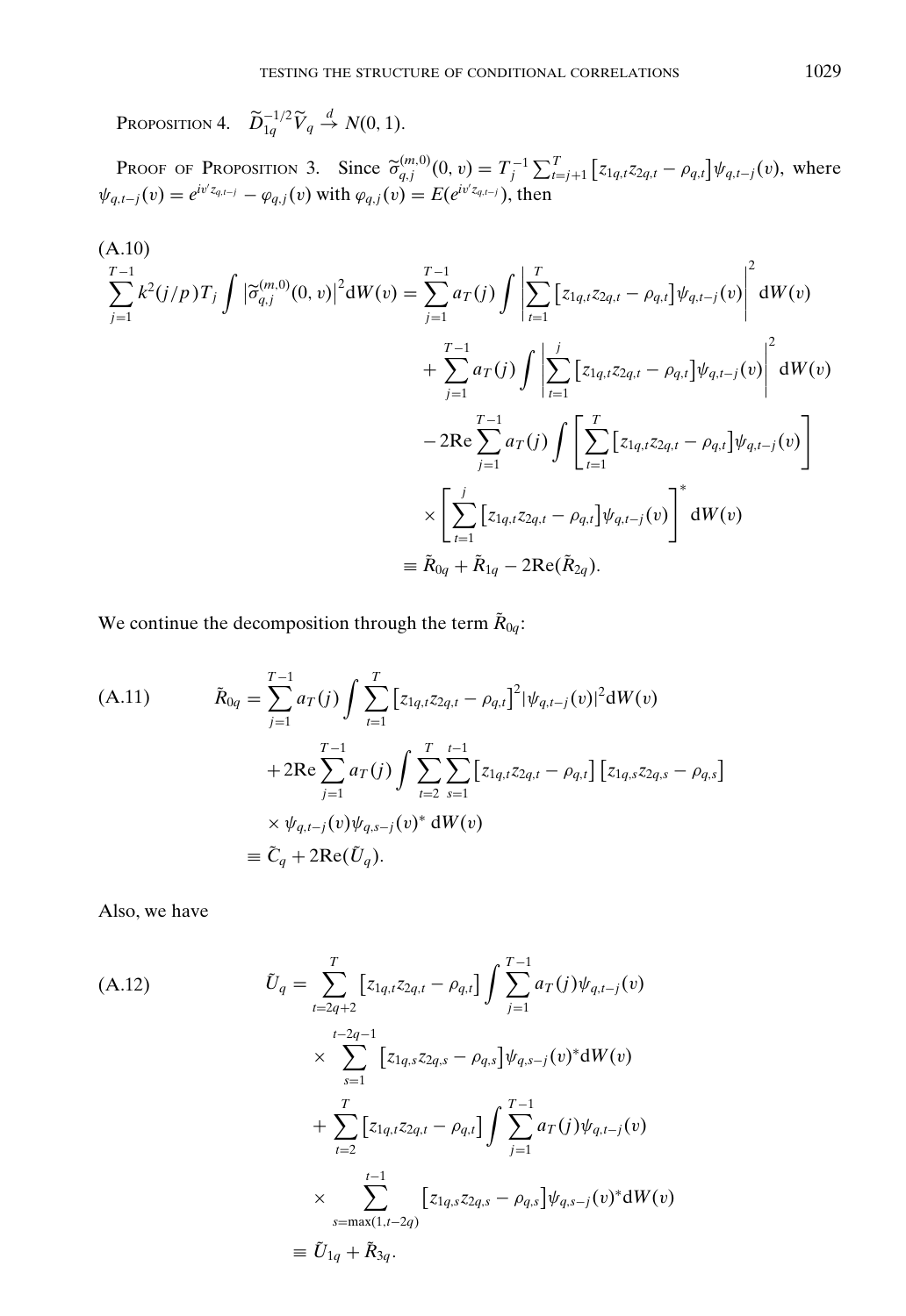PROPOSITION 4. $\widetilde{D}_{1q}^{-1/2}\widetilde{V}_q \xrightarrow{d} N(0,1)$.

PROOF OF PROPOSITION 3. Since $\widetilde{\sigma}_{q,j}^{(m,0)}(0,v) = T_j^{-1}\sum_{t=j+1}^{T}\left[z_{1q,t}z_{2q,t}-\rho_{q,t}\right]\psi_{q,t-j}(v)$, where $\psi_{q,t-j}(v) = e^{iv'z_{q,t-j}} - \varphi_{q,j}(v)$ with $\varphi_{q,j}(v) = E(e^{iv'z_{q,t-j}})$, then

$$
\begin{aligned}
\text{(A.10)}\quad \sum_{j=1}^{T-1} k^2(j/p)T_j \int \left|\widetilde{\sigma}_{q,j}^{(m,0)}(0,v)\right|^2 \mathrm{d}W(v) &= \sum_{j=1}^{T-1} a_T(j)\int \left|\sum_{t=1}^{T}\left[z_{1q,t}z_{2q,t}-\rho_{q,t}\right]\psi_{q,t-j}(v)\right|^2 \mathrm{d}W(v)\\
&\quad + \sum_{j=1}^{T-1} a_T(j)\int \left|\sum_{t=1}^{j}\left[z_{1q,t}z_{2q,t}-\rho_{q,t}\right]\psi_{q,t-j}(v)\right|^2 \mathrm{d}W(v)\\
&\quad - 2\mathrm{Re}\sum_{j=1}^{T-1} a_T(j)\int \left[\sum_{t=1}^{T}\left[z_{1q,t}z_{2q,t}-\rho_{q,t}\right]\psi_{q,t-j}(v)\right]\\
&\quad \times \left[\sum_{t=1}^{j}\left[z_{1q,t}z_{2q,t}-\rho_{q,t}\right]\psi_{q,t-j}(v)\right]^* \mathrm{d}W(v)\\
&\equiv \tilde{R}_{0q} + \tilde{R}_{1q} - 2\mathrm{Re}(\tilde{R}_{2q}).
\end{aligned}
$$

We continue the decomposition through the term $\tilde{R}_{0q}$:

$$
\begin{aligned}
\text{(A.11)}\qquad \tilde{R}_{0q} &= \sum_{j=1}^{T-1} a_T(j)\int \sum_{t=1}^{T}\left[z_{1q,t}z_{2q,t}-\rho_{q,t}\right]^2 |\psi_{q,t-j}(v)|^2 \mathrm{d}W(v)\\
&\quad + 2\mathrm{Re}\sum_{j=1}^{T-1} a_T(j)\int \sum_{t=2}^{T}\sum_{s=1}^{t-1}\left[z_{1q,t}z_{2q,t}-\rho_{q,t}\right]\left[z_{1q,s}z_{2q,s}-\rho_{q,s}\right]\\
&\quad \times \psi_{q,t-j}(v)\psi_{q,s-j}(v)^*\,\mathrm{d}W(v)\\
&\equiv \tilde{C}_q + 2\mathrm{Re}(\tilde{U}_q).
\end{aligned}
$$

Also, we have

$$
\begin{aligned}
\text{(A.12)}\qquad \tilde{U}_q &= \sum_{t=2q+2}^{T}\left[z_{1q,t}z_{2q,t}-\rho_{q,t}\right]\int \sum_{j=1}^{T-1} a_T(j)\psi_{q,t-j}(v)\\
&\quad \times \sum_{s=1}^{t-2q-1}\left[z_{1q,s}z_{2q,s}-\rho_{q,s}\right]\psi_{q,s-j}(v)^*\mathrm{d}W(v)\\
&\quad + \sum_{t=2}^{T}\left[z_{1q,t}z_{2q,t}-\rho_{q,t}\right]\int \sum_{j=1}^{T-1} a_T(j)\psi_{q,t-j}(v)\\
&\quad \times \sum_{s=\max(1,t-2q)}^{t-1}\left[z_{1q,s}z_{2q,s}-\rho_{q,s}\right]\psi_{q,s-j}(v)^*\mathrm{d}W(v)\\
&\equiv \tilde{U}_{1q} + \tilde{R}_{3q}.
\end{aligned}
$$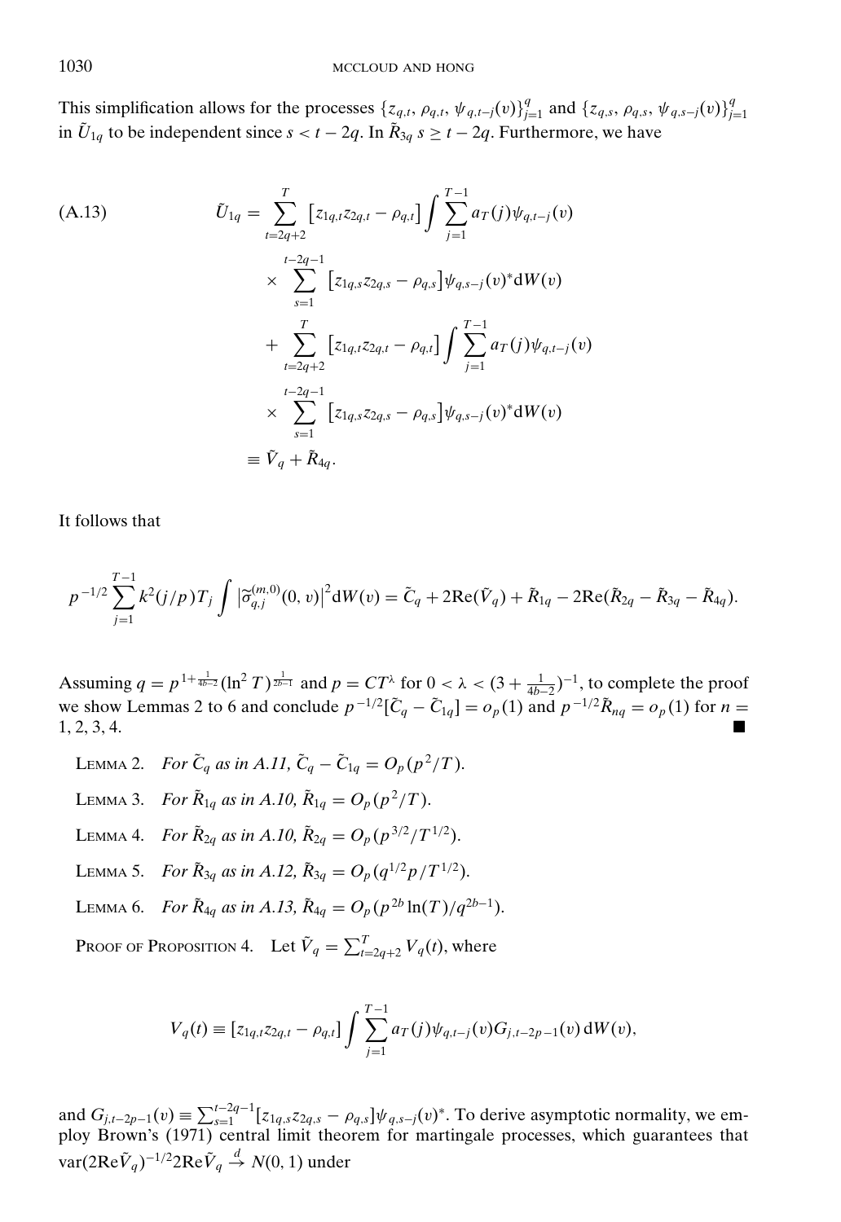This simplification allows for the processes $\{z_{q,t}, \rho_{q,t}, \psi_{q,t-j}(v)\}_{j=1}^{q}$ and $\{z_{q,s}, \rho_{q,s}, \psi_{q,s-j}(v)\}_{j=1}^{q}$ in $\tilde{U}_{1q}$ to be independent since $s < t - 2q$. In $\tilde{R}_{3q}$ $s \geq t - 2q$. Furthermore, we have

$$
\begin{aligned}
\text{(A.13)} \qquad \tilde{U}_{1q} &= \sum_{t=2q+2}^{T} \left[z_{1q,t}z_{2q,t} - \rho_{q,t}\right] \int \sum_{j=1}^{T-1} a_T(j)\psi_{q,t-j}(v) \\
&\quad \times \sum_{s=1}^{t-2q-1} \left[z_{1q,s}z_{2q,s} - \rho_{q,s}\right]\psi_{q,s-j}(v)^* \mathrm{d}W(v) \\
&\quad + \sum_{t=2q+2}^{T} \left[z_{1q,t}z_{2q,t} - \rho_{q,t}\right] \int \sum_{j=1}^{T-1} a_T(j)\psi_{q,t-j}(v) \\
&\quad \times \sum_{s=1}^{t-2q-1} \left[z_{1q,s}z_{2q,s} - \rho_{q,s}\right]\psi_{q,s-j}(v)^* \mathrm{d}W(v) \\
&\equiv \tilde{V}_q + \tilde{R}_{4q}.
\end{aligned}
$$

It follows that

$$
p^{-1/2} \sum_{j=1}^{T-1} k^2(j/p)T_j \int \left|\widetilde{\sigma}_{q,j}^{(m,0)}(0,v)\right|^2 \mathrm{d}W(v) = \tilde{C}_q + 2\mathrm{Re}(\tilde{V}_q) + \tilde{R}_{1q} - 2\mathrm{Re}(\tilde{R}_{2q} - \tilde{R}_{3q} - \tilde{R}_{4q}).
$$

Assuming $q = p^{1+\frac{1}{4b-2}}(\ln^2 T)^{\frac{1}{2b-1}}$ and $p = CT^{\lambda}$ for $0 < \lambda < (3 + \frac{1}{4b-2})^{-1}$, to complete the proof we show Lemmas 2 to 6 and conclude $p^{-1/2}[\tilde{C}_q - \tilde{C}_{1q}] = o_p(1)$ and $p^{-1/2}\tilde{R}_{nq} = o_p(1)$ for $n = 1, 2, 3, 4$. ■

LEMMA 2. *For $\tilde{C}_q$ as in A.11, $\tilde{C}_q - \tilde{C}_{1q} = O_p(p^2/T)$.*

LEMMA 3. *For $\tilde{R}_{1q}$ as in A.10, $\tilde{R}_{1q} = O_p(p^2/T)$.*

LEMMA 4. *For $\tilde{R}_{2q}$ as in A.10, $\tilde{R}_{2q} = O_p(p^{3/2}/T^{1/2})$.*

LEMMA 5. *For $\tilde{R}_{3q}$ as in A.12, $\tilde{R}_{3q} = O_p(q^{1/2}p/T^{1/2})$.*

LEMMA 6. *For $\tilde{R}_{4q}$ as in A.13, $\tilde{R}_{4q} = O_p(p^{2b}\ln(T)/q^{2b-1})$.*

PROOF OF PROPOSITION 4. Let $\tilde{V}_q = \sum_{t=2q+2}^{T} V_q(t)$, where

$$
V_q(t) \equiv \left[z_{1q,t}z_{2q,t} - \rho_{q,t}\right] \int \sum_{j=1}^{T-1} a_T(j)\psi_{q,t-j}(v)G_{j,t-2p-1}(v)\,\mathrm{d}W(v),
$$

and $G_{j,t-2p-1}(v) \equiv \sum_{s=1}^{t-2q-1}[z_{1q,s}z_{2q,s} - \rho_{q,s}]\psi_{q,s-j}(v)^*$. To derive asymptotic normality, we employ Brown's (1971) central limit theorem for martingale processes, which guarantees that $\mathrm{var}(2\mathrm{Re}\tilde{V}_q)^{-1/2}2\mathrm{Re}\tilde{V}_q \xrightarrow{d} N(0,1)$ under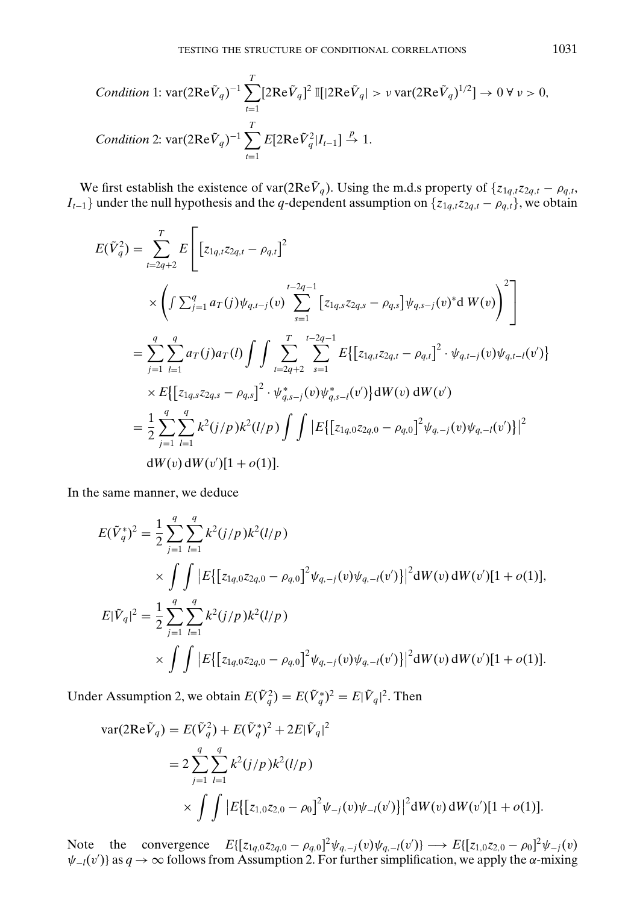*Condition* 1: $\text{var}(2\text{Re}\tilde{V}_q)^{-1} \sum_{t=1}^{T} [2\text{Re}\tilde{V}_q]^2 \, \mathbb{I}[|2\text{Re}\tilde{V}_q| > \nu \, \text{var}(2\text{Re}\tilde{V}_q)^{1/2}] \to 0 \; \forall \, \nu > 0,$

*Condition* 2: $\text{var}(2\text{Re}\tilde{V}_q)^{-1} \sum_{t=1}^{T} E[2\text{Re}\tilde{V}_q^2 | I_{t-1}] \xrightarrow{p} 1.$

We first establish the existence of var$(2\text{Re}\tilde{V}_q)$. Using the m.d.s property of $\{z_{1q,t}z_{2q,t} - \rho_{q,t}, I_{t-1}\}$ under the null hypothesis and the $q$-dependent assumption on $\{z_{1q,t}z_{2q,t} - \rho_{q,t}\}$, we obtain

$$
\begin{aligned}
E(\tilde{V}_q^2) &= \sum_{t=2q+2}^{T} E\Bigg[ \big[z_{1q,t}z_{2q,t} - \rho_{q,t}\big]^2 \\
&\quad \times \left( \int \sum_{j=1}^{q} a_T(j) \psi_{q,t-j}(v) \sum_{s=1}^{t-2q-1} \big[z_{1q,s}z_{2q,s} - \rho_{q,s}\big] \psi_{q,s-j}(v)^* \text{d}\, W(v) \right)^2 \Bigg] \\
&= \sum_{j=1}^{q} \sum_{l=1}^{q} a_T(j) a_T(l) \int \int \sum_{t=2q+2}^{T} \sum_{s=1}^{t-2q-1} E\big\{ \big[z_{1q,t}z_{2q,t} - \rho_{q,t}\big]^2 \cdot \psi_{q,t-j}(v) \psi_{q,t-l}(v') \big\} \\
&\quad \times E\big\{ \big[z_{1q,s}z_{2q,s} - \rho_{q,s}\big]^2 \cdot \psi_{q,s-j}^*(v) \psi_{q,s-l}^*(v') \big\} \text{d}W(v) \, \text{d}W(v') \\
&= \frac{1}{2} \sum_{j=1}^{q} \sum_{l=1}^{q} k^2(j/p) k^2(l/p) \int \int \big| E\big\{ \big[z_{1q,0}z_{2q,0} - \rho_{q,0}\big]^2 \psi_{q,-j}(v) \psi_{q,-l}(v') \big\} \big|^2 \\
&\quad \text{d}W(v) \, \text{d}W(v') [1 + o(1)].
\end{aligned}
$$

In the same manner, we deduce

$$
\begin{aligned}
E(\tilde{V}_q^*)^2 &= \frac{1}{2} \sum_{j=1}^{q} \sum_{l=1}^{q} k^2(j/p) k^2(l/p) \\
&\quad \times \int \int \big| E\big\{ \big[z_{1q,0}z_{2q,0} - \rho_{q,0}\big]^2 \psi_{q,-j}(v) \psi_{q,-l}(v') \big\} \big|^2 \text{d}W(v) \, \text{d}W(v') [1 + o(1)], \\
E|\tilde{V}_q|^2 &= \frac{1}{2} \sum_{j=1}^{q} \sum_{l=1}^{q} k^2(j/p) k^2(l/p) \\
&\quad \times \int \int \big| E\big\{ \big[z_{1q,0}z_{2q,0} - \rho_{q,0}\big]^2 \psi_{q,-j}(v) \psi_{q,-l}(v') \big\} \big|^2 \text{d}W(v) \, \text{d}W(v') [1 + o(1)].
\end{aligned}
$$

Under Assumption 2, we obtain $E(\tilde{V}_q^2) = E(\tilde{V}_q^*)^2 = E|\tilde{V}_q|^2$. Then

$$
\begin{aligned}
\text{var}(2\text{Re}\tilde{V}_q) &= E(\tilde{V}_q^2) + E(\tilde{V}_q^*)^2 + 2E|\tilde{V}_q|^2 \\
&= 2 \sum_{j=1}^{q} \sum_{l=1}^{q} k^2(j/p) k^2(l/p) \\
&\quad \times \int \int \big| E\big\{ \big[z_{1,0}z_{2,0} - \rho_0\big]^2 \psi_{-j}(v) \psi_{-l}(v') \big\} \big|^2 \text{d}W(v) \, \text{d}W(v') [1 + o(1)].
\end{aligned}
$$

Note the convergence $E\{[z_{1q,0}z_{2q,0} - \rho_{q,0}]^2 \psi_{q,-j}(v) \psi_{q,-l}(v')\} \longrightarrow E\{[z_{1,0}z_{2,0} - \rho_0]^2 \psi_{-j}(v) \psi_{-l}(v')\}$ as $q \to \infty$ follows from Assumption 2. For further simplification, we apply the $\alpha$-mixing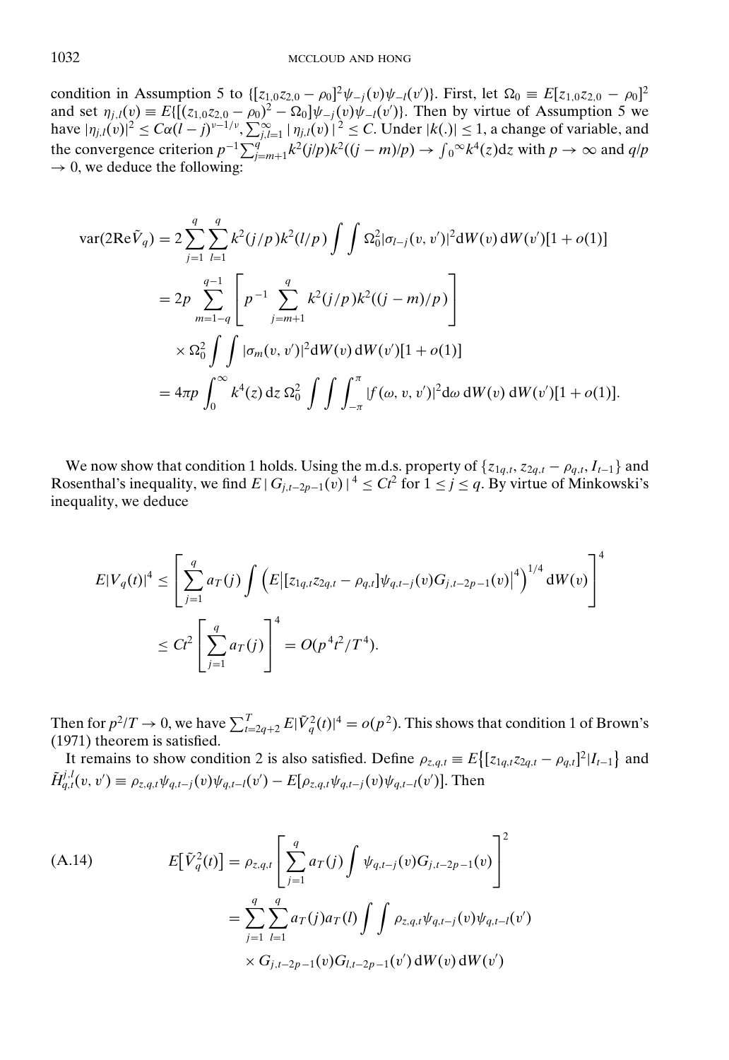condition in Assumption 5 to $\{[z_{1,0}z_{2,0} - \rho_0]^2\psi_{-j}(v)\psi_{-l}(v')\}$. First, let $\Omega_0 \equiv E[z_{1,0}z_{2,0} - \rho_0]^2$ and set $\eta_{j,l}(v) \equiv E\{[(z_{1,0}z_{2,0} - \rho_0)^2 - \Omega_0]\psi_{-j}(v)\psi_{-l}(v')\}$. Then by virtue of Assumption 5 we have $|\eta_{j,l}(v)|^2 \le C\alpha(l-j)^{\nu-1/\nu}$, $\sum_{j,l=1}^{\infty} |\eta_{j,l}(v)|^2 \le C$. Under $|k(.)| \le 1$, a change of variable, and the convergence criterion $p^{-1}\sum_{j=m+1}^{q} k^2(j/p)k^2((j-m)/p) \to \int_0^{\infty} k^4(z)\mathrm{d}z$ with $p \to \infty$ and $q/p \to 0$, we deduce the following:

$$
\begin{aligned}
\mathrm{var}(2\mathrm{Re}\tilde{V}_q) &= 2\sum_{j=1}^{q}\sum_{l=1}^{q} k^2(j/p)k^2(l/p)\int\int \Omega_0^2|\sigma_{l-j}(v,v')|^2\mathrm{d}W(v)\,\mathrm{d}W(v')[1+o(1)] \\
&= 2p\sum_{m=1-q}^{q-1}\left[p^{-1}\sum_{j=m+1}^{q} k^2(j/p)k^2((j-m)/p)\right] \\
&\quad\times \Omega_0^2\int\int |\sigma_m(v,v')|^2\mathrm{d}W(v)\,\mathrm{d}W(v')[1+o(1)] \\
&= 4\pi p\int_0^{\infty} k^4(z)\,\mathrm{d}z\,\Omega_0^2\int\int\int_{-\pi}^{\pi} |f(\omega,v,v')|^2\mathrm{d}\omega\,\mathrm{d}W(v)\,\mathrm{d}W(v')[1+o(1)].
\end{aligned}
$$

We now show that condition 1 holds. Using the m.d.s. property of $\{z_{1q,t}, z_{2q,t} - \rho_{q,t}, I_{t-1}\}$ and Rosenthal's inequality, we find $E\,|\,G_{j,t-2p-1}(v)\,|^4 \le Ct^2$ for $1 \le j \le q$. By virtue of Minkowski's inequality, we deduce

$$
\begin{aligned}
E|V_q(t)|^4 &\le \left[\sum_{j=1}^{q} a_T(j)\int\left(E\left|[z_{1q,t}z_{2q,t} - \rho_{q,t}]\psi_{q,t-j}(v)G_{j,t-2p-1}(v)\right|^4\right)^{1/4}\mathrm{d}W(v)\right]^4 \\
&\le Ct^2\left[\sum_{j=1}^{q} a_T(j)\right]^4 = O(p^4t^2/T^4).
\end{aligned}
$$

Then for $p^2/T \to 0$, we have $\sum_{t=2q+2}^{T} E|\tilde{V}_q^2(t)|^4 = o(p^2)$. This shows that condition 1 of Brown's (1971) theorem is satisfied.

It remains to show condition 2 is also satisfied. Define $\rho_{z,q,t} \equiv E\{[z_{1q,t}z_{2q,t} - \rho_{q,t}]^2|I_{t-1}\}$ and $\tilde{H}_{q,t}^{j,l}(v,v') \equiv \rho_{z,q,t}\psi_{q,t-j}(v)\psi_{q,t-l}(v') - E[\rho_{z,q,t}\psi_{q,t-j}(v)\psi_{q,t-l}(v')]$. Then

$$
\begin{aligned}
E\left[\tilde{V}_q^2(t)\right] &= \rho_{z,q,t}\left[\sum_{j=1}^{q} a_T(j)\int \psi_{q,t-j}(v)G_{j,t-2p-1}(v)\right]^2 \qquad \text{(A.14)}\\
&= \sum_{j=1}^{q}\sum_{l=1}^{q} a_T(j)a_T(l)\int\int \rho_{z,q,t}\psi_{q,t-j}(v)\psi_{q,t-l}(v') \\
&\quad\times G_{j,t-2p-1}(v)G_{l,t-2p-1}(v')\,\mathrm{d}W(v)\,\mathrm{d}W(v')
\end{aligned}
$$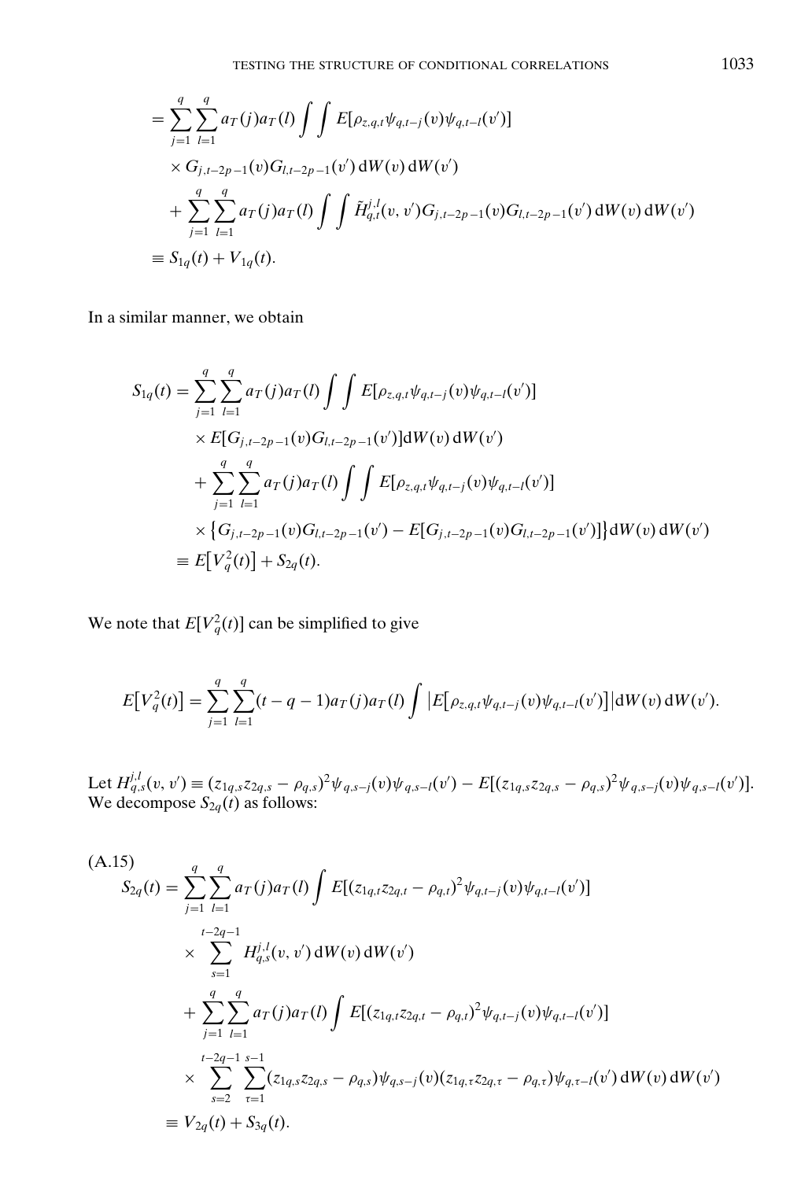$$
\begin{aligned}
&= \sum_{j=1}^{q} \sum_{l=1}^{q} a_T(j) a_T(l) \int\int E[\rho_{z,q,t} \psi_{q,t-j}(v) \psi_{q,t-l}(v')] \\
&\quad \times G_{j,t-2p-1}(v) G_{l,t-2p-1}(v') \, dW(v) \, dW(v') \\
&\quad + \sum_{j=1}^{q} \sum_{l=1}^{q} a_T(j) a_T(l) \int\int \tilde{H}_{q,t}^{j,l}(v, v') G_{j,t-2p-1}(v) G_{l,t-2p-1}(v') \, dW(v) \, dW(v') \\
&\equiv S_{1q}(t) + V_{1q}(t).
\end{aligned}
$$

In a similar manner, we obtain

$$
\begin{aligned}
S_{1q}(t) &= \sum_{j=1}^{q} \sum_{l=1}^{q} a_T(j) a_T(l) \int\int E[\rho_{z,q,t} \psi_{q,t-j}(v) \psi_{q,t-l}(v')] \\
&\quad \times E[G_{j,t-2p-1}(v) G_{l,t-2p-1}(v')] dW(v) \, dW(v') \\
&\quad + \sum_{j=1}^{q} \sum_{l=1}^{q} a_T(j) a_T(l) \int\int E[\rho_{z,q,t} \psi_{q,t-j}(v) \psi_{q,t-l}(v')] \\
&\quad \times \big\{ G_{j,t-2p-1}(v) G_{l,t-2p-1}(v') - E[G_{j,t-2p-1}(v) G_{l,t-2p-1}(v')] \big\} dW(v) \, dW(v') \\
&\equiv E\big[V_q^2(t)\big] + S_{2q}(t).
\end{aligned}
$$

We note that $E[V_q^2(t)]$ can be simplified to give

$$
E\big[V_q^2(t)\big] = \sum_{j=1}^{q} \sum_{l=1}^{q} (t - q - 1) a_T(j) a_T(l) \int \big| E\big[\rho_{z,q,t} \psi_{q,t-j}(v) \psi_{q,t-l}(v')\big] \big| dW(v) \, dW(v').
$$

Let $H_{q,s}^{j,l}(v, v') \equiv (z_{1q,s} z_{2q,s} - \rho_{q,s})^2 \psi_{q,s-j}(v) \psi_{q,s-l}(v') - E[(z_{1q,s} z_{2q,s} - \rho_{q,s})^2 \psi_{q,s-j}(v) \psi_{q,s-l}(v')]$. We decompose $S_{2q}(t)$ as follows:

(A.15)

$$
\begin{aligned}
S_{2q}(t) &= \sum_{j=1}^{q} \sum_{l=1}^{q} a_T(j) a_T(l) \int E[(z_{1q,t} z_{2q,t} - \rho_{q,t})^2 \psi_{q,t-j}(v) \psi_{q,t-l}(v')] \\
&\quad \times \sum_{s=1}^{t-2q-1} H_{q,s}^{j,l}(v, v') \, dW(v) \, dW(v') \\
&\quad + \sum_{j=1}^{q} \sum_{l=1}^{q} a_T(j) a_T(l) \int E[(z_{1q,t} z_{2q,t} - \rho_{q,t})^2 \psi_{q,t-j}(v) \psi_{q,t-l}(v')] \\
&\quad \times \sum_{s=2}^{t-2q-1} \sum_{\tau=1}^{s-1} (z_{1q,s} z_{2q,s} - \rho_{q,s}) \psi_{q,s-j}(v) (z_{1q,\tau} z_{2q,\tau} - \rho_{q,\tau}) \psi_{q,\tau-l}(v') \, dW(v) \, dW(v') \\
&\equiv V_{2q}(t) + S_{3q}(t).
\end{aligned}
$$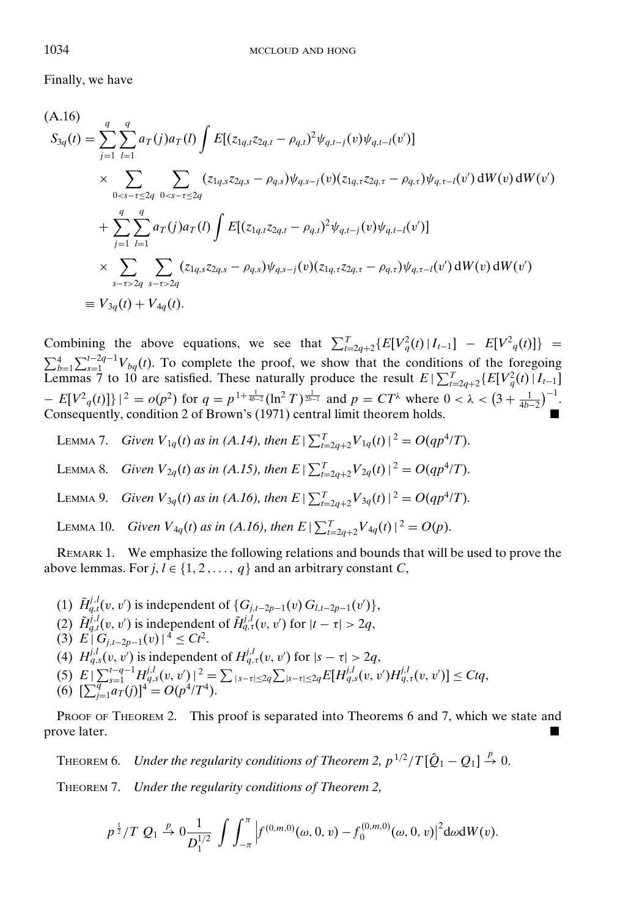Finally, we have

(A.16)

$$
\begin{aligned}
S_{3q}(t) = {} & \sum_{j=1}^{q}\sum_{l=1}^{q} a_T(j)a_T(l)\int E[(z_{1q,t}z_{2q,t}-\rho_{q,t})^2\psi_{q,t-j}(v)\psi_{q,t-l}(v')] \\
& \times \sum_{0<s-\tau\le 2q}\ \sum_{0<s-\tau\le 2q}(z_{1q,s}z_{2q,s}-\rho_{q,s})\psi_{q,s-j}(v)(z_{1q,\tau}z_{2q,\tau}-\rho_{q,\tau})\psi_{q,\tau-l}(v')\,\mathrm{d}W(v)\,\mathrm{d}W(v') \\
& + \sum_{j=1}^{q}\sum_{l=1}^{q} a_T(j)a_T(l)\int E[(z_{1q,t}z_{2q,t}-\rho_{q,t})^2\psi_{q,t-j}(v)\psi_{q,t-l}(v')] \\
& \times \sum_{s-\tau>2q}\ \sum_{s-\tau>2q}(z_{1q,s}z_{2q,s}-\rho_{q,s})\psi_{q,s-j}(v)(z_{1q,\tau}z_{2q,\tau}-\rho_{q,\tau})\psi_{q,\tau-l}(v')\,\mathrm{d}W(v)\,\mathrm{d}W(v') \\
\equiv {} & V_{3q}(t)+V_{4q}(t).
\end{aligned}
$$

Combining the above equations, we see that $\sum_{t=2q+2}^{T}\{E[V_q^2(t)\,|\,I_{t-1}] - E[V^2{}_q(t)]\} = \sum_{b=1}^{4}\sum_{s=1}^{t-2q-1}V_{bq}(t)$. To complete the proof, we show that the conditions of the foregoing Lemmas 7 to 10 are satisfied. These naturally produce the result $E\,|\sum_{t=2q+2}^{T}\{E[V_q^2(t)\,|\,I_{t-1}] - E[V^2{}_q(t)]\}\,|^2 = o(p^2)$ for $q = p^{1+\frac{1}{4b-2}}(\ln^2 T)^{\frac{1}{2b-1}}$ and $p = CT^{\lambda}$ where $0<\lambda<\left(3+\frac{1}{4b-2}\right)^{-1}$. Consequently, condition 2 of Brown's (1971) central limit theorem holds. ■

LEMMA 7. *Given $V_{1q}(t)$ as in (A.14), then $E\,|\sum_{t=2q+2}^{T}V_{1q}(t)\,|^2 = O(qp^4/T)$.*

LEMMA 8. *Given $V_{2q}(t)$ as in (A.15), then $E\,|\sum_{t=2q+2}^{T}V_{2q}(t)\,|^2 = O(qp^4/T)$.*

LEMMA 9. *Given $V_{3q}(t)$ as in (A.16), then $E\,|\sum_{t=2q+2}^{T}V_{3q}(t)\,|^2 = O(qp^4/T)$.*

LEMMA 10. *Given $V_{4q}(t)$ as in (A.16), then $E\,|\sum_{t=2q+2}^{T}V_{4q}(t)\,|^2 = O(p)$.*

REMARK 1. We emphasize the following relations and bounds that will be used to prove the above lemmas. For $j,l\in\{1,2,\ldots,q\}$ and an arbitrary constant $C$,

(1) $\tilde{H}_{q,t}^{j,l}(v,v')$ is independent of $\{G_{j,t-2p-1}(v)\,G_{l,t-2p-1}(v')\}$,
(2) $\tilde{H}_{q,t}^{j,l}(v,v')$ is independent of $\tilde{H}_{q,\tau}^{j,l}(v,v')$ for $|t-\tau|>2q$,
(3) $E\,|\,G_{j,t-2p-1}(v)\,|^4 \le Ct^2$.
(4) $H_{q,s}^{j,l}(v,v')$ is independent of $H_{q,\tau}^{j,l}(v,v')$ for $|s-\tau|>2q$,
(5) $E\,|\sum_{s=1}^{t-q-1}H_{q,s}^{j,l}(v,v')\,|^2 = \sum_{|s-\tau|\le 2q}\sum_{|s-\tau|\le 2q}E[H_{q,s}^{j,l}(v,v')H_{q,\tau}^{j,l}(v,v')] \le Ctq$,
(6) $[\sum_{j=1}^{q}a_T(j)]^4 = O(p^4/T^4)$.

PROOF OF THEOREM 2. This proof is separated into Theorems 6 and 7, which we state and prove later. ■

THEOREM 6. *Under the regularity conditions of Theorem 2, $p^{1/2}/T\,[\hat{Q}_1 - Q_1] \xrightarrow{p} 0$.*

THEOREM 7. *Under the regularity conditions of Theorem 2,*

$$
p^{\frac{1}{2}}/T\ Q_1 \xrightarrow{p} 0\frac{1}{D_1^{1/2}}\int\int_{-\pi}^{\pi}\left|f^{(0,m,0)}(\omega,0,v) - f_0^{(0,m,0)}(\omega,0,v)\right|^2 \mathrm{d}\omega\,\mathrm{d}W(v).
$$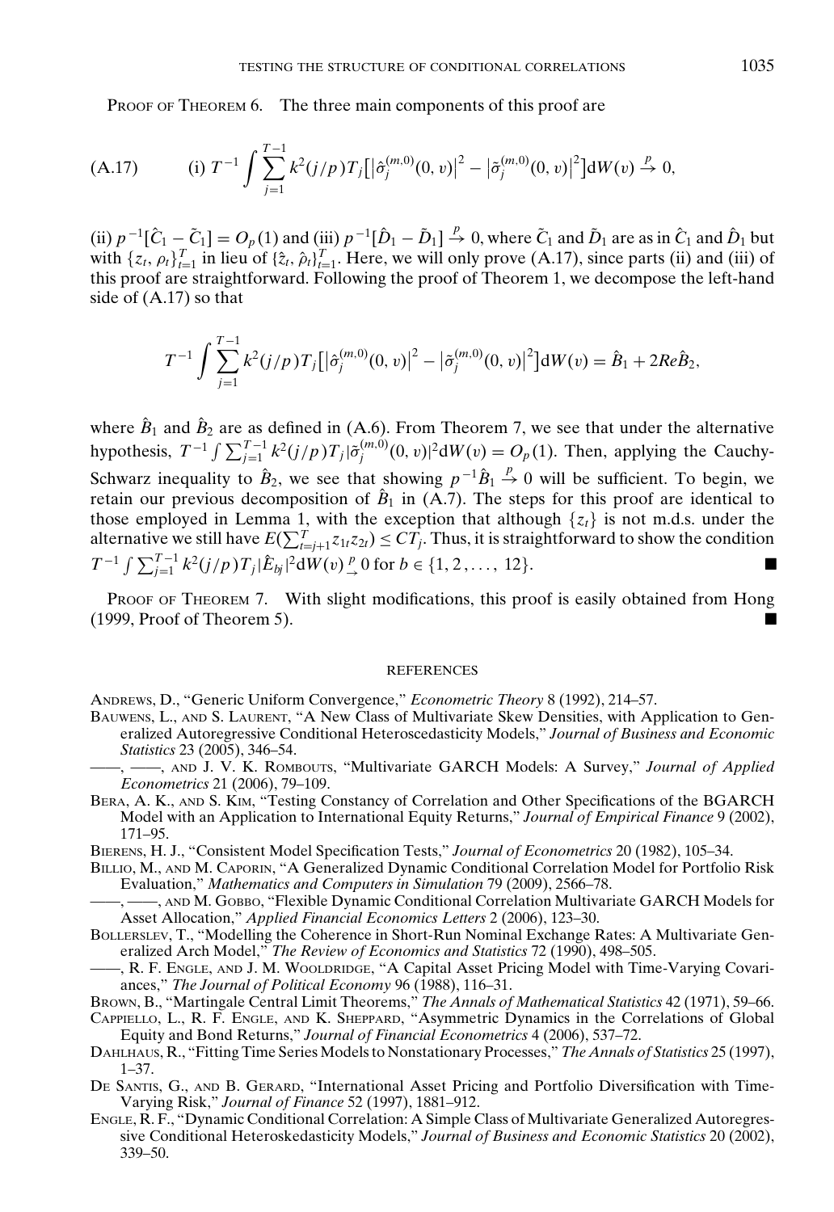PROOF OF THEOREM 6. The three main components of this proof are

$$\text{(A.17)} \qquad \text{(i) } T^{-1}\int \sum_{j=1}^{T-1} k^2(j/p)T_j\big[\big|\hat{\sigma}_j^{(m,0)}(0,v)\big|^2 - \big|\tilde{\sigma}_j^{(m,0)}(0,v)\big|^2\big]\mathrm{d}W(v) \xrightarrow{p} 0,$$

(ii) $p^{-1}[\hat{C}_1 - \tilde{C}_1] = O_p(1)$ and (iii) $p^{-1}[\hat{D}_1 - \tilde{D}_1] \xrightarrow{p} 0$, where $\tilde{C}_1$ and $\tilde{D}_1$ are as in $\hat{C}_1$ and $\hat{D}_1$ but with $\{z_t, \rho_t\}_{t=1}^T$ in lieu of $\{\hat{z}_t, \hat{\rho}_t\}_{t=1}^T$. Here, we will only prove (A.17), since parts (ii) and (iii) of this proof are straightforward. Following the proof of Theorem 1, we decompose the left-hand side of (A.17) so that

$$T^{-1}\int \sum_{j=1}^{T-1} k^2(j/p)T_j\big[\big|\hat{\sigma}_j^{(m,0)}(0,v)\big|^2 - \big|\tilde{\sigma}_j^{(m,0)}(0,v)\big|^2\big]\mathrm{d}W(v) = \hat{B}_1 + 2Re\hat{B}_2,$$

where $\hat{B}_1$ and $\hat{B}_2$ are as defined in (A.6). From Theorem 7, we see that under the alternative hypothesis, $T^{-1}\int \sum_{j=1}^{T-1} k^2(j/p)T_j|\tilde{\sigma}_j^{(m,0)}(0,v)|^2\mathrm{d}W(v) = O_p(1)$. Then, applying the Cauchy-Schwarz inequality to $\hat{B}_2$, we see that showing $p^{-1}\hat{B}_1 \xrightarrow{p} 0$ will be sufficient. To begin, we retain our previous decomposition of $\hat{B}_1$ in (A.7). The steps for this proof are identical to those employed in Lemma 1, with the exception that although $\{z_t\}$ is not m.d.s. under the alternative we still have $E(\sum_{t=j+1}^{T} z_{1t}z_{2t}) \leq CT_j$. Thus, it is straightforward to show the condition $T^{-1}\int \sum_{j=1}^{T-1} k^2(j/p)T_j|\hat{E}_{bj}|^2\mathrm{d}W(v) \xrightarrow{p} 0$ for $b \in \{1, 2, \ldots, 12\}$. ■

PROOF OF THEOREM 7. With slight modifications, this proof is easily obtained from Hong (1999, Proof of Theorem 5). ■

## REFERENCES

ANDREWS, D., "Generic Uniform Convergence," *Econometric Theory* 8 (1992), 214–57.

BAUWENS, L., AND S. LAURENT, "A New Class of Multivariate Skew Densities, with Application to Generalized Autoregressive Conditional Heteroscedasticity Models," *Journal of Business and Economic Statistics* 23 (2005), 346–54.

——, ——, AND J. V. K. ROMBOUTS, "Multivariate GARCH Models: A Survey," *Journal of Applied Econometrics* 21 (2006), 79–109.

BERA, A. K., AND S. KIM, "Testing Constancy of Correlation and Other Specifications of the BGARCH Model with an Application to International Equity Returns," *Journal of Empirical Finance* 9 (2002), 171–95.

BIERENS, H. J., "Consistent Model Specification Tests," *Journal of Econometrics* 20 (1982), 105–34.

BILLIO, M., AND M. CAPORIN, "A Generalized Dynamic Conditional Correlation Model for Portfolio Risk Evaluation," *Mathematics and Computers in Simulation* 79 (2009), 2566–78.

——, ——, AND M. GOBBO, "Flexible Dynamic Conditional Correlation Multivariate GARCH Models for Asset Allocation," *Applied Financial Economics Letters* 2 (2006), 123–30.

BOLLERSLEV, T., "Modelling the Coherence in Short-Run Nominal Exchange Rates: A Multivariate Generalized Arch Model," *The Review of Economics and Statistics* 72 (1990), 498–505.

——, R. F. ENGLE, AND J. M. WOOLDRIDGE, "A Capital Asset Pricing Model with Time-Varying Covariances," *The Journal of Political Economy* 96 (1988), 116–31.

BROWN, B., "Martingale Central Limit Theorems," *The Annals of Mathematical Statistics* 42 (1971), 59–66.

CAPPIELLO, L., R. F. ENGLE, AND K. SHEPPARD, "Asymmetric Dynamics in the Correlations of Global Equity and Bond Returns," *Journal of Financial Econometrics* 4 (2006), 537–72.

DAHLHAUS, R., "Fitting Time Series Models to Nonstationary Processes," *The Annals of Statistics* 25 (1997), 1–37.

DE SANTIS, G., AND B. GERARD, "International Asset Pricing and Portfolio Diversification with Time-Varying Risk," *Journal of Finance* 52 (1997), 1881–912.

ENGLE, R. F., "Dynamic Conditional Correlation: A Simple Class of Multivariate Generalized Autoregressive Conditional Heteroskedasticity Models," *Journal of Business and Economic Statistics* 20 (2002), 339–50.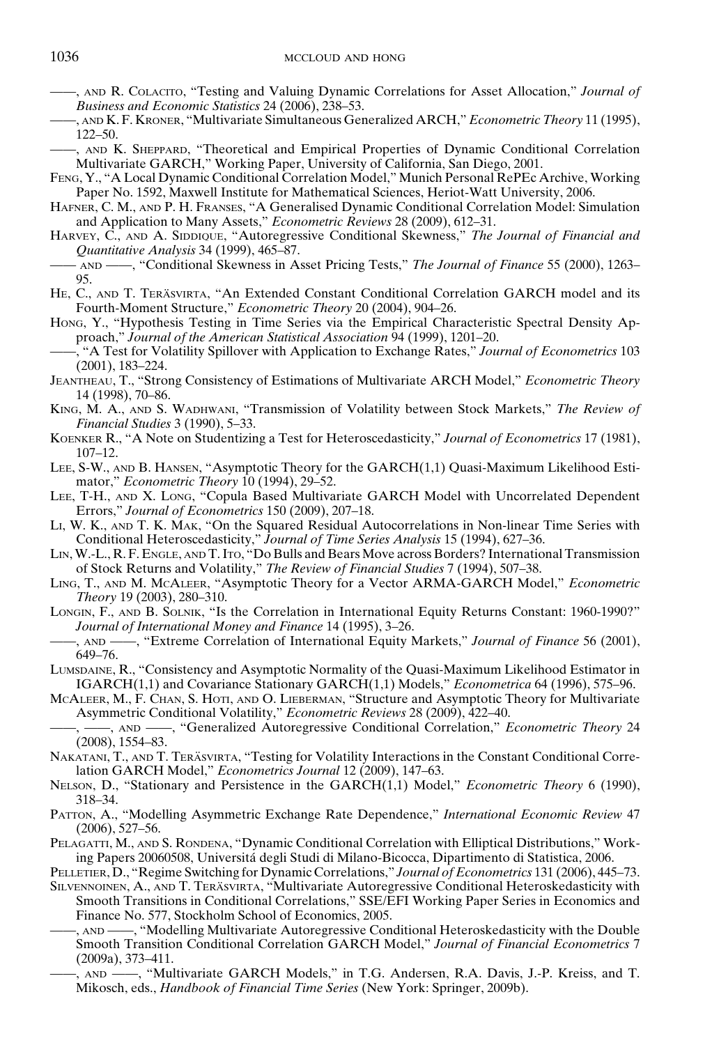——, AND R. COLACITO, "Testing and Valuing Dynamic Correlations for Asset Allocation," *Journal of Business and Economic Statistics* 24 (2006), 238–53.

——, AND K. F. KRONER, "Multivariate Simultaneous Generalized ARCH," *Econometric Theory* 11 (1995), 122–50.

——, AND K. SHEPPARD, "Theoretical and Empirical Properties of Dynamic Conditional Correlation Multivariate GARCH," Working Paper, University of California, San Diego, 2001.

FENG, Y., "A Local Dynamic Conditional Correlation Model," Munich Personal RePEc Archive, Working Paper No. 1592, Maxwell Institute for Mathematical Sciences, Heriot-Watt University, 2006.

HAFNER, C. M., AND P. H. FRANSES, "A Generalised Dynamic Conditional Correlation Model: Simulation and Application to Many Assets," *Econometric Reviews* 28 (2009), 612–31.

HARVEY, C., AND A. SIDDIQUE, "Autoregressive Conditional Skewness," *The Journal of Financial and Quantitative Analysis* 34 (1999), 465–87.

—— AND ——, "Conditional Skewness in Asset Pricing Tests," *The Journal of Finance* 55 (2000), 1263–95.

HE, C., AND T. TERÄSVIRTA, "An Extended Constant Conditional Correlation GARCH model and its Fourth-Moment Structure," *Econometric Theory* 20 (2004), 904–26.

HONG, Y., "Hypothesis Testing in Time Series via the Empirical Characteristic Spectral Density Approach," *Journal of the American Statistical Association* 94 (1999), 1201–20.

——, "A Test for Volatility Spillover with Application to Exchange Rates," *Journal of Econometrics* 103 (2001), 183–224.

JEANTHEAU, T., "Strong Consistency of Estimations of Multivariate ARCH Model," *Econometric Theory* 14 (1998), 70–86.

KING, M. A., AND S. WADHWANI, "Transmission of Volatility between Stock Markets," *The Review of Financial Studies* 3 (1990), 5–33.

KOENKER R., "A Note on Studentizing a Test for Heteroscedasticity," *Journal of Econometrics* 17 (1981), 107–12.

LEE, S-W., AND B. HANSEN, "Asymptotic Theory for the GARCH(1,1) Quasi-Maximum Likelihood Estimator," *Econometric Theory* 10 (1994), 29–52.

LEE, T-H., AND X. LONG, "Copula Based Multivariate GARCH Model with Uncorrelated Dependent Errors," *Journal of Econometrics* 150 (2009), 207–18.

LI, W. K., AND T. K. MAK, "On the Squared Residual Autocorrelations in Non-linear Time Series with Conditional Heteroscedasticity," *Journal of Time Series Analysis* 15 (1994), 627–36.

LIN, W.-L., R. F. ENGLE, AND T. ITO, "Do Bulls and Bears Move across Borders? International Transmission of Stock Returns and Volatility," *The Review of Financial Studies* 7 (1994), 507–38.

LING, T., AND M. MCALEER, "Asymptotic Theory for a Vector ARMA-GARCH Model," *Econometric Theory* 19 (2003), 280–310.

LONGIN, F., AND B. SOLNIK, "Is the Correlation in International Equity Returns Constant: 1960-1990?" *Journal of International Money and Finance* 14 (1995), 3–26.

——, AND ——, "Extreme Correlation of International Equity Markets," *Journal of Finance* 56 (2001), 649–76.

LUMSDAINE, R., "Consistency and Asymptotic Normality of the Quasi-Maximum Likelihood Estimator in IGARCH(1,1) and Covariance Stationary GARCH(1,1) Models," *Econometrica* 64 (1996), 575–96.

MCALEER, M., F. CHAN, S. HOTI, AND O. LIEBERMAN, "Structure and Asymptotic Theory for Multivariate Asymmetric Conditional Volatility," *Econometric Reviews* 28 (2009), 422–40.

——, ——, AND ——, "Generalized Autoregressive Conditional Correlation," *Econometric Theory* 24 (2008), 1554–83.

NAKATANI, T., AND T. TERÄSVIRTA, "Testing for Volatility Interactions in the Constant Conditional Correlation GARCH Model," *Econometrics Journal* 12 (2009), 147–63.

NELSON, D., "Stationary and Persistence in the GARCH(1,1) Model," *Econometric Theory* 6 (1990), 318–34.

PATTON, A., "Modelling Asymmetric Exchange Rate Dependence," *International Economic Review* 47 (2006), 527–56.

PELAGATTI, M., AND S. RONDENA, "Dynamic Conditional Correlation with Elliptical Distributions," Working Papers 20060508, Universitá degli Studi di Milano-Bicocca, Dipartimento di Statistica, 2006.

PELLETIER, D., "Regime Switching for Dynamic Correlations," *Journal of Econometrics* 131 (2006), 445–73.

SILVENNOINEN, A., AND T. TERÄSVIRTA, "Multivariate Autoregressive Conditional Heteroskedasticity with Smooth Transitions in Conditional Correlations," SSE/EFI Working Paper Series in Economics and Finance No. 577, Stockholm School of Economics, 2005.

——, AND ——, "Modelling Multivariate Autoregressive Conditional Heteroskedasticity with the Double Smooth Transition Conditional Correlation GARCH Model," *Journal of Financial Econometrics* 7 (2009a), 373–411.

——, AND ——, "Multivariate GARCH Models," in T.G. Andersen, R.A. Davis, J.-P. Kreiss, and T. Mikosch, eds., *Handbook of Financial Time Series* (New York: Springer, 2009b).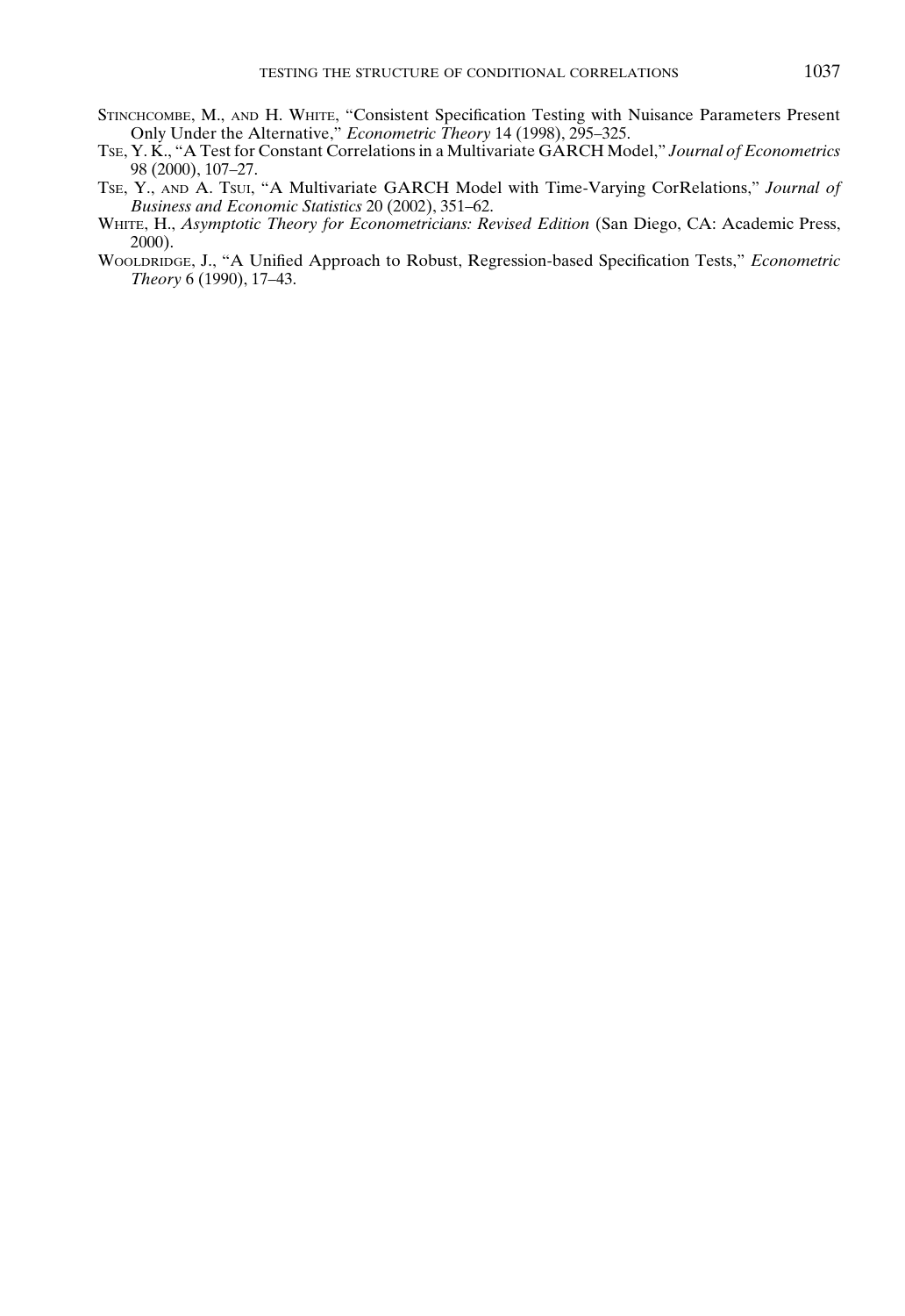Stinchcombe, M., and H. White, "Consistent Specification Testing with Nuisance Parameters Present Only Under the Alternative," *Econometric Theory* 14 (1998), 295–325.

Tse, Y. K., "A Test for Constant Correlations in a Multivariate GARCH Model," *Journal of Econometrics* 98 (2000), 107–27.

Tse, Y., and A. Tsui, "A Multivariate GARCH Model with Time-Varying CorRelations," *Journal of Business and Economic Statistics* 20 (2002), 351–62.

White, H., *Asymptotic Theory for Econometricians: Revised Edition* (San Diego, CA: Academic Press, 2000).

Wooldridge, J., "A Unified Approach to Robust, Regression-based Specification Tests," *Econometric Theory* 6 (1990), 17–43.